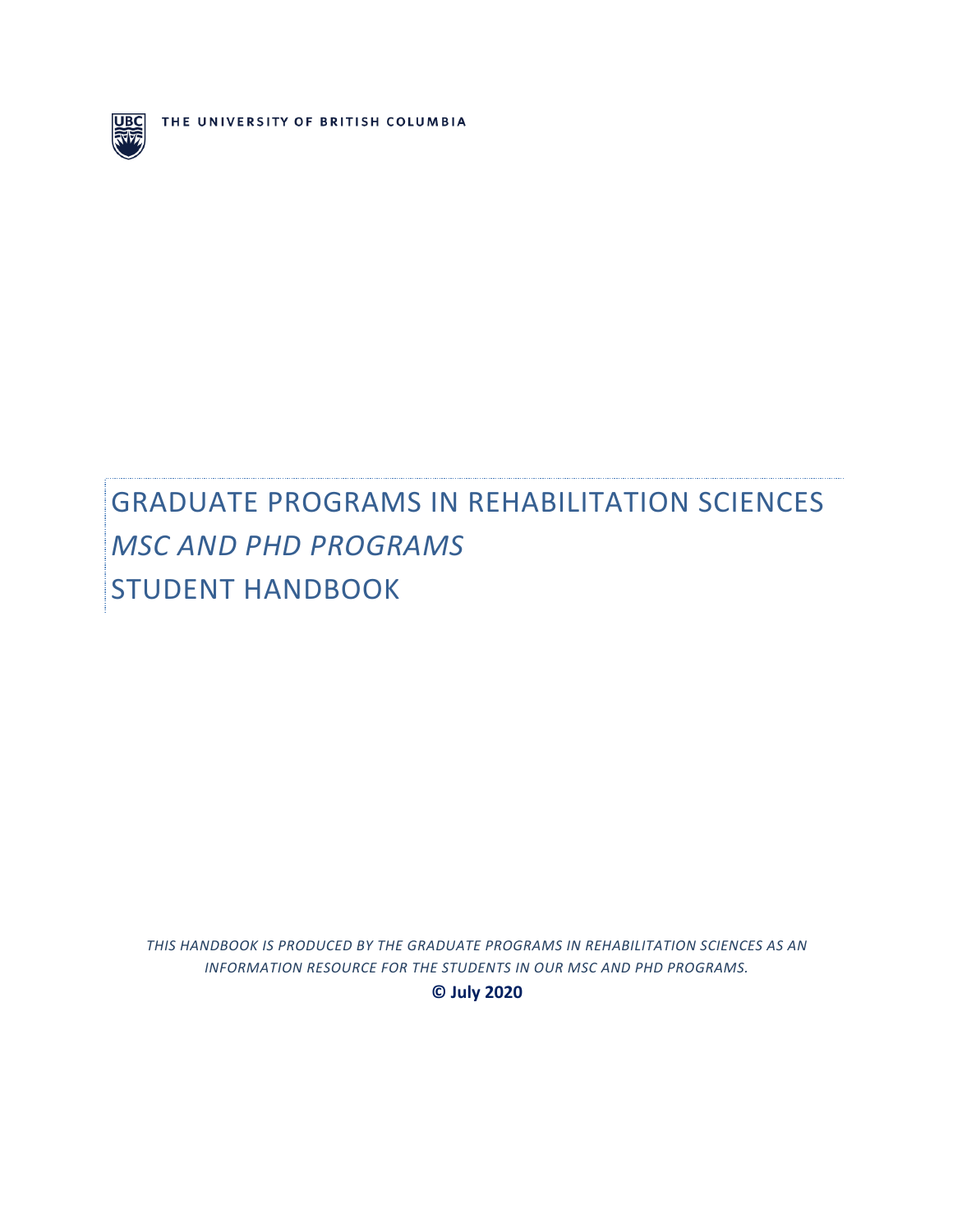THE UNIVERSITY OF BRITISH COLUMBIA

# GRADUATE PROGRAMS IN REHABILITATION SCIENCES
## *MSC AND PHD PROGRAMS*
## STUDENT HANDBOOK

*THIS HANDBOOK IS PRODUCED BY THE GRADUATE PROGRAMS IN REHABILITATION SCIENCES AS AN INFORMATION RESOURCE FOR THE STUDENTS IN OUR MSC AND PHD PROGRAMS.*

**© July 2020**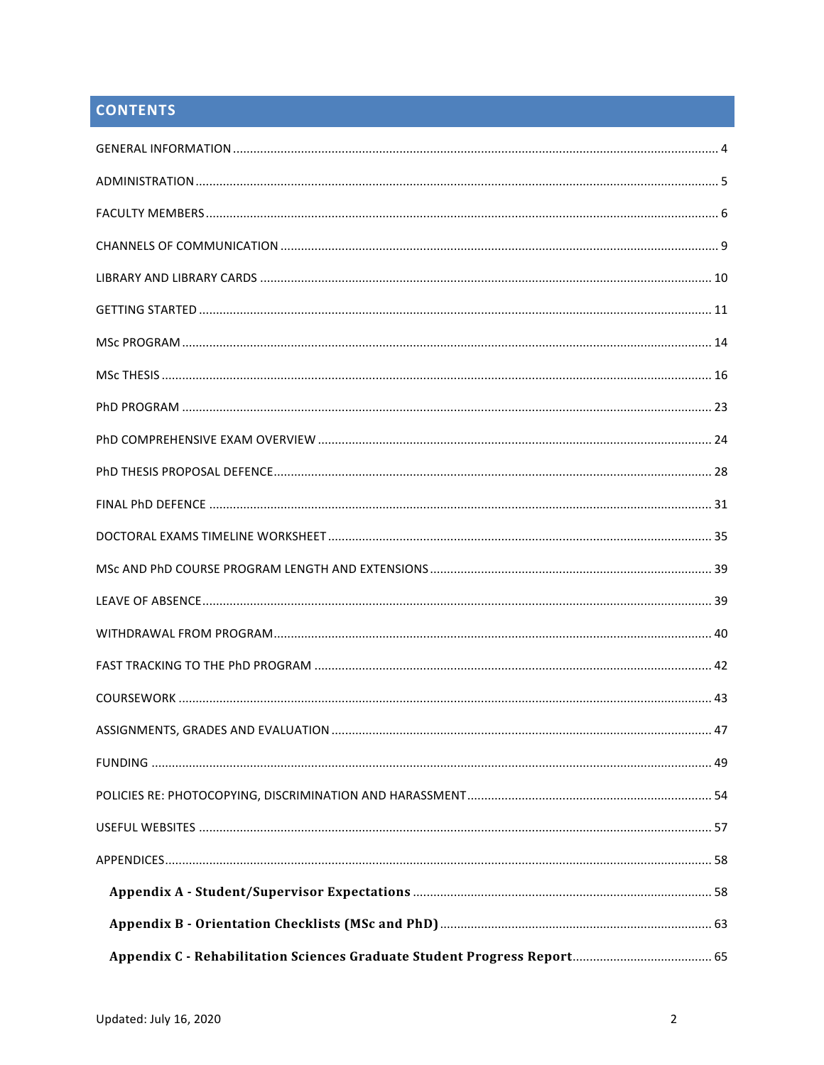## CONTENTS

GENERAL INFORMATION .... 4

ADMINISTRATION .... 5

FACULTY MEMBERS .... 6

CHANNELS OF COMMUNICATION .... 9

LIBRARY AND LIBRARY CARDS .... 10

GETTING STARTED .... 11

MSc PROGRAM .... 14

MSc THESIS .... 16

PhD PROGRAM .... 23

PhD COMPREHENSIVE EXAM OVERVIEW .... 24

PhD THESIS PROPOSAL DEFENCE .... 28

FINAL PhD DEFENCE .... 31

DOCTORAL EXAMS TIMELINE WORKSHEET .... 35

MSc AND PhD COURSE PROGRAM LENGTH AND EXTENSIONS .... 39

LEAVE OF ABSENCE .... 39

WITHDRAWAL FROM PROGRAM .... 40

FAST TRACKING TO THE PhD PROGRAM .... 42

COURSEWORK .... 43

ASSIGNMENTS, GRADES AND EVALUATION .... 47

FUNDING .... 49

POLICIES RE: PHOTOCOPYING, DISCRIMINATION AND HARASSMENT .... 54

USEFUL WEBSITES .... 57

APPENDICES .... 58

- **Appendix A - Student/Supervisor Expectations** .... 58
- **Appendix B - Orientation Checklists (MSc and PhD)** .... 63
- **Appendix C - Rehabilitation Sciences Graduate Student Progress Report** .... 65

Updated: July 16, 2020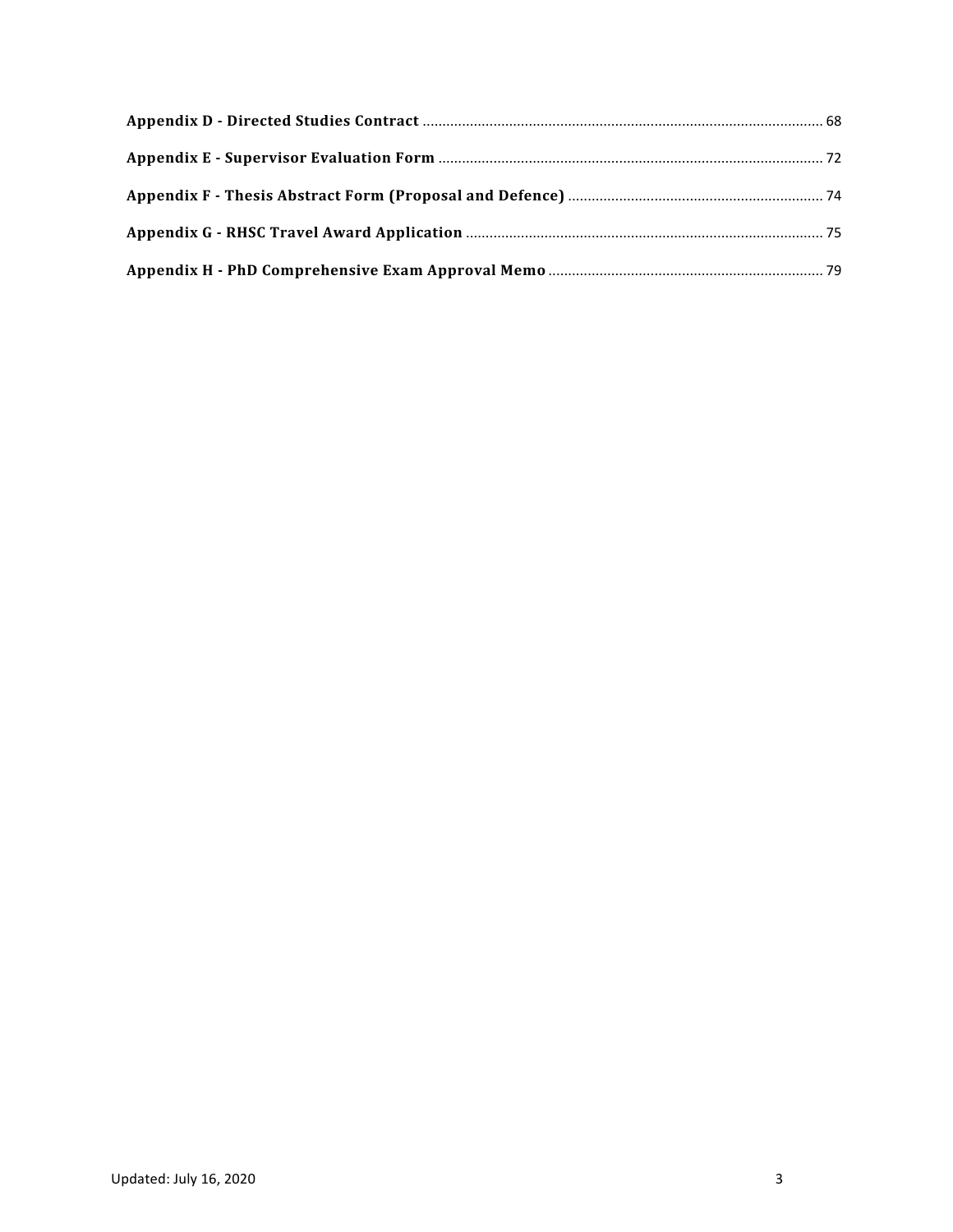**Appendix D - Directed Studies Contract** ..... 68

**Appendix E - Supervisor Evaluation Form** ..... 72

**Appendix F - Thesis Abstract Form (Proposal and Defence)** ..... 74

**Appendix G - RHSC Travel Award Application** ..... 75

**Appendix H - PhD Comprehensive Exam Approval Memo** ..... 79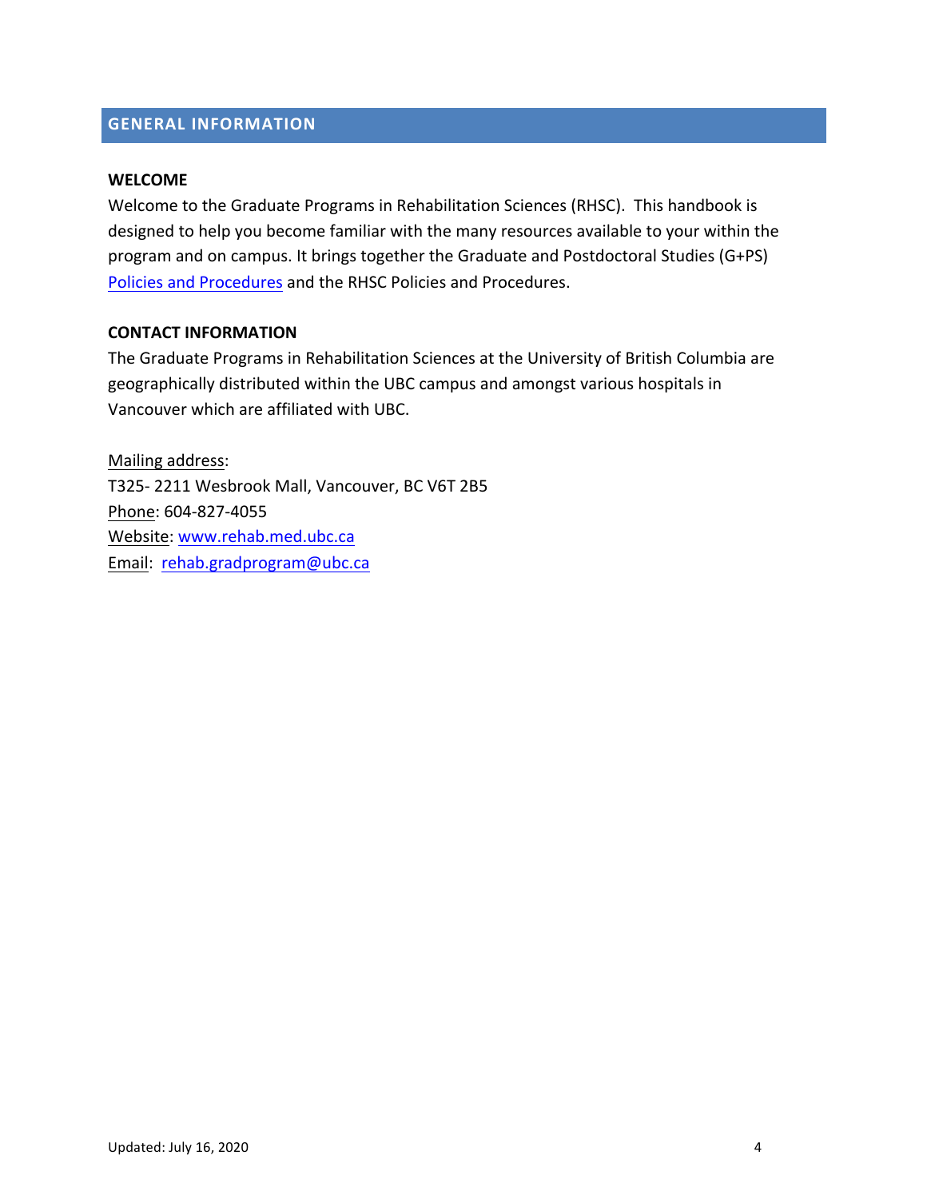## GENERAL INFORMATION

### WELCOME

Welcome to the Graduate Programs in Rehabilitation Sciences (RHSC). This handbook is designed to help you become familiar with the many resources available to your within the program and on campus. It brings together the Graduate and Postdoctoral Studies (G+PS) Policies and Procedures and the RHSC Policies and Procedures.

### CONTACT INFORMATION

The Graduate Programs in Rehabilitation Sciences at the University of British Columbia are geographically distributed within the UBC campus and amongst various hospitals in Vancouver which are affiliated with UBC.

Mailing address:
T325- 2211 Wesbrook Mall, Vancouver, BC V6T 2B5
Phone: 604-827-4055
Website: www.rehab.med.ubc.ca
Email: rehab.gradprogram@ubc.ca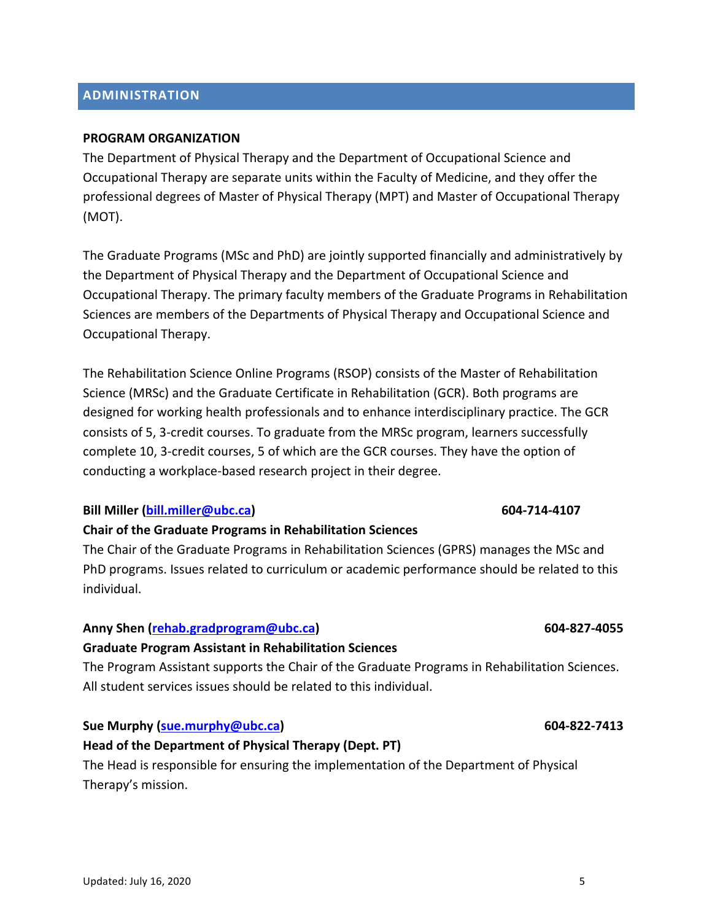## ADMINISTRATION

### PROGRAM ORGANIZATION

The Department of Physical Therapy and the Department of Occupational Science and Occupational Therapy are separate units within the Faculty of Medicine, and they offer the professional degrees of Master of Physical Therapy (MPT) and Master of Occupational Therapy (MOT).

The Graduate Programs (MSc and PhD) are jointly supported financially and administratively by the Department of Physical Therapy and the Department of Occupational Science and Occupational Therapy. The primary faculty members of the Graduate Programs in Rehabilitation Sciences are members of the Departments of Physical Therapy and Occupational Science and Occupational Therapy.

The Rehabilitation Science Online Programs (RSOP) consists of the Master of Rehabilitation Science (MRSc) and the Graduate Certificate in Rehabilitation (GCR). Both programs are designed for working health professionals and to enhance interdisciplinary practice. The GCR consists of 5, 3-credit courses. To graduate from the MRSc program, learners successfully complete 10, 3-credit courses, 5 of which are the GCR courses. They have the option of conducting a workplace-based research project in their degree.

**Bill Miller (bill.miller@ubc.ca)** **604-714-4107**
**Chair of the Graduate Programs in Rehabilitation Sciences**
The Chair of the Graduate Programs in Rehabilitation Sciences (GPRS) manages the MSc and PhD programs. Issues related to curriculum or academic performance should be related to this individual.

**Anny Shen (rehab.gradprogram@ubc.ca)** **604-827-4055**
**Graduate Program Assistant in Rehabilitation Sciences**
The Program Assistant supports the Chair of the Graduate Programs in Rehabilitation Sciences. All student services issues should be related to this individual.

**Sue Murphy (sue.murphy@ubc.ca)** **604-822-7413**
**Head of the Department of Physical Therapy (Dept. PT)**
The Head is responsible for ensuring the implementation of the Department of Physical Therapy's mission.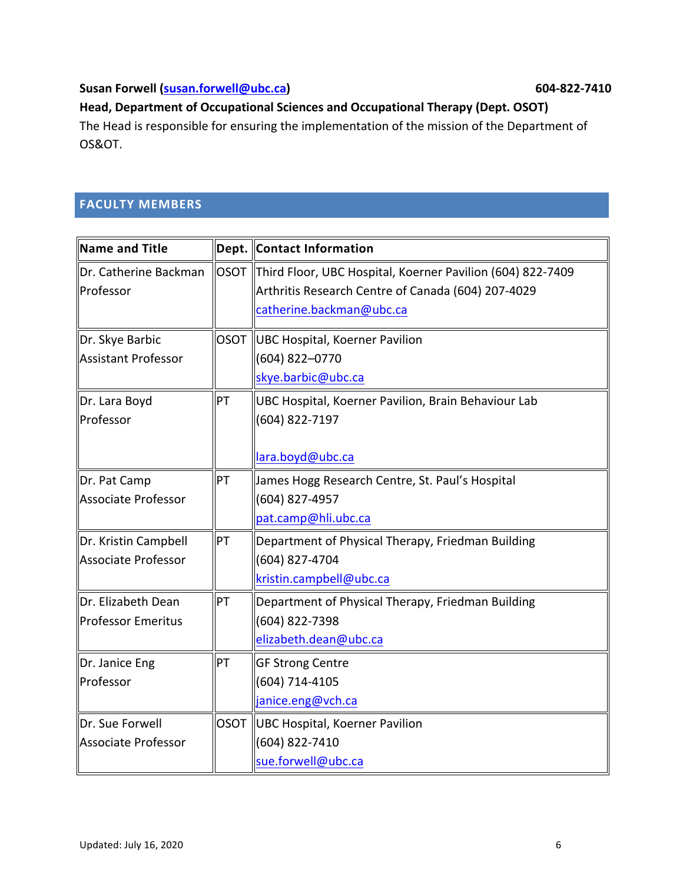**Susan Forwell (susan.forwell@ubc.ca)** **604-822-7410**

**Head, Department of Occupational Sciences and Occupational Therapy (Dept. OSOT)**

The Head is responsible for ensuring the implementation of the mission of the Department of OS&OT.

## FACULTY MEMBERS

| Name and Title | Dept. | Contact Information |
| --- | --- | --- |
| Dr. Catherine Backman<br>Professor | OSOT | Third Floor, UBC Hospital, Koerner Pavilion (604) 822-7409<br>Arthritis Research Centre of Canada (604) 207-4029<br>catherine.backman@ubc.ca |
| Dr. Skye Barbic<br>Assistant Professor | OSOT | UBC Hospital, Koerner Pavilion<br>(604) 822–0770<br>skye.barbic@ubc.ca |
| Dr. Lara Boyd<br>Professor | PT | UBC Hospital, Koerner Pavilion, Brain Behaviour Lab<br>(604) 822-7197<br>lara.boyd@ubc.ca |
| Dr. Pat Camp<br>Associate Professor | PT | James Hogg Research Centre, St. Paul's Hospital<br>(604) 827-4957<br>pat.camp@hli.ubc.ca |
| Dr. Kristin Campbell<br>Associate Professor | PT | Department of Physical Therapy, Friedman Building<br>(604) 827-4704<br>kristin.campbell@ubc.ca |
| Dr. Elizabeth Dean<br>Professor Emeritus | PT | Department of Physical Therapy, Friedman Building<br>(604) 822-7398<br>elizabeth.dean@ubc.ca |
| Dr. Janice Eng<br>Professor | PT | GF Strong Centre<br>(604) 714-4105<br>janice.eng@vch.ca |
| Dr. Sue Forwell<br>Associate Professor | OSOT | UBC Hospital, Koerner Pavilion<br>(604) 822-7410<br>sue.forwell@ubc.ca |

Updated: July 16, 2020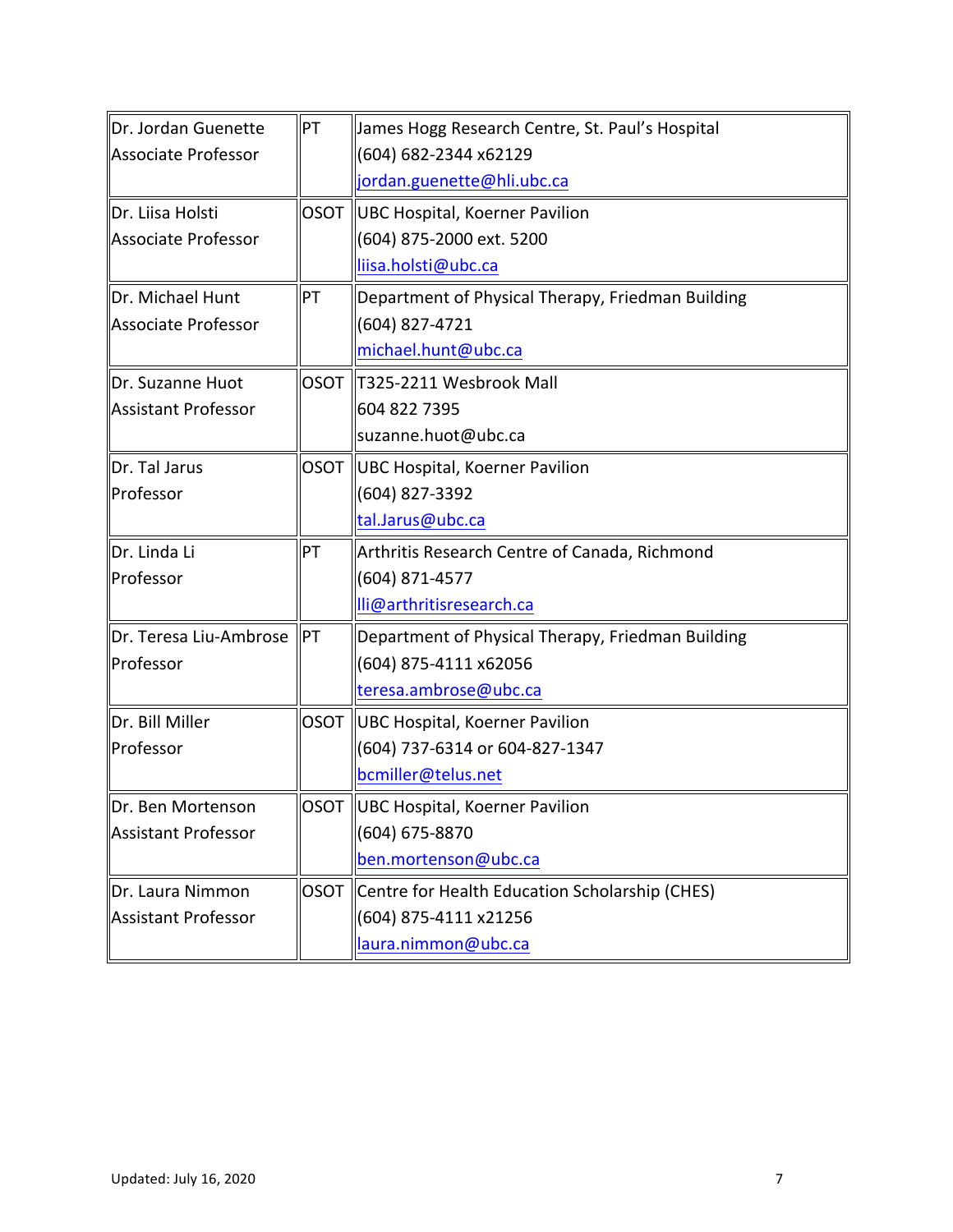| | | |
|---|---|---|
| Dr. Jordan Guenette<br>Associate Professor | PT | James Hogg Research Centre, St. Paul's Hospital<br>(604) 682-2344 x62129<br>jordan.guenette@hli.ubc.ca |
| Dr. Liisa Holsti<br>Associate Professor | OSOT | UBC Hospital, Koerner Pavilion<br>(604) 875-2000 ext. 5200<br>liisa.holsti@ubc.ca |
| Dr. Michael Hunt<br>Associate Professor | PT | Department of Physical Therapy, Friedman Building<br>(604) 827-4721<br>michael.hunt@ubc.ca |
| Dr. Suzanne Huot<br>Assistant Professor | OSOT | T325-2211 Wesbrook Mall<br>604 822 7395<br>suzanne.huot@ubc.ca |
| Dr. Tal Jarus<br>Professor | OSOT | UBC Hospital, Koerner Pavilion<br>(604) 827-3392<br>tal.Jarus@ubc.ca |
| Dr. Linda Li<br>Professor | PT | Arthritis Research Centre of Canada, Richmond<br>(604) 871-4577<br>lli@arthritisresearch.ca |
| Dr. Teresa Liu-Ambrose<br>Professor | PT | Department of Physical Therapy, Friedman Building<br>(604) 875-4111 x62056<br>teresa.ambrose@ubc.ca |
| Dr. Bill Miller<br>Professor | OSOT | UBC Hospital, Koerner Pavilion<br>(604) 737-6314 or 604-827-1347<br>bcmiller@telus.net |
| Dr. Ben Mortenson<br>Assistant Professor | OSOT | UBC Hospital, Koerner Pavilion<br>(604) 675-8870<br>ben.mortenson@ubc.ca |
| Dr. Laura Nimmon<br>Assistant Professor | OSOT | Centre for Health Education Scholarship (CHES)<br>(604) 875-4111 x21256<br>laura.nimmon@ubc.ca |

Updated: July 16, 2020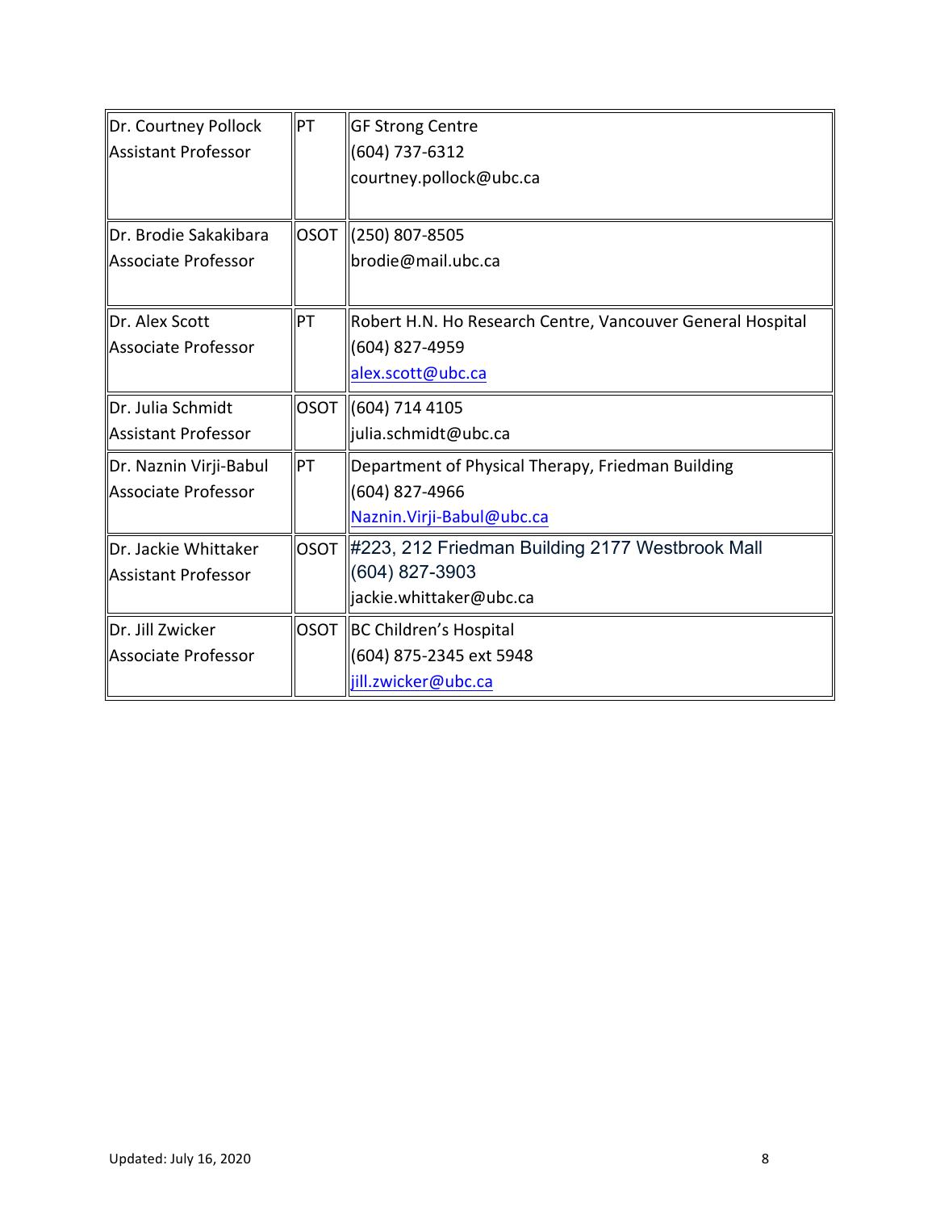| | | |
|---|---|---|
| Dr. Courtney Pollock<br>Assistant Professor | PT | GF Strong Centre<br>(604) 737-6312<br>courtney.pollock@ubc.ca |
| Dr. Brodie Sakakibara<br>Associate Professor | OSOT | (250) 807-8505<br>brodie@mail.ubc.ca |
| Dr. Alex Scott<br>Associate Professor | PT | Robert H.N. Ho Research Centre, Vancouver General Hospital<br>(604) 827-4959<br>alex.scott@ubc.ca |
| Dr. Julia Schmidt<br>Assistant Professor | OSOT | (604) 714 4105<br>julia.schmidt@ubc.ca |
| Dr. Naznin Virji-Babul<br>Associate Professor | PT | Department of Physical Therapy, Friedman Building<br>(604) 827-4966<br>Naznin.Virji-Babul@ubc.ca |
| Dr. Jackie Whittaker<br>Assistant Professor | OSOT | #223, 212 Friedman Building 2177 Westbrook Mall<br>(604) 827-3903<br>jackie.whittaker@ubc.ca |
| Dr. Jill Zwicker<br>Associate Professor | OSOT | BC Children's Hospital<br>(604) 875-2345 ext 5948<br>jill.zwicker@ubc.ca |

Updated: July 16, 2020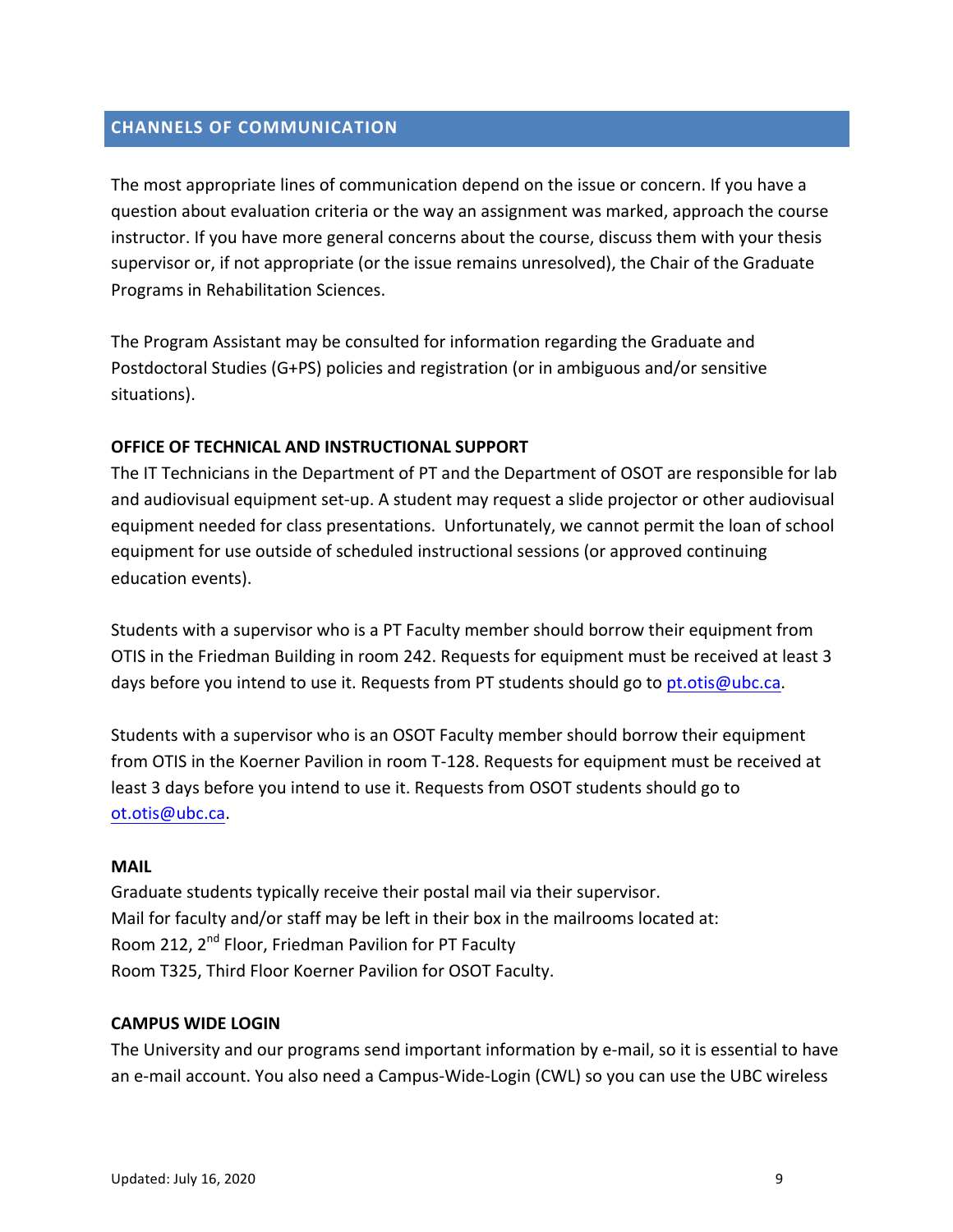## CHANNELS OF COMMUNICATION

The most appropriate lines of communication depend on the issue or concern. If you have a question about evaluation criteria or the way an assignment was marked, approach the course instructor. If you have more general concerns about the course, discuss them with your thesis supervisor or, if not appropriate (or the issue remains unresolved), the Chair of the Graduate Programs in Rehabilitation Sciences.

The Program Assistant may be consulted for information regarding the Graduate and Postdoctoral Studies (G+PS) policies and registration (or in ambiguous and/or sensitive situations).

### OFFICE OF TECHNICAL AND INSTRUCTIONAL SUPPORT

The IT Technicians in the Department of PT and the Department of OSOT are responsible for lab and audiovisual equipment set-up. A student may request a slide projector or other audiovisual equipment needed for class presentations. Unfortunately, we cannot permit the loan of school equipment for use outside of scheduled instructional sessions (or approved continuing education events).

Students with a supervisor who is a PT Faculty member should borrow their equipment from OTIS in the Friedman Building in room 242. Requests for equipment must be received at least 3 days before you intend to use it. Requests from PT students should go to pt.otis@ubc.ca.

Students with a supervisor who is an OSOT Faculty member should borrow their equipment from OTIS in the Koerner Pavilion in room T-128. Requests for equipment must be received at least 3 days before you intend to use it. Requests from OSOT students should go to ot.otis@ubc.ca.

### MAIL

Graduate students typically receive their postal mail via their supervisor.
Mail for faculty and/or staff may be left in their box in the mailrooms located at:
Room 212, 2nd Floor, Friedman Pavilion for PT Faculty
Room T325, Third Floor Koerner Pavilion for OSOT Faculty.

### CAMPUS WIDE LOGIN

The University and our programs send important information by e-mail, so it is essential to have an e-mail account. You also need a Campus-Wide-Login (CWL) so you can use the UBC wireless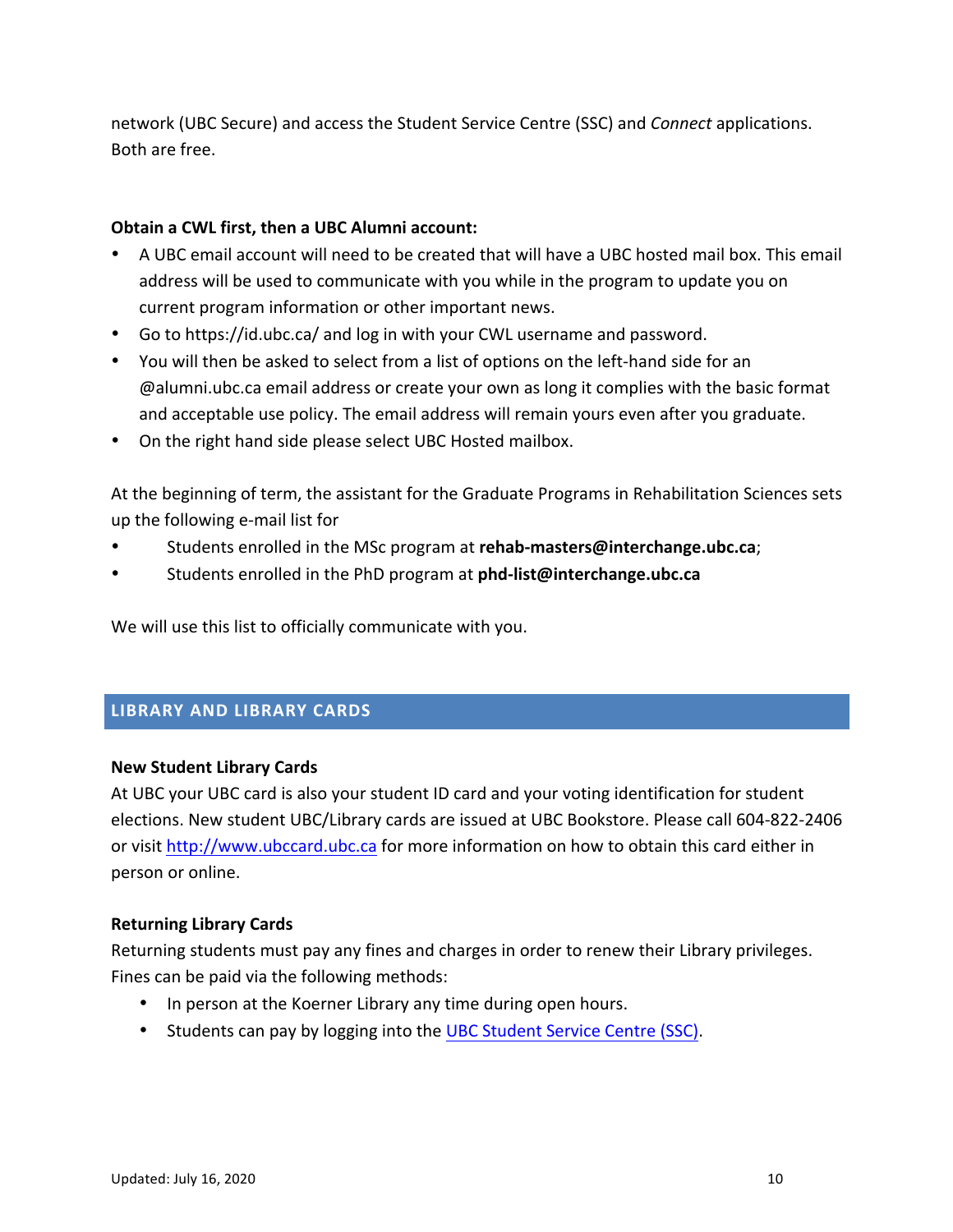network (UBC Secure) and access the Student Service Centre (SSC) and *Connect* applications. Both are free.

**Obtain a CWL first, then a UBC Alumni account:**

- A UBC email account will need to be created that will have a UBC hosted mail box. This email address will be used to communicate with you while in the program to update you on current program information or other important news.
- Go to https://id.ubc.ca/ and log in with your CWL username and password.
- You will then be asked to select from a list of options on the left-hand side for an @alumni.ubc.ca email address or create your own as long it complies with the basic format and acceptable use policy. The email address will remain yours even after you graduate.
- On the right hand side please select UBC Hosted mailbox.

At the beginning of term, the assistant for the Graduate Programs in Rehabilitation Sciences sets up the following e-mail list for

- Students enrolled in the MSc program at **rehab-masters@interchange.ubc.ca**;
- Students enrolled in the PhD program at **phd-list@interchange.ubc.ca**

We will use this list to officially communicate with you.

## LIBRARY AND LIBRARY CARDS

**New Student Library Cards**

At UBC your UBC card is also your student ID card and your voting identification for student elections. New student UBC/Library cards are issued at UBC Bookstore. Please call 604-822-2406 or visit [http://www.ubccard.ubc.ca](http://www.ubccard.ubc.ca) for more information on how to obtain this card either in person or online.

**Returning Library Cards**

Returning students must pay any fines and charges in order to renew their Library privileges. Fines can be paid via the following methods:

- In person at the Koerner Library any time during open hours.
- Students can pay by logging into the UBC Student Service Centre (SSC).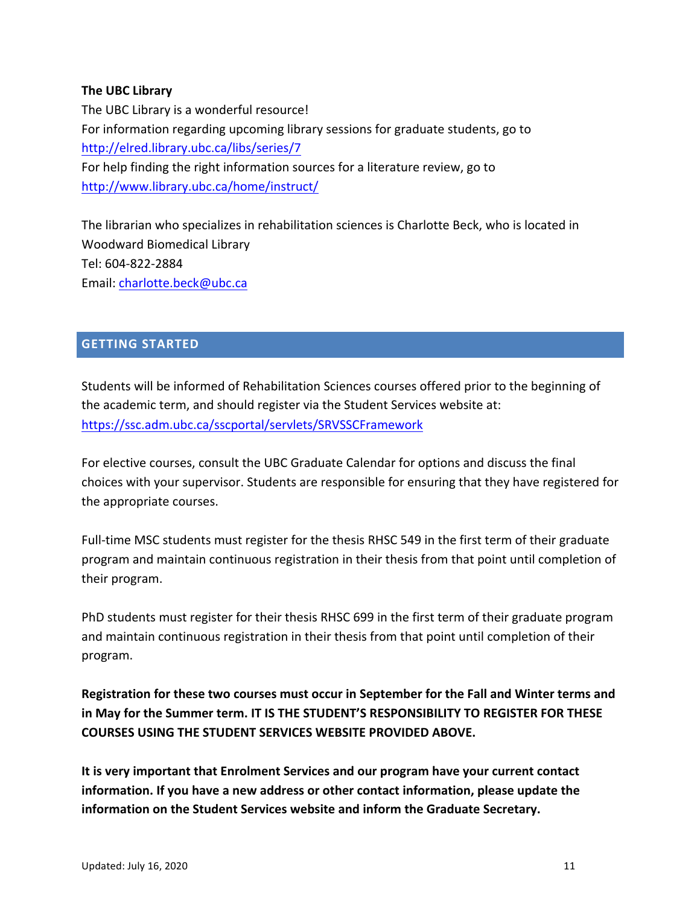**The UBC Library**

The UBC Library is a wonderful resource!
For information regarding upcoming library sessions for graduate students, go to
http://elred.library.ubc.ca/libs/series/7
For help finding the right information sources for a literature review, go to
http://www.library.ubc.ca/home/instruct/

The librarian who specializes in rehabilitation sciences is Charlotte Beck, who is located in Woodward Biomedical Library
Tel: 604-822-2884
Email: charlotte.beck@ubc.ca

## GETTING STARTED

Students will be informed of Rehabilitation Sciences courses offered prior to the beginning of the academic term, and should register via the Student Services website at:
https://ssc.adm.ubc.ca/sscportal/servlets/SRVSSCFramework

For elective courses, consult the UBC Graduate Calendar for options and discuss the final choices with your supervisor. Students are responsible for ensuring that they have registered for the appropriate courses.

Full-time MSC students must register for the thesis RHSC 549 in the first term of their graduate program and maintain continuous registration in their thesis from that point until completion of their program.

PhD students must register for their thesis RHSC 699 in the first term of their graduate program and maintain continuous registration in their thesis from that point until completion of their program.

**Registration for these two courses must occur in September for the Fall and Winter terms and in May for the Summer term. IT IS THE STUDENT'S RESPONSIBILITY TO REGISTER FOR THESE COURSES USING THE STUDENT SERVICES WEBSITE PROVIDED ABOVE.**

**It is very important that Enrolment Services and our program have your current contact information. If you have a new address or other contact information, please update the information on the Student Services website and inform the Graduate Secretary.**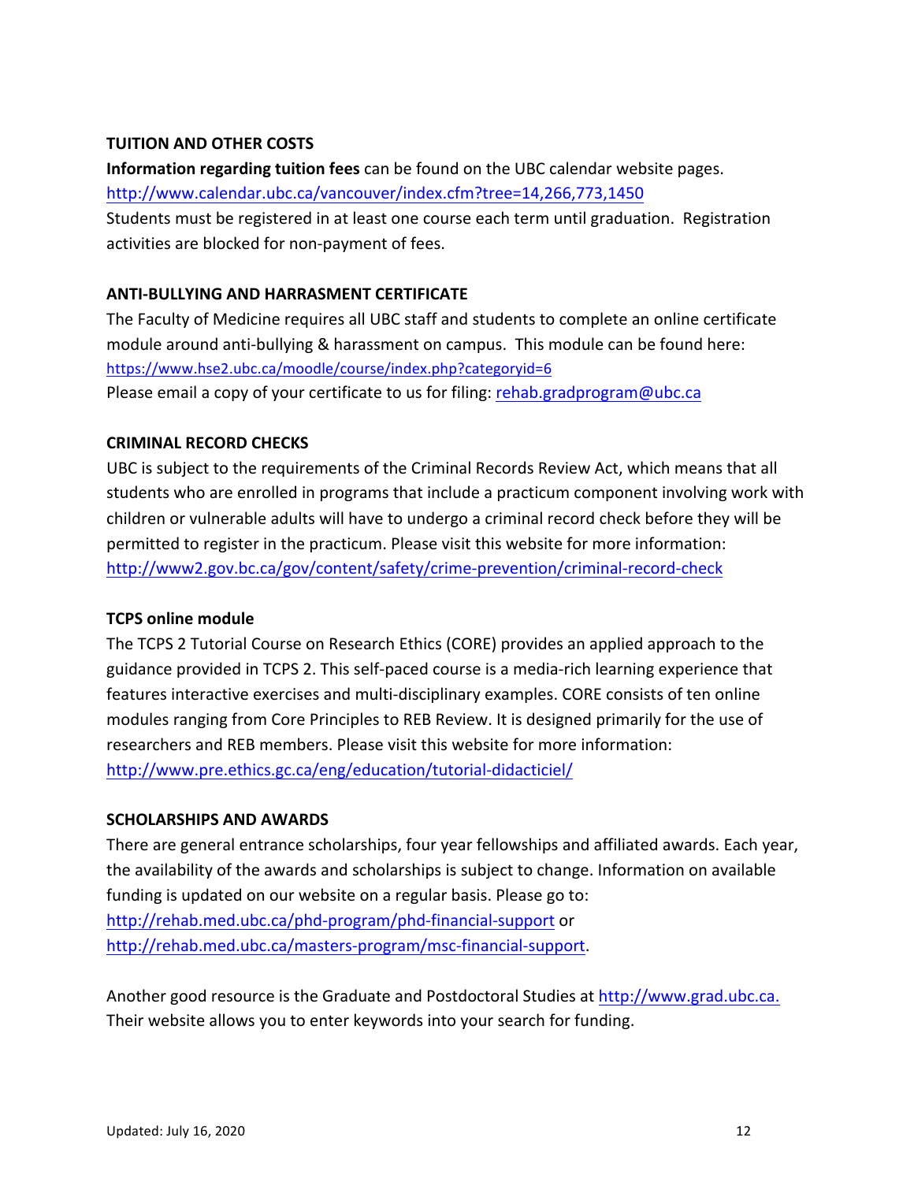## TUITION AND OTHER COSTS

**Information regarding tuition fees** can be found on the UBC calendar website pages.
http://www.calendar.ubc.ca/vancouver/index.cfm?tree=14,266,773,1450
Students must be registered in at least one course each term until graduation. Registration activities are blocked for non-payment of fees.

## ANTI-BULLYING AND HARRASMENT CERTIFICATE

The Faculty of Medicine requires all UBC staff and students to complete an online certificate module around anti-bullying & harassment on campus. This module can be found here:
https://www.hse2.ubc.ca/moodle/course/index.php?categoryid=6
Please email a copy of your certificate to us for filing: rehab.gradprogram@ubc.ca

## CRIMINAL RECORD CHECKS

UBC is subject to the requirements of the Criminal Records Review Act, which means that all students who are enrolled in programs that include a practicum component involving work with children or vulnerable adults will have to undergo a criminal record check before they will be permitted to register in the practicum. Please visit this website for more information:
http://www2.gov.bc.ca/gov/content/safety/crime-prevention/criminal-record-check

## TCPS online module

The TCPS 2 Tutorial Course on Research Ethics (CORE) provides an applied approach to the guidance provided in TCPS 2. This self-paced course is a media-rich learning experience that features interactive exercises and multi-disciplinary examples. CORE consists of ten online modules ranging from Core Principles to REB Review. It is designed primarily for the use of researchers and REB members. Please visit this website for more information:
http://www.pre.ethics.gc.ca/eng/education/tutorial-didacticiel/

## SCHOLARSHIPS AND AWARDS

There are general entrance scholarships, four year fellowships and affiliated awards. Each year, the availability of the awards and scholarships is subject to change. Information on available funding is updated on our website on a regular basis. Please go to:
http://rehab.med.ubc.ca/phd-program/phd-financial-support or
http://rehab.med.ubc.ca/masters-program/msc-financial-support.

Another good resource is the Graduate and Postdoctoral Studies at http://www.grad.ubc.ca.
Their website allows you to enter keywords into your search for funding.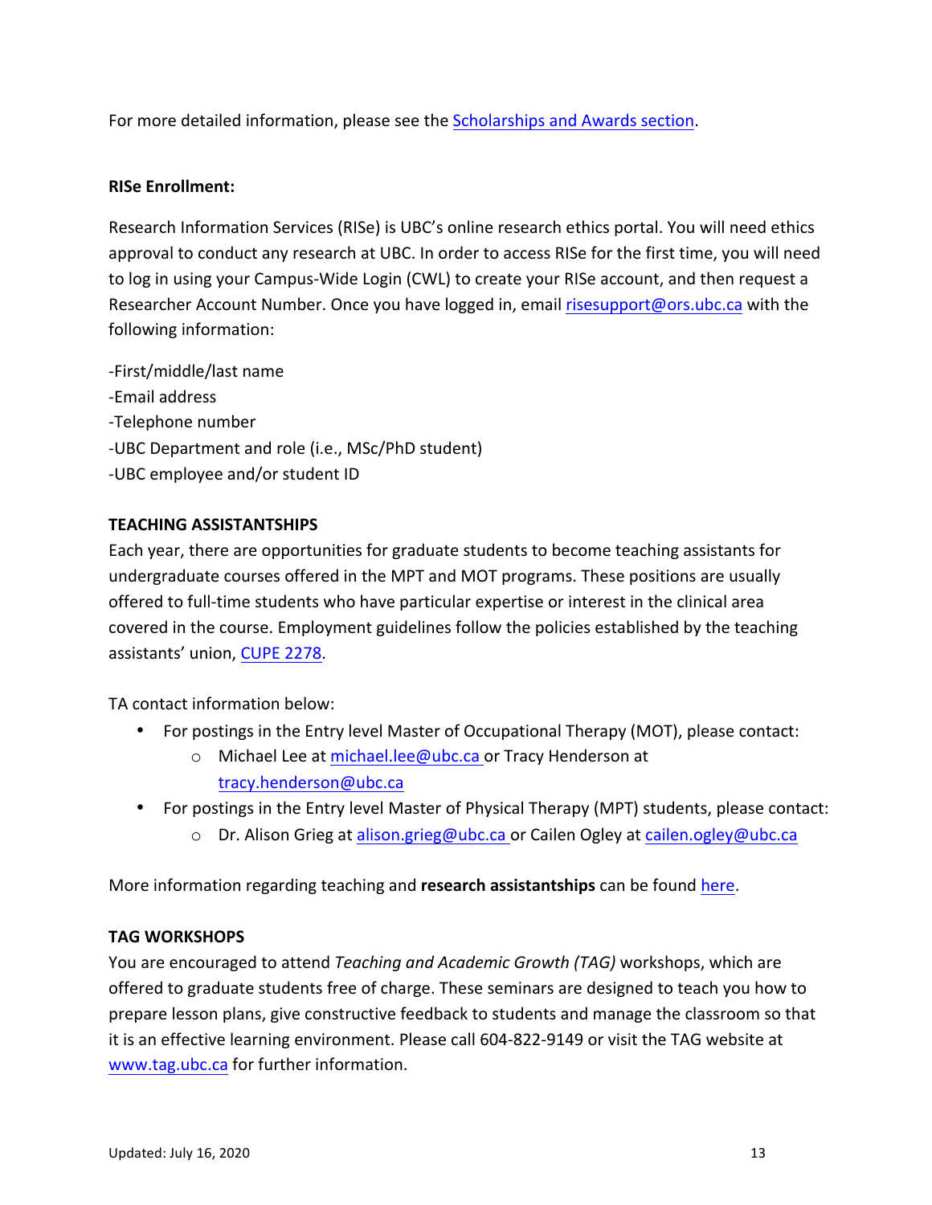For more detailed information, please see the Scholarships and Awards section.

**RISe Enrollment:**

Research Information Services (RISe) is UBC's online research ethics portal. You will need ethics approval to conduct any research at UBC. In order to access RISe for the first time, you will need to log in using your Campus-Wide Login (CWL) to create your RISe account, and then request a Researcher Account Number. Once you have logged in, email risesupport@ors.ubc.ca with the following information:

-First/middle/last name
-Email address
-Telephone number
-UBC Department and role (i.e., MSc/PhD student)
-UBC employee and/or student ID

**TEACHING ASSISTANTSHIPS**

Each year, there are opportunities for graduate students to become teaching assistants for undergraduate courses offered in the MPT and MOT programs. These positions are usually offered to full-time students who have particular expertise or interest in the clinical area covered in the course. Employment guidelines follow the policies established by the teaching assistants' union, CUPE 2278.

TA contact information below:

- For postings in the Entry level Master of Occupational Therapy (MOT), please contact:
  - Michael Lee at michael.lee@ubc.ca or Tracy Henderson at tracy.henderson@ubc.ca
- For postings in the Entry level Master of Physical Therapy (MPT) students, please contact:
  - Dr. Alison Grieg at alison.grieg@ubc.ca or Cailen Ogley at cailen.ogley@ubc.ca

More information regarding teaching and **research assistantships** can be found here.

**TAG WORKSHOPS**

You are encouraged to attend *Teaching and Academic Growth (TAG)* workshops, which are offered to graduate students free of charge. These seminars are designed to teach you how to prepare lesson plans, give constructive feedback to students and manage the classroom so that it is an effective learning environment. Please call 604-822-9149 or visit the TAG website at www.tag.ubc.ca for further information.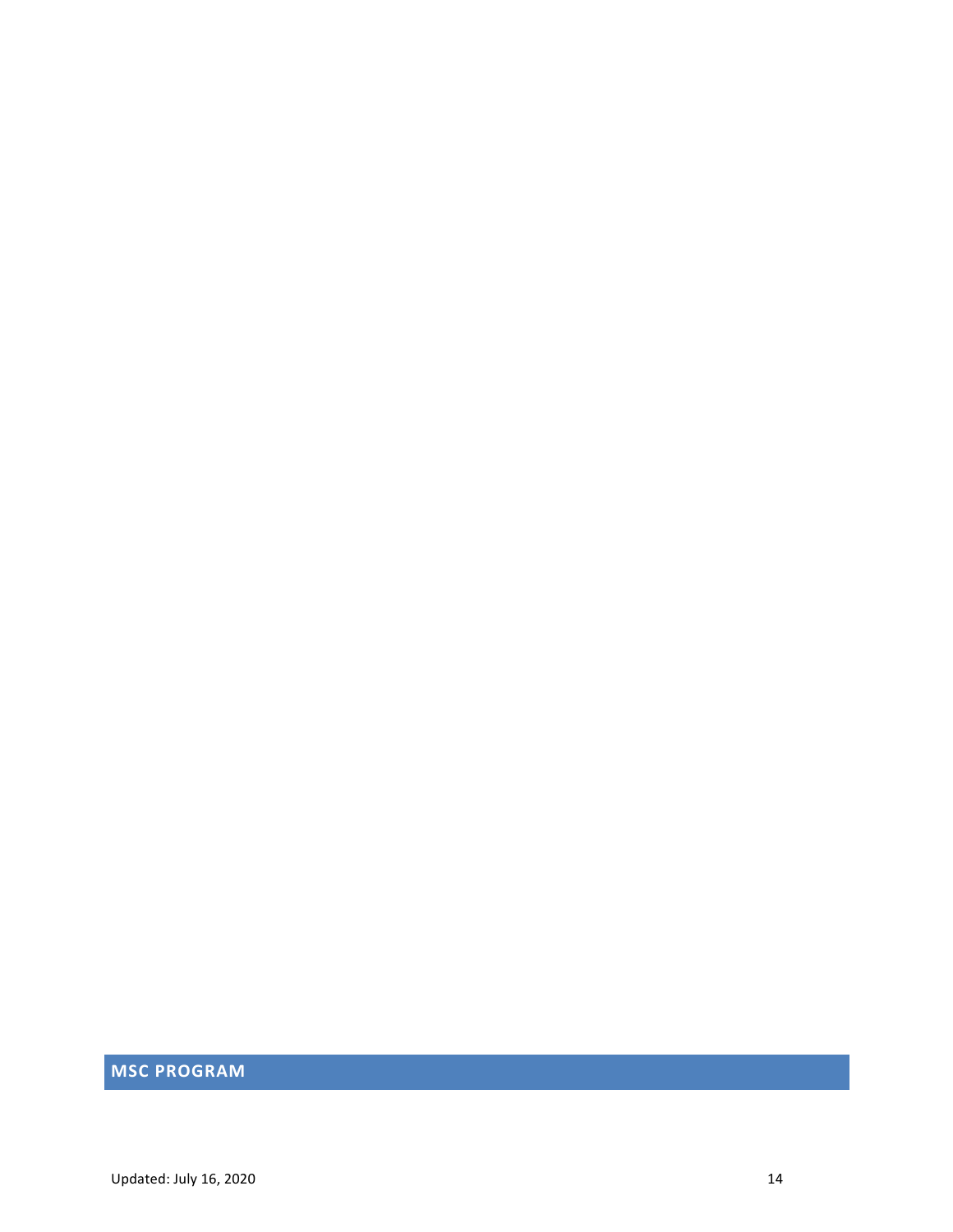## MSC PROGRAM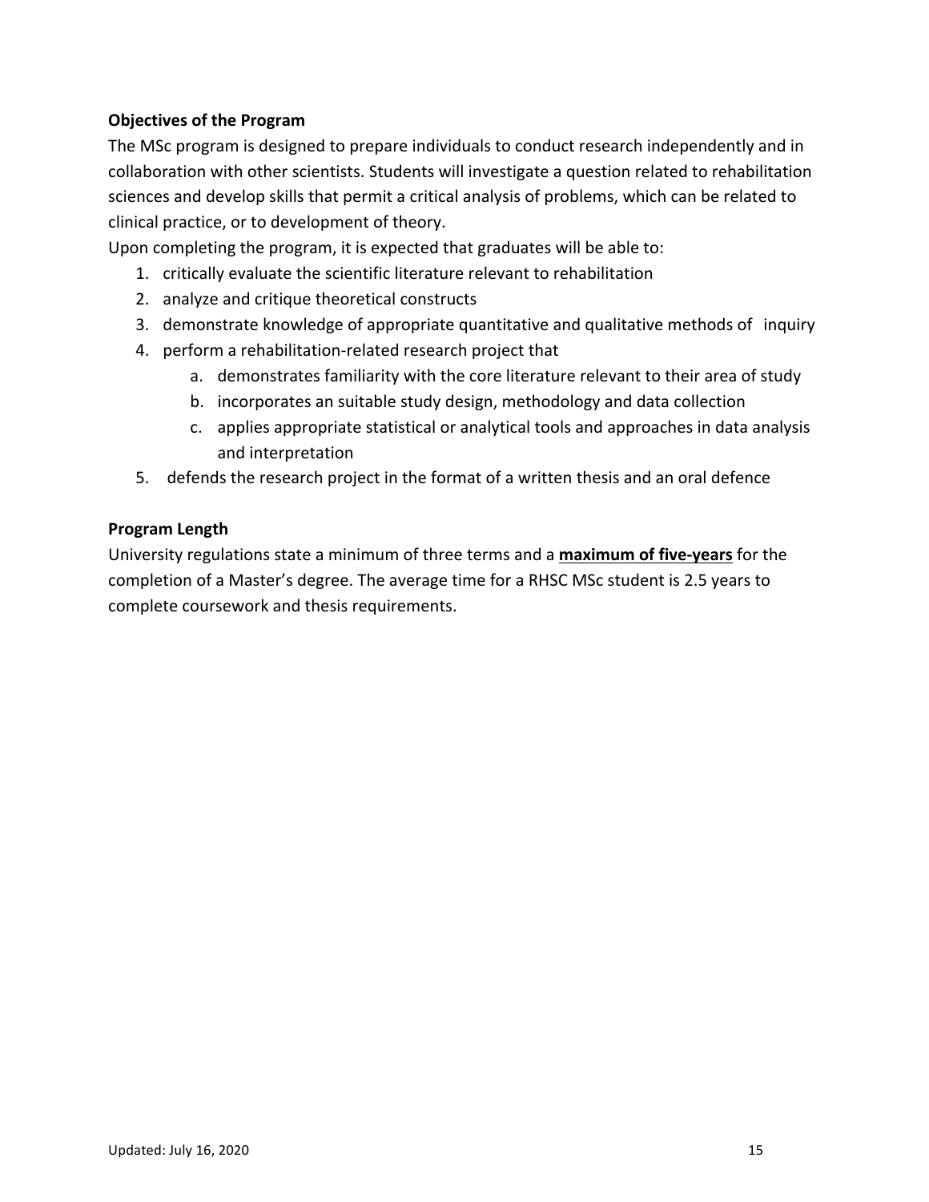**Objectives of the Program**

The MSc program is designed to prepare individuals to conduct research independently and in collaboration with other scientists. Students will investigate a question related to rehabilitation sciences and develop skills that permit a critical analysis of problems, which can be related to clinical practice, or to development of theory.

Upon completing the program, it is expected that graduates will be able to:

1. critically evaluate the scientific literature relevant to rehabilitation
2. analyze and critique theoretical constructs
3. demonstrate knowledge of appropriate quantitative and qualitative methods of inquiry
4. perform a rehabilitation-related research project that
    a. demonstrates familiarity with the core literature relevant to their area of study
    b. incorporates an suitable study design, methodology and data collection
    c. applies appropriate statistical or analytical tools and approaches in data analysis and interpretation
5. defends the research project in the format of a written thesis and an oral defence

**Program Length**

University regulations state a minimum of three terms and a **maximum of five-years** for the completion of a Master's degree. The average time for a RHSC MSc student is 2.5 years to complete coursework and thesis requirements.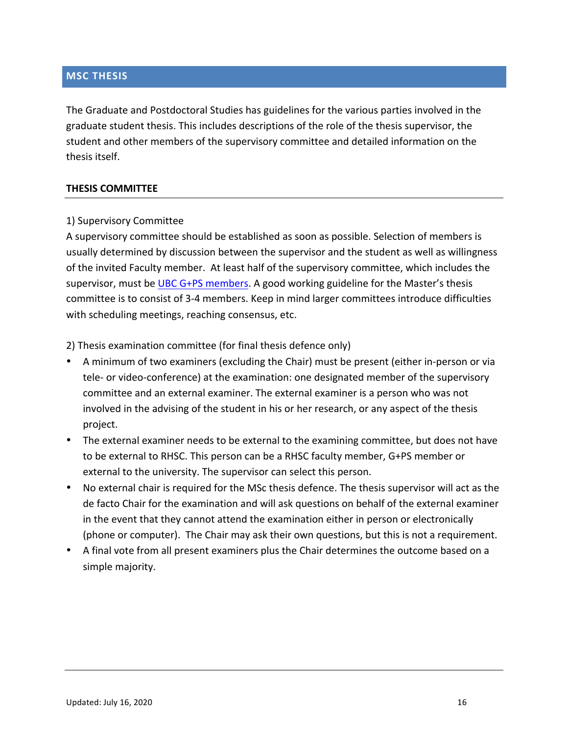## MSC THESIS

The Graduate and Postdoctoral Studies has guidelines for the various parties involved in the graduate student thesis. This includes descriptions of the role of the thesis supervisor, the student and other members of the supervisory committee and detailed information on the thesis itself.

### THESIS COMMITTEE

1) Supervisory Committee
A supervisory committee should be established as soon as possible. Selection of members is usually determined by discussion between the supervisor and the student as well as willingness of the invited Faculty member. At least half of the supervisory committee, which includes the supervisor, must be UBC G+PS members. A good working guideline for the Master's thesis committee is to consist of 3-4 members. Keep in mind larger committees introduce difficulties with scheduling meetings, reaching consensus, etc.

2) Thesis examination committee (for final thesis defence only)

- A minimum of two examiners (excluding the Chair) must be present (either in-person or via tele- or video-conference) at the examination: one designated member of the supervisory committee and an external examiner. The external examiner is a person who was not involved in the advising of the student in his or her research, or any aspect of the thesis project.
- The external examiner needs to be external to the examining committee, but does not have to be external to RHSC. This person can be a RHSC faculty member, G+PS member or external to the university. The supervisor can select this person.
- No external chair is required for the MSc thesis defence. The thesis supervisor will act as the de facto Chair for the examination and will ask questions on behalf of the external examiner in the event that they cannot attend the examination either in person or electronically (phone or computer). The Chair may ask their own questions, but this is not a requirement.
- A final vote from all present examiners plus the Chair determines the outcome based on a simple majority.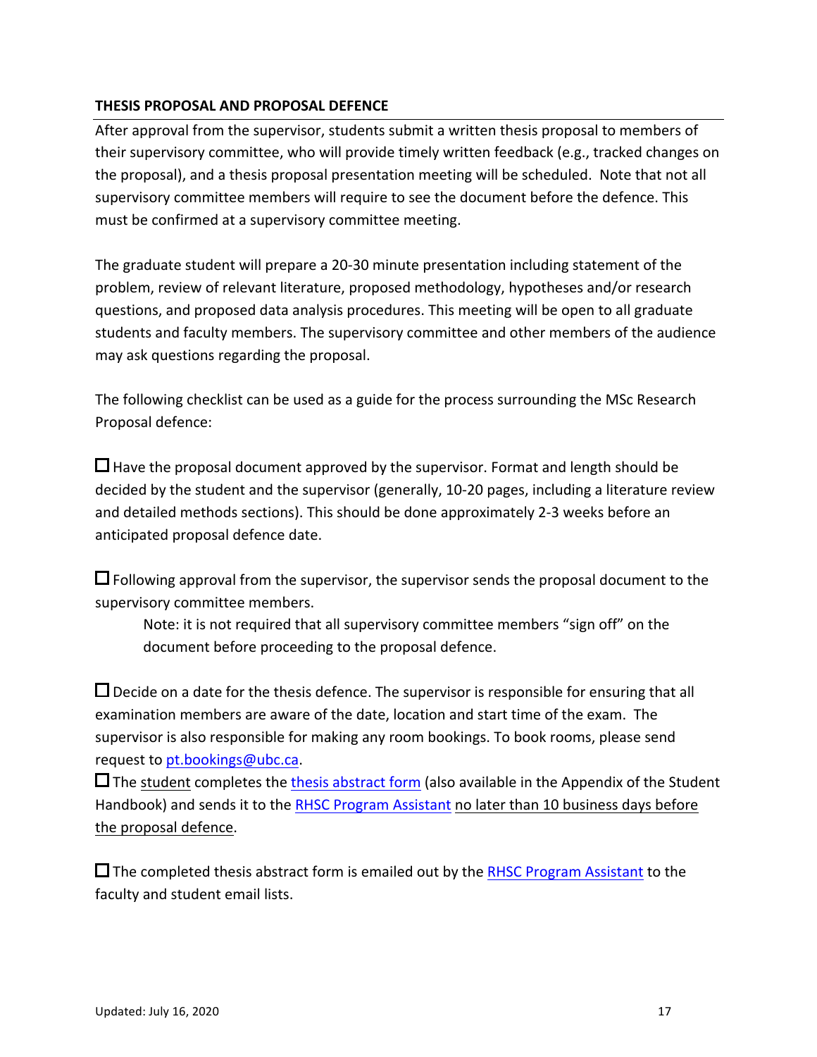### THESIS PROPOSAL AND PROPOSAL DEFENCE

After approval from the supervisor, students submit a written thesis proposal to members of their supervisory committee, who will provide timely written feedback (e.g., tracked changes on the proposal), and a thesis proposal presentation meeting will be scheduled. Note that not all supervisory committee members will require to see the document before the defence. This must be confirmed at a supervisory committee meeting.

The graduate student will prepare a 20-30 minute presentation including statement of the problem, review of relevant literature, proposed methodology, hypotheses and/or research questions, and proposed data analysis procedures. This meeting will be open to all graduate students and faculty members. The supervisory committee and other members of the audience may ask questions regarding the proposal.

The following checklist can be used as a guide for the process surrounding the MSc Research Proposal defence:

☐ Have the proposal document approved by the supervisor. Format and length should be decided by the student and the supervisor (generally, 10-20 pages, including a literature review and detailed methods sections). This should be done approximately 2-3 weeks before an anticipated proposal defence date.

☐ Following approval from the supervisor, the supervisor sends the proposal document to the supervisory committee members.

> Note: it is not required that all supervisory committee members "sign off" on the document before proceeding to the proposal defence.

☐ Decide on a date for the thesis defence. The supervisor is responsible for ensuring that all examination members are aware of the date, location and start time of the exam. The supervisor is also responsible for making any room bookings. To book rooms, please send request to pt.bookings@ubc.ca.

☐ The student completes the thesis abstract form (also available in the Appendix of the Student Handbook) and sends it to the RHSC Program Assistant no later than 10 business days before the proposal defence.

☐ The completed thesis abstract form is emailed out by the RHSC Program Assistant to the faculty and student email lists.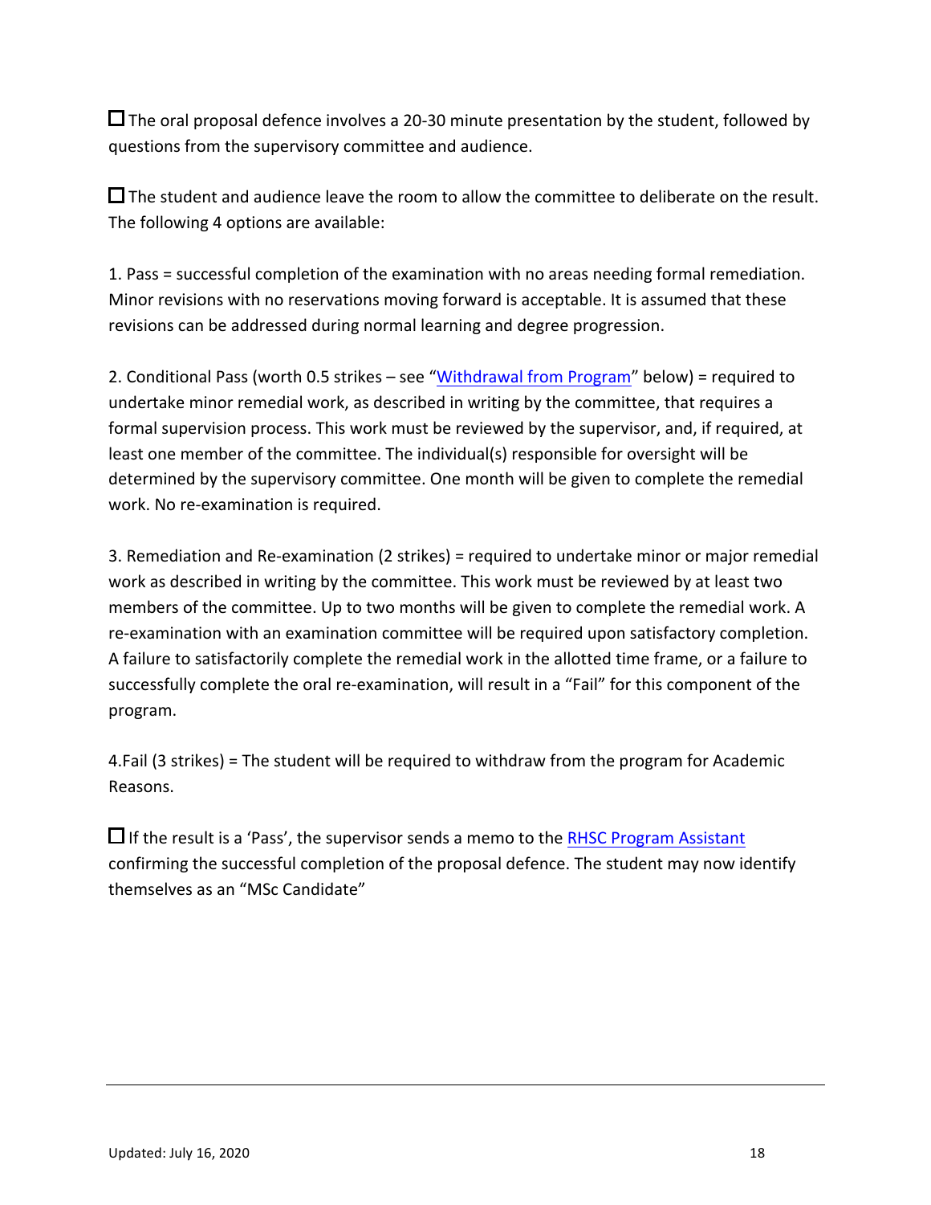☐ The oral proposal defence involves a 20-30 minute presentation by the student, followed by questions from the supervisory committee and audience.

☐ The student and audience leave the room to allow the committee to deliberate on the result. The following 4 options are available:

1. Pass = successful completion of the examination with no areas needing formal remediation. Minor revisions with no reservations moving forward is acceptable. It is assumed that these revisions can be addressed during normal learning and degree progression.

2. Conditional Pass (worth 0.5 strikes – see "Withdrawal from Program" below) = required to undertake minor remedial work, as described in writing by the committee, that requires a formal supervision process. This work must be reviewed by the supervisor, and, if required, at least one member of the committee. The individual(s) responsible for oversight will be determined by the supervisory committee. One month will be given to complete the remedial work. No re-examination is required.

3. Remediation and Re-examination (2 strikes) = required to undertake minor or major remedial work as described in writing by the committee. This work must be reviewed by at least two members of the committee. Up to two months will be given to complete the remedial work. A re-examination with an examination committee will be required upon satisfactory completion. A failure to satisfactorily complete the remedial work in the allotted time frame, or a failure to successfully complete the oral re-examination, will result in a "Fail" for this component of the program.

4.Fail (3 strikes) = The student will be required to withdraw from the program for Academic Reasons.

☐ If the result is a 'Pass', the supervisor sends a memo to the RHSC Program Assistant confirming the successful completion of the proposal defence. The student may now identify themselves as an "MSc Candidate"

Updated: July 16, 2020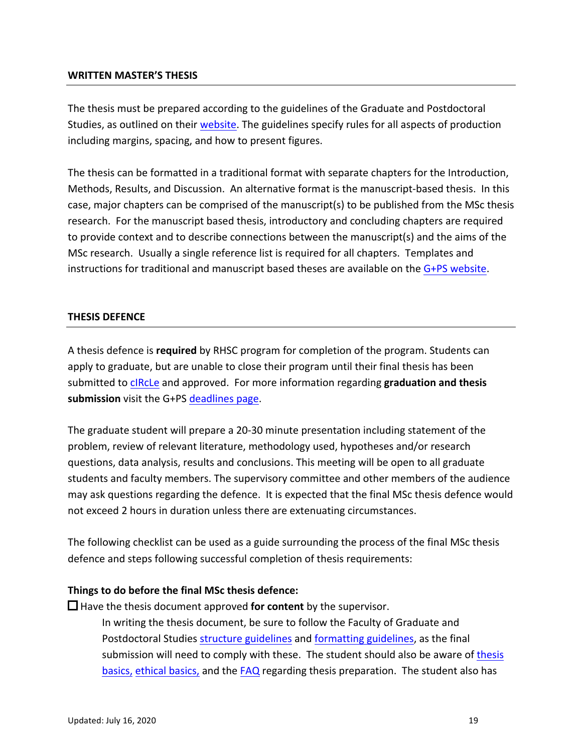## WRITTEN MASTER'S THESIS

The thesis must be prepared according to the guidelines of the Graduate and Postdoctoral Studies, as outlined on their website. The guidelines specify rules for all aspects of production including margins, spacing, and how to present figures.

The thesis can be formatted in a traditional format with separate chapters for the Introduction, Methods, Results, and Discussion. An alternative format is the manuscript-based thesis. In this case, major chapters can be comprised of the manuscript(s) to be published from the MSc thesis research. For the manuscript based thesis, introductory and concluding chapters are required to provide context and to describe connections between the manuscript(s) and the aims of the MSc research. Usually a single reference list is required for all chapters. Templates and instructions for traditional and manuscript based theses are available on the G+PS website.

## THESIS DEFENCE

A thesis defence is **required** by RHSC program for completion of the program. Students can apply to graduate, but are unable to close their program until their final thesis has been submitted to cIRcLe and approved. For more information regarding **graduation and thesis submission** visit the G+PS deadlines page.

The graduate student will prepare a 20-30 minute presentation including statement of the problem, review of relevant literature, methodology used, hypotheses and/or research questions, data analysis, results and conclusions. This meeting will be open to all graduate students and faculty members. The supervisory committee and other members of the audience may ask questions regarding the defence. It is expected that the final MSc thesis defence would not exceed 2 hours in duration unless there are extenuating circumstances.

The following checklist can be used as a guide surrounding the process of the final MSc thesis defence and steps following successful completion of thesis requirements:

**Things to do before the final MSc thesis defence:**

☐ Have the thesis document approved **for content** by the supervisor.

In writing the thesis document, be sure to follow the Faculty of Graduate and Postdoctoral Studies structure guidelines and formatting guidelines, as the final submission will need to comply with these. The student should also be aware of thesis basics, ethical basics, and the FAQ regarding thesis preparation. The student also has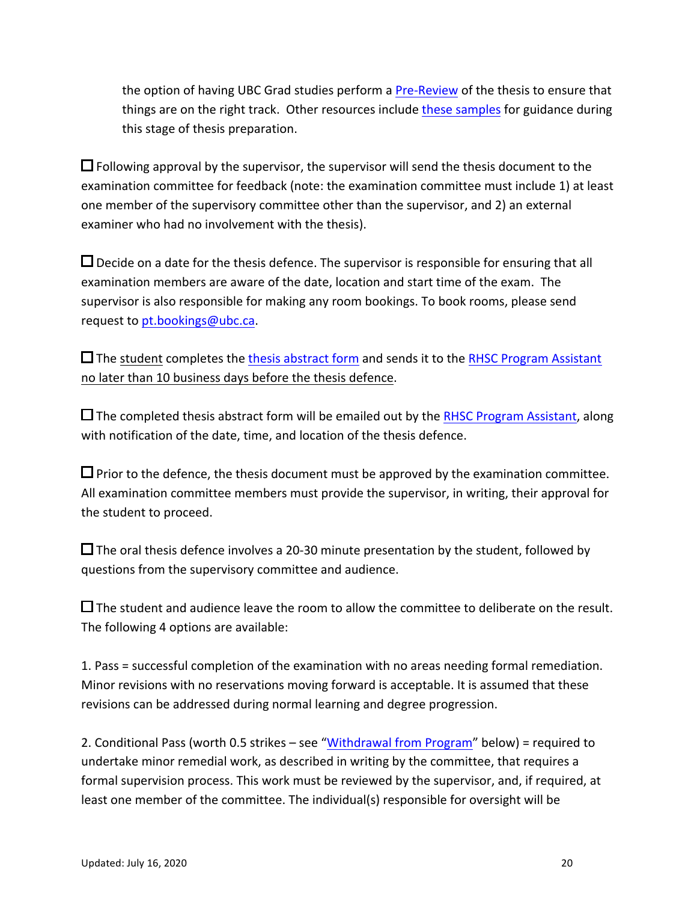the option of having UBC Grad studies perform a Pre-Review of the thesis to ensure that things are on the right track. Other resources include these samples for guidance during this stage of thesis preparation.

☐ Following approval by the supervisor, the supervisor will send the thesis document to the examination committee for feedback (note: the examination committee must include 1) at least one member of the supervisory committee other than the supervisor, and 2) an external examiner who had no involvement with the thesis).

☐ Decide on a date for the thesis defence. The supervisor is responsible for ensuring that all examination members are aware of the date, location and start time of the exam. The supervisor is also responsible for making any room bookings. To book rooms, please send request to pt.bookings@ubc.ca.

☐ The student completes the thesis abstract form and sends it to the RHSC Program Assistant no later than 10 business days before the thesis defence.

☐ The completed thesis abstract form will be emailed out by the RHSC Program Assistant, along with notification of the date, time, and location of the thesis defence.

☐ Prior to the defence, the thesis document must be approved by the examination committee. All examination committee members must provide the supervisor, in writing, their approval for the student to proceed.

☐ The oral thesis defence involves a 20-30 minute presentation by the student, followed by questions from the supervisory committee and audience.

☐ The student and audience leave the room to allow the committee to deliberate on the result. The following 4 options are available:

1. Pass = successful completion of the examination with no areas needing formal remediation. Minor revisions with no reservations moving forward is acceptable. It is assumed that these revisions can be addressed during normal learning and degree progression.

2. Conditional Pass (worth 0.5 strikes – see "Withdrawal from Program" below) = required to undertake minor remedial work, as described in writing by the committee, that requires a formal supervision process. This work must be reviewed by the supervisor, and, if required, at least one member of the committee. The individual(s) responsible for oversight will be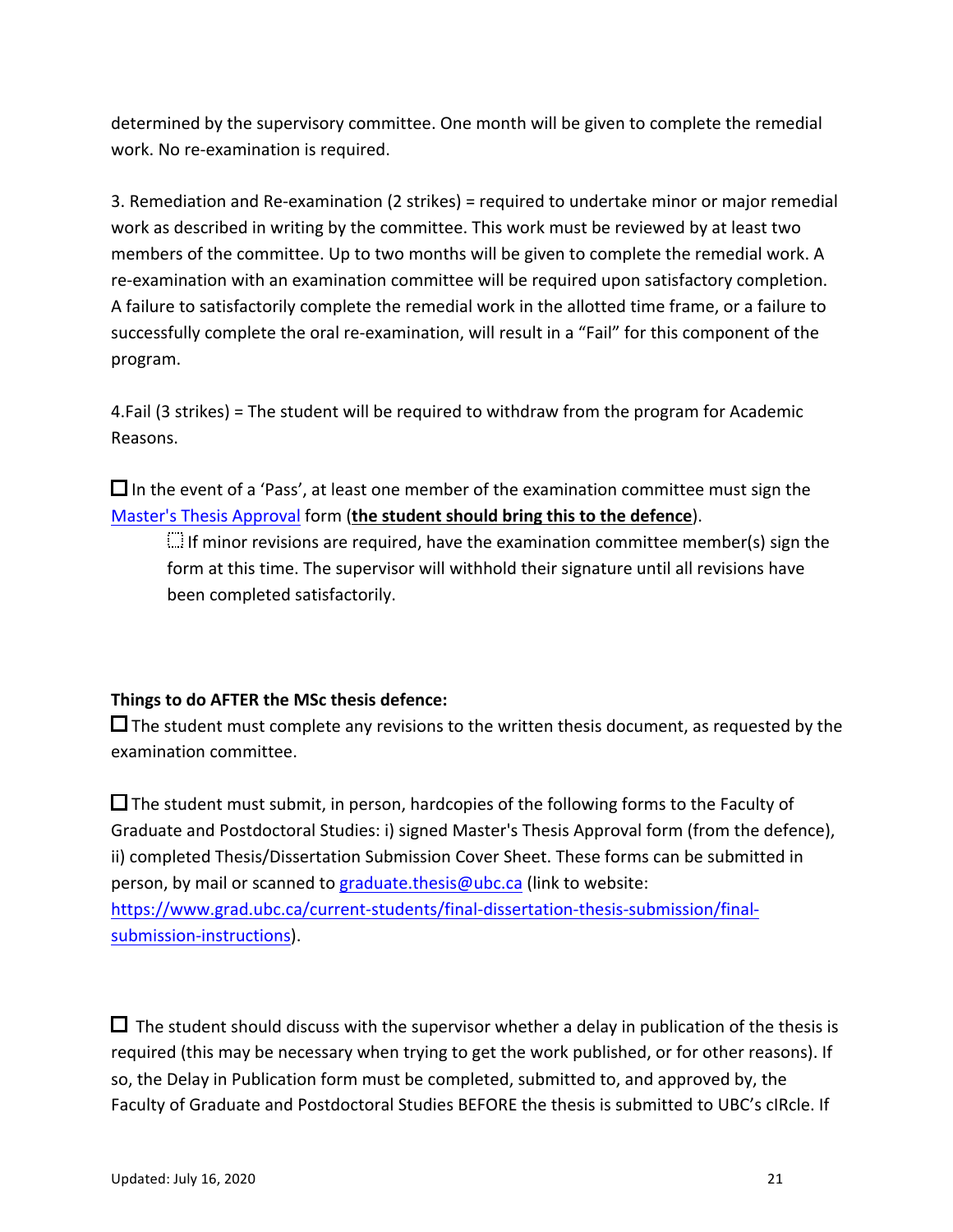determined by the supervisory committee. One month will be given to complete the remedial work. No re-examination is required.

3. Remediation and Re-examination (2 strikes) = required to undertake minor or major remedial work as described in writing by the committee. This work must be reviewed by at least two members of the committee. Up to two months will be given to complete the remedial work. A re-examination with an examination committee will be required upon satisfactory completion. A failure to satisfactorily complete the remedial work in the allotted time frame, or a failure to successfully complete the oral re-examination, will result in a "Fail" for this component of the program.

4.Fail (3 strikes) = The student will be required to withdraw from the program for Academic Reasons.

☐ In the event of a 'Pass', at least one member of the examination committee must sign the Master's Thesis Approval form (**the student should bring this to the defence**).

- ☐ If minor revisions are required, have the examination committee member(s) sign the form at this time. The supervisor will withhold their signature until all revisions have been completed satisfactorily.

**Things to do AFTER the MSc thesis defence:**

☐ The student must complete any revisions to the written thesis document, as requested by the examination committee.

☐ The student must submit, in person, hardcopies of the following forms to the Faculty of Graduate and Postdoctoral Studies: i) signed Master's Thesis Approval form (from the defence), ii) completed Thesis/Dissertation Submission Cover Sheet. These forms can be submitted in person, by mail or scanned to graduate.thesis@ubc.ca (link to website: https://www.grad.ubc.ca/current-students/final-dissertation-thesis-submission/final-submission-instructions).

☐ The student should discuss with the supervisor whether a delay in publication of the thesis is required (this may be necessary when trying to get the work published, or for other reasons). If so, the Delay in Publication form must be completed, submitted to, and approved by, the Faculty of Graduate and Postdoctoral Studies BEFORE the thesis is submitted to UBC's cIRcle. If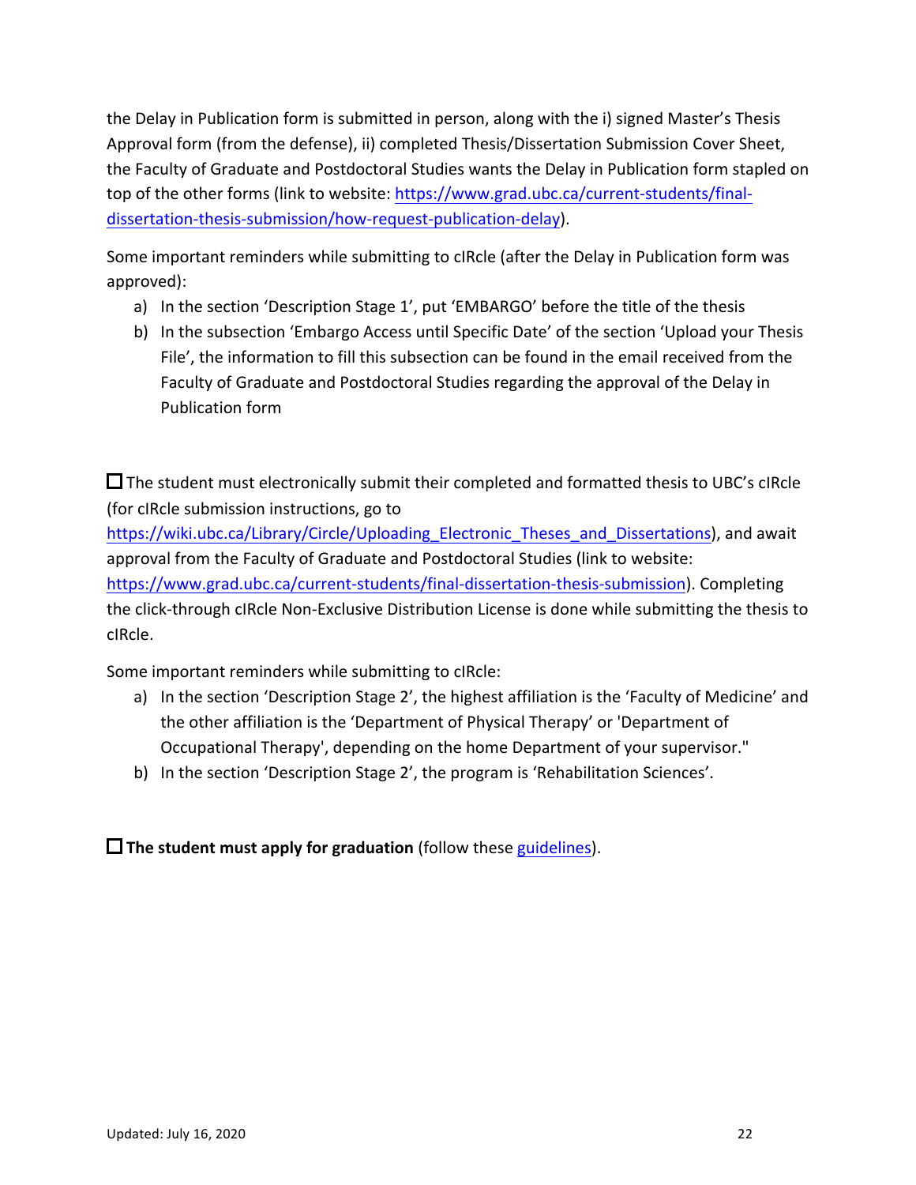the Delay in Publication form is submitted in person, along with the i) signed Master's Thesis Approval form (from the defense), ii) completed Thesis/Dissertation Submission Cover Sheet, the Faculty of Graduate and Postdoctoral Studies wants the Delay in Publication form stapled on top of the other forms (link to website: [https://www.grad.ubc.ca/current-students/final-dissertation-thesis-submission/how-request-publication-delay](https://www.grad.ubc.ca/current-students/final-dissertation-thesis-submission/how-request-publication-delay)).

Some important reminders while submitting to cIRcle (after the Delay in Publication form was approved):

a) In the section 'Description Stage 1', put 'EMBARGO' before the title of the thesis
b) In the subsection 'Embargo Access until Specific Date' of the section 'Upload your Thesis File', the information to fill this subsection can be found in the email received from the Faculty of Graduate and Postdoctoral Studies regarding the approval of the Delay in Publication form

☐ The student must electronically submit their completed and formatted thesis to UBC's cIRcle (for cIRcle submission instructions, go to [https://wiki.ubc.ca/Library/Circle/Uploading_Electronic_Theses_and_Dissertations](https://wiki.ubc.ca/Library/Circle/Uploading_Electronic_Theses_and_Dissertations)), and await approval from the Faculty of Graduate and Postdoctoral Studies (link to website: [https://www.grad.ubc.ca/current-students/final-dissertation-thesis-submission](https://www.grad.ubc.ca/current-students/final-dissertation-thesis-submission)). Completing the click-through cIRcle Non-Exclusive Distribution License is done while submitting the thesis to cIRcle.

Some important reminders while submitting to cIRcle:

a) In the section 'Description Stage 2', the highest affiliation is the 'Faculty of Medicine' and the other affiliation is the 'Department of Physical Therapy' or 'Department of Occupational Therapy', depending on the home Department of your supervisor."
b) In the section 'Description Stage 2', the program is 'Rehabilitation Sciences'.

☐ **The student must apply for graduation** (follow these [guidelines](guidelines)).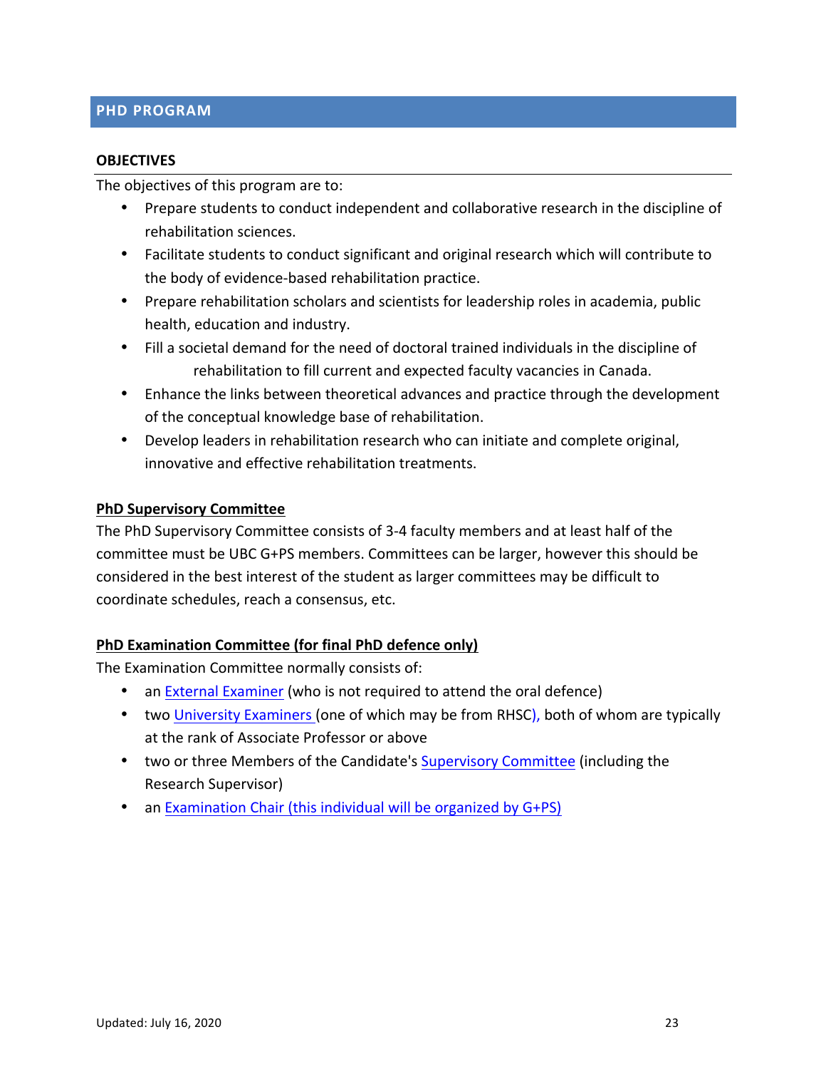## PHD PROGRAM

### OBJECTIVES

The objectives of this program are to:

- Prepare students to conduct independent and collaborative research in the discipline of rehabilitation sciences.
- Facilitate students to conduct significant and original research which will contribute to the body of evidence-based rehabilitation practice.
- Prepare rehabilitation scholars and scientists for leadership roles in academia, public health, education and industry.
- Fill a societal demand for the need of doctoral trained individuals in the discipline of rehabilitation to fill current and expected faculty vacancies in Canada.
- Enhance the links between theoretical advances and practice through the development of the conceptual knowledge base of rehabilitation.
- Develop leaders in rehabilitation research who can initiate and complete original, innovative and effective rehabilitation treatments.

### PhD Supervisory Committee

The PhD Supervisory Committee consists of 3-4 faculty members and at least half of the committee must be UBC G+PS members. Committees can be larger, however this should be considered in the best interest of the student as larger committees may be difficult to coordinate schedules, reach a consensus, etc.

### PhD Examination Committee (for final PhD defence only)

The Examination Committee normally consists of:

- an External Examiner (who is not required to attend the oral defence)
- two University Examiners (one of which may be from RHSC), both of whom are typically at the rank of Associate Professor or above
- two or three Members of the Candidate's Supervisory Committee (including the Research Supervisor)
- an Examination Chair (this individual will be organized by G+PS)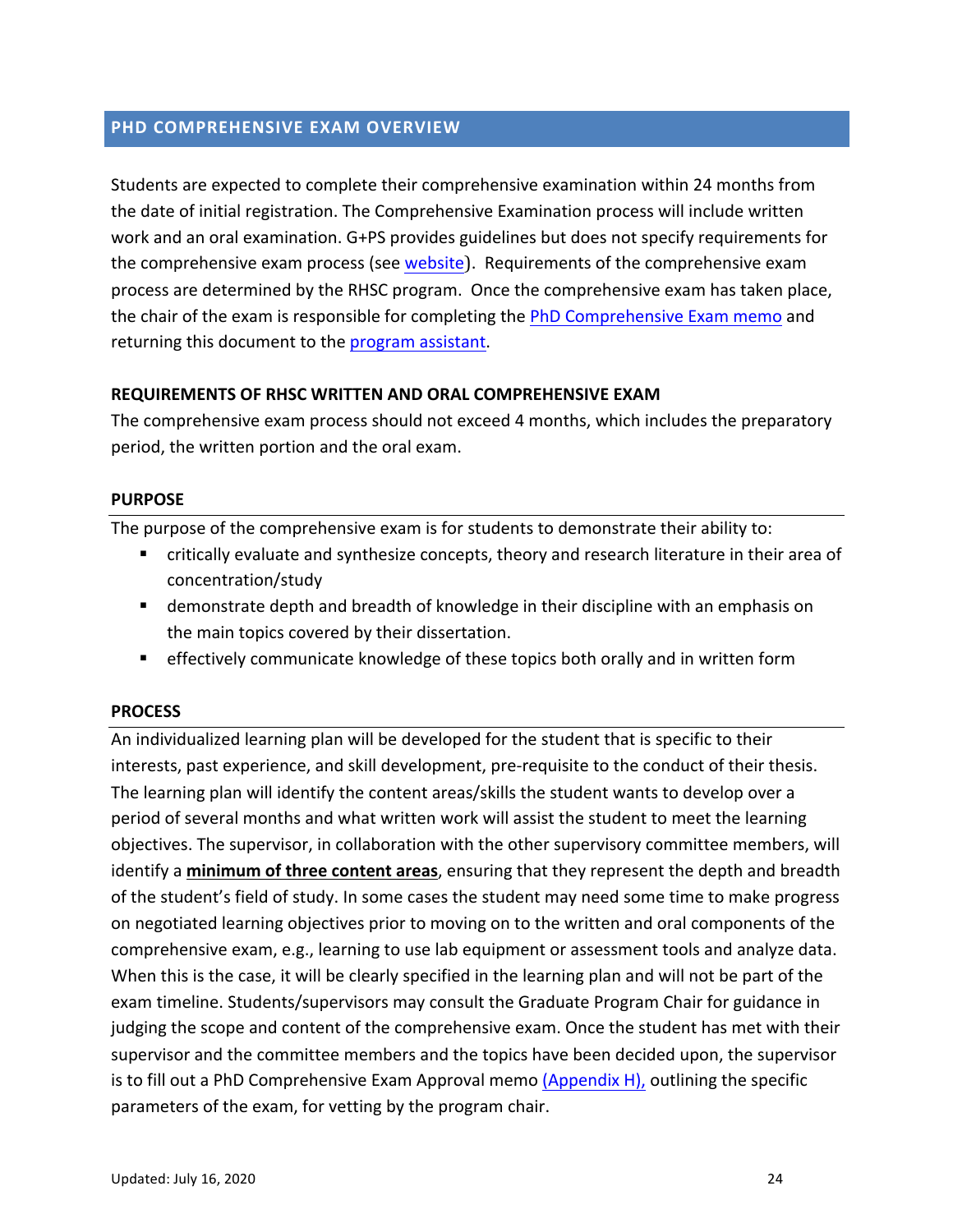## PHD COMPREHENSIVE EXAM OVERVIEW

Students are expected to complete their comprehensive examination within 24 months from the date of initial registration. The Comprehensive Examination process will include written work and an oral examination. G+PS provides guidelines but does not specify requirements for the comprehensive exam process (see website). Requirements of the comprehensive exam process are determined by the RHSC program. Once the comprehensive exam has taken place, the chair of the exam is responsible for completing the PhD Comprehensive Exam memo and returning this document to the program assistant.

### REQUIREMENTS OF RHSC WRITTEN AND ORAL COMPREHENSIVE EXAM

The comprehensive exam process should not exceed 4 months, which includes the preparatory period, the written portion and the oral exam.

### PURPOSE

The purpose of the comprehensive exam is for students to demonstrate their ability to:

- critically evaluate and synthesize concepts, theory and research literature in their area of concentration/study
- demonstrate depth and breadth of knowledge in their discipline with an emphasis on the main topics covered by their dissertation.
- effectively communicate knowledge of these topics both orally and in written form

### PROCESS

An individualized learning plan will be developed for the student that is specific to their interests, past experience, and skill development, pre-requisite to the conduct of their thesis. The learning plan will identify the content areas/skills the student wants to develop over a period of several months and what written work will assist the student to meet the learning objectives. The supervisor, in collaboration with the other supervisory committee members, will identify a **minimum of three content areas**, ensuring that they represent the depth and breadth of the student's field of study. In some cases the student may need some time to make progress on negotiated learning objectives prior to moving on to the written and oral components of the comprehensive exam, e.g., learning to use lab equipment or assessment tools and analyze data. When this is the case, it will be clearly specified in the learning plan and will not be part of the exam timeline. Students/supervisors may consult the Graduate Program Chair for guidance in judging the scope and content of the comprehensive exam. Once the student has met with their supervisor and the committee members and the topics have been decided upon, the supervisor is to fill out a PhD Comprehensive Exam Approval memo (Appendix H), outlining the specific parameters of the exam, for vetting by the program chair.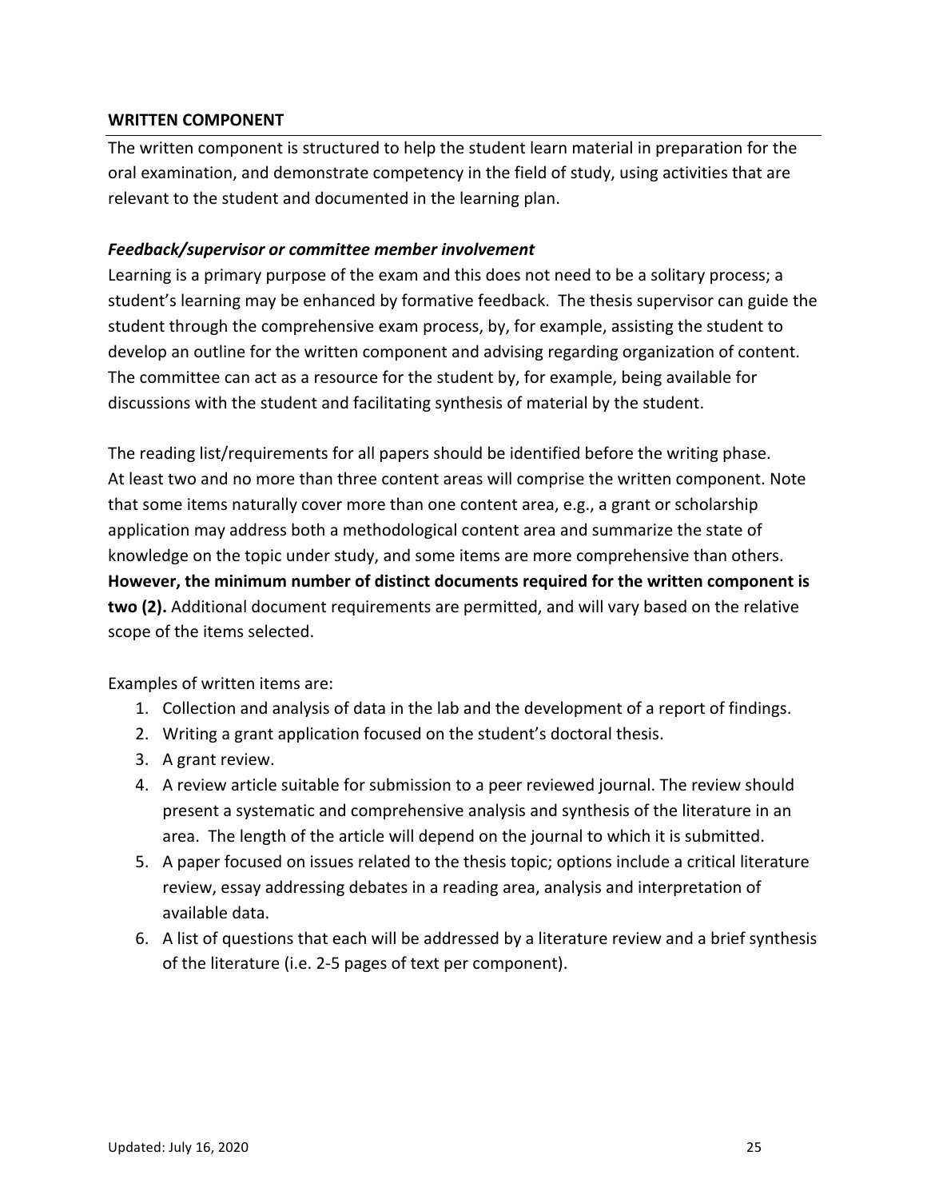## WRITTEN COMPONENT

The written component is structured to help the student learn material in preparation for the oral examination, and demonstrate competency in the field of study, using activities that are relevant to the student and documented in the learning plan.

### *Feedback/supervisor or committee member involvement*

Learning is a primary purpose of the exam and this does not need to be a solitary process; a student's learning may be enhanced by formative feedback. The thesis supervisor can guide the student through the comprehensive exam process, by, for example, assisting the student to develop an outline for the written component and advising regarding organization of content. The committee can act as a resource for the student by, for example, being available for discussions with the student and facilitating synthesis of material by the student.

The reading list/requirements for all papers should be identified before the writing phase. At least two and no more than three content areas will comprise the written component. Note that some items naturally cover more than one content area, e.g., a grant or scholarship application may address both a methodological content area and summarize the state of knowledge on the topic under study, and some items are more comprehensive than others. **However, the minimum number of distinct documents required for the written component is two (2).** Additional document requirements are permitted, and will vary based on the relative scope of the items selected.

Examples of written items are:

1. Collection and analysis of data in the lab and the development of a report of findings.
2. Writing a grant application focused on the student's doctoral thesis.
3. A grant review.
4. A review article suitable for submission to a peer reviewed journal. The review should present a systematic and comprehensive analysis and synthesis of the literature in an area. The length of the article will depend on the journal to which it is submitted.
5. A paper focused on issues related to the thesis topic; options include a critical literature review, essay addressing debates in a reading area, analysis and interpretation of available data.
6. A list of questions that each will be addressed by a literature review and a brief synthesis of the literature (i.e. 2-5 pages of text per component).

Updated: July 16, 2020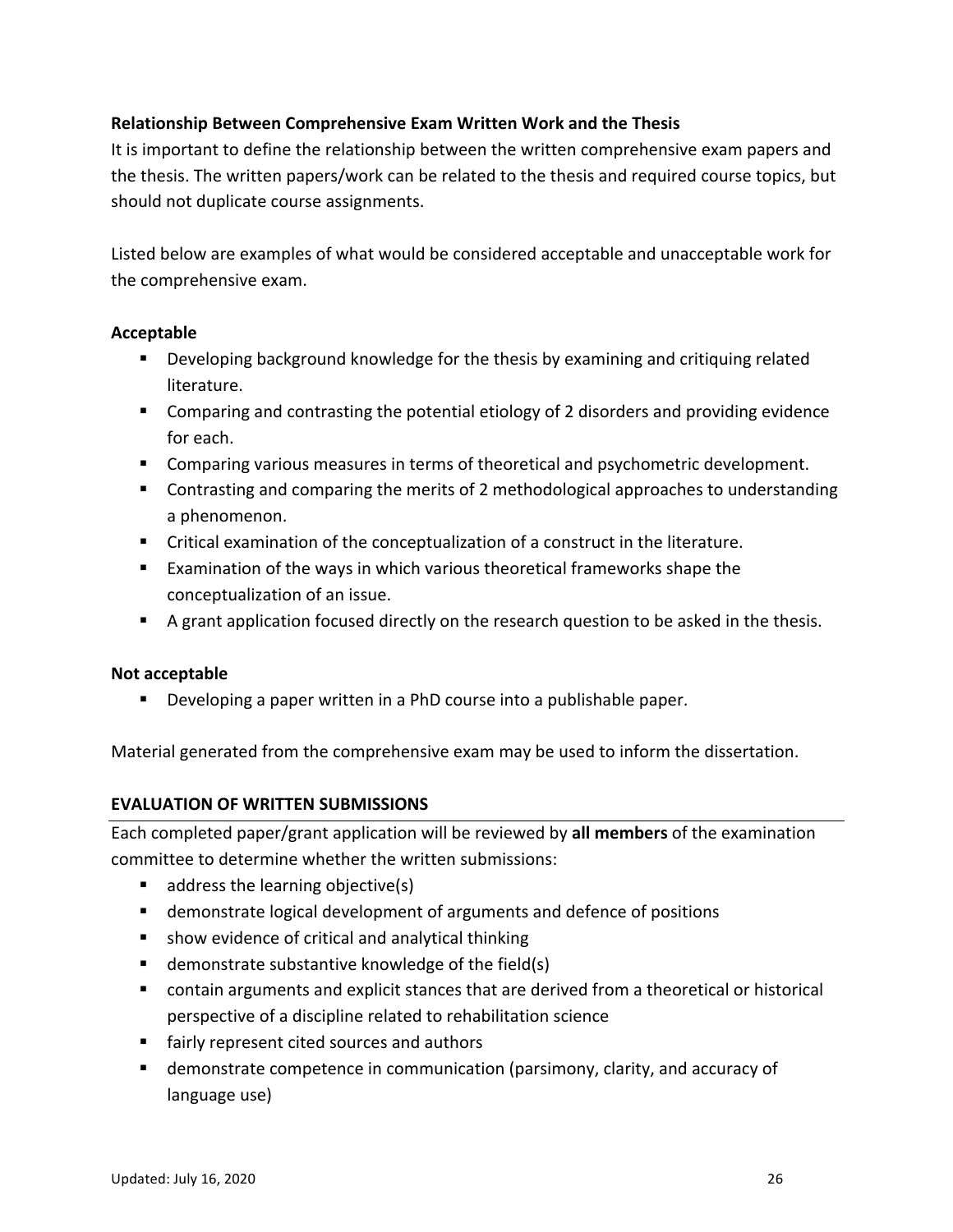### Relationship Between Comprehensive Exam Written Work and the Thesis

It is important to define the relationship between the written comprehensive exam papers and the thesis. The written papers/work can be related to the thesis and required course topics, but should not duplicate course assignments.

Listed below are examples of what would be considered acceptable and unacceptable work for the comprehensive exam.

**Acceptable**

- Developing background knowledge for the thesis by examining and critiquing related literature.
- Comparing and contrasting the potential etiology of 2 disorders and providing evidence for each.
- Comparing various measures in terms of theoretical and psychometric development.
- Contrasting and comparing the merits of 2 methodological approaches to understanding a phenomenon.
- Critical examination of the conceptualization of a construct in the literature.
- Examination of the ways in which various theoretical frameworks shape the conceptualization of an issue.
- A grant application focused directly on the research question to be asked in the thesis.

**Not acceptable**

- Developing a paper written in a PhD course into a publishable paper.

Material generated from the comprehensive exam may be used to inform the dissertation.

## EVALUATION OF WRITTEN SUBMISSIONS

Each completed paper/grant application will be reviewed by **all members** of the examination committee to determine whether the written submissions:

- address the learning objective(s)
- demonstrate logical development of arguments and defence of positions
- show evidence of critical and analytical thinking
- demonstrate substantive knowledge of the field(s)
- contain arguments and explicit stances that are derived from a theoretical or historical perspective of a discipline related to rehabilitation science
- fairly represent cited sources and authors
- demonstrate competence in communication (parsimony, clarity, and accuracy of language use)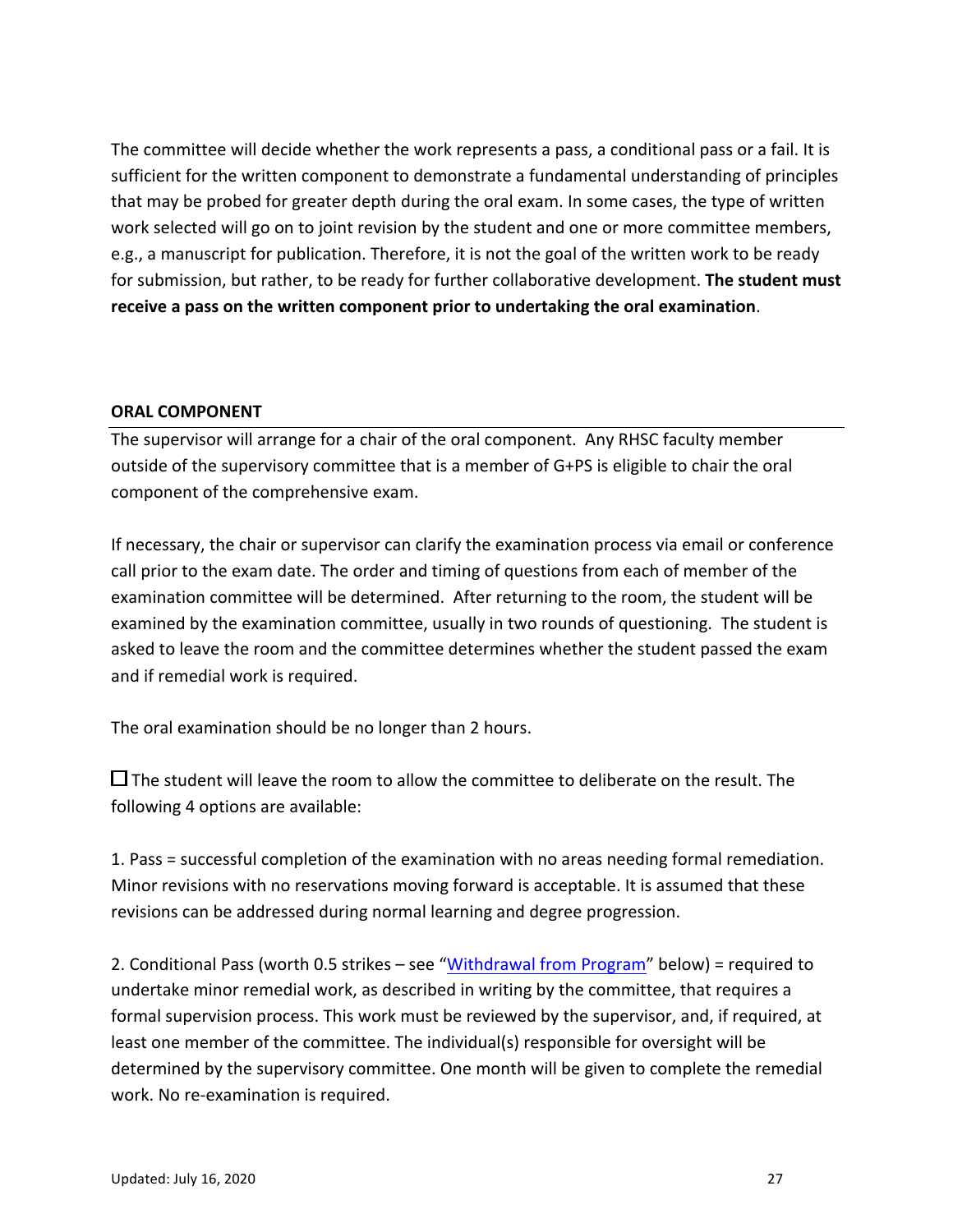The committee will decide whether the work represents a pass, a conditional pass or a fail. It is sufficient for the written component to demonstrate a fundamental understanding of principles that may be probed for greater depth during the oral exam. In some cases, the type of written work selected will go on to joint revision by the student and one or more committee members, e.g., a manuscript for publication. Therefore, it is not the goal of the written work to be ready for submission, but rather, to be ready for further collaborative development. **The student must receive a pass on the written component prior to undertaking the oral examination**.

## ORAL COMPONENT

The supervisor will arrange for a chair of the oral component. Any RHSC faculty member outside of the supervisory committee that is a member of G+PS is eligible to chair the oral component of the comprehensive exam.

If necessary, the chair or supervisor can clarify the examination process via email or conference call prior to the exam date. The order and timing of questions from each of member of the examination committee will be determined. After returning to the room, the student will be examined by the examination committee, usually in two rounds of questioning. The student is asked to leave the room and the committee determines whether the student passed the exam and if remedial work is required.

The oral examination should be no longer than 2 hours.

☐ The student will leave the room to allow the committee to deliberate on the result. The following 4 options are available:

1. Pass = successful completion of the examination with no areas needing formal remediation. Minor revisions with no reservations moving forward is acceptable. It is assumed that these revisions can be addressed during normal learning and degree progression.

2. Conditional Pass (worth 0.5 strikes – see "Withdrawal from Program" below) = required to undertake minor remedial work, as described in writing by the committee, that requires a formal supervision process. This work must be reviewed by the supervisor, and, if required, at least one member of the committee. The individual(s) responsible for oversight will be determined by the supervisory committee. One month will be given to complete the remedial work. No re-examination is required.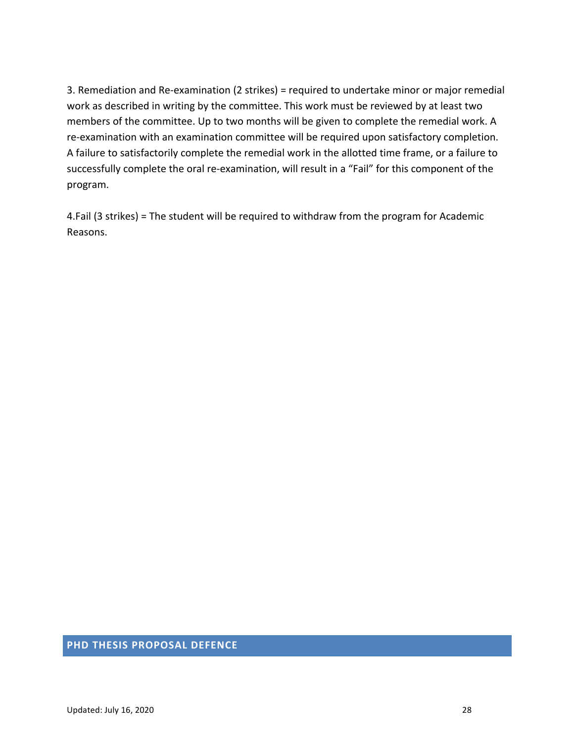3. Remediation and Re-examination (2 strikes) = required to undertake minor or major remedial work as described in writing by the committee. This work must be reviewed by at least two members of the committee. Up to two months will be given to complete the remedial work. A re-examination with an examination committee will be required upon satisfactory completion. A failure to satisfactorily complete the remedial work in the allotted time frame, or a failure to successfully complete the oral re-examination, will result in a "Fail" for this component of the program.

4.Fail (3 strikes) = The student will be required to withdraw from the program for Academic Reasons.

## PHD THESIS PROPOSAL DEFENCE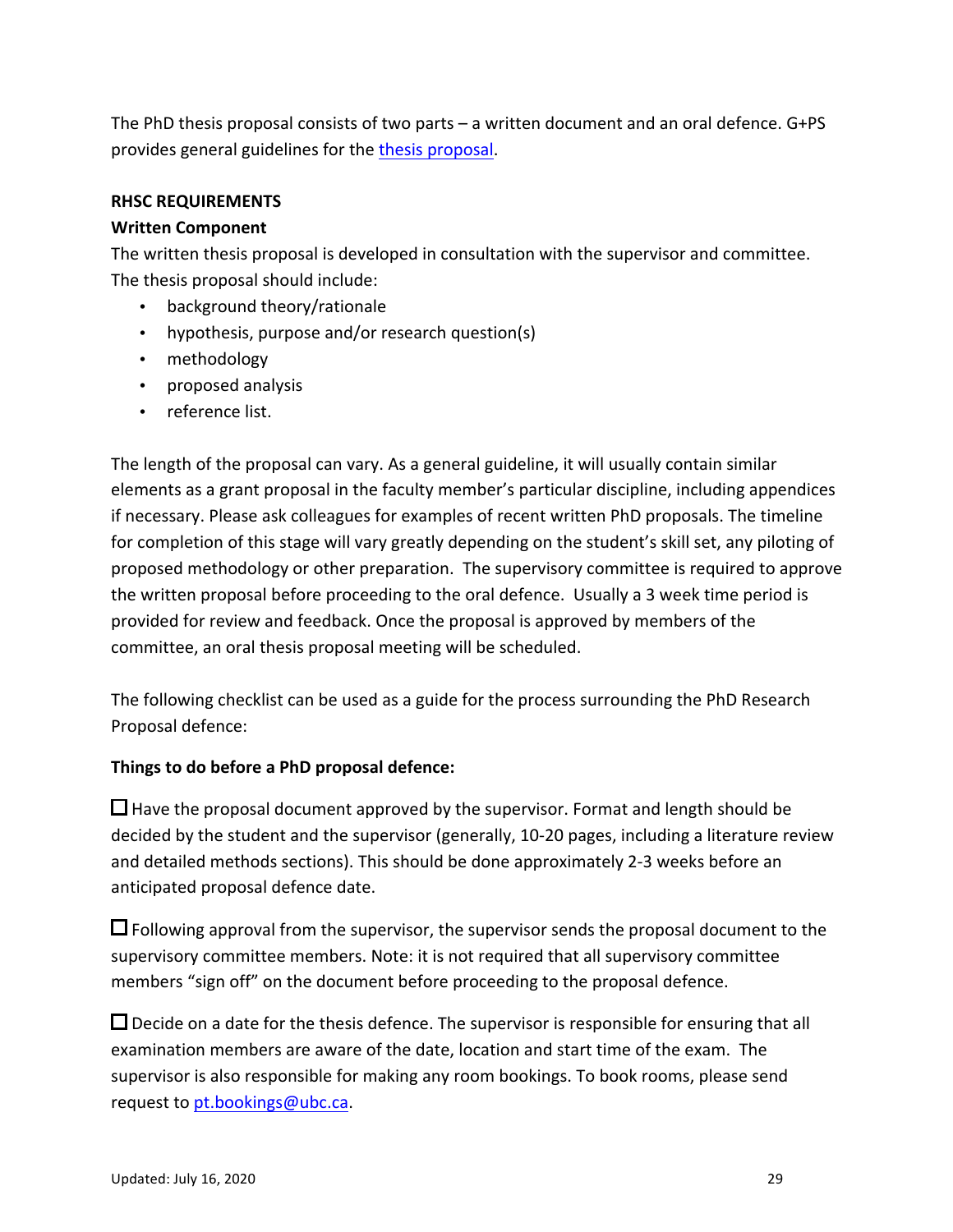The PhD thesis proposal consists of two parts – a written document and an oral defence. G+PS provides general guidelines for the [thesis proposal](#).

**RHSC REQUIREMENTS**

**Written Component**

The written thesis proposal is developed in consultation with the supervisor and committee. The thesis proposal should include:

- background theory/rationale
- hypothesis, purpose and/or research question(s)
- methodology
- proposed analysis
- reference list.

The length of the proposal can vary. As a general guideline, it will usually contain similar elements as a grant proposal in the faculty member's particular discipline, including appendices if necessary. Please ask colleagues for examples of recent written PhD proposals. The timeline for completion of this stage will vary greatly depending on the student's skill set, any piloting of proposed methodology or other preparation. The supervisory committee is required to approve the written proposal before proceeding to the oral defence. Usually a 3 week time period is provided for review and feedback. Once the proposal is approved by members of the committee, an oral thesis proposal meeting will be scheduled.

The following checklist can be used as a guide for the process surrounding the PhD Research Proposal defence:

**Things to do before a PhD proposal defence:**

☐ Have the proposal document approved by the supervisor. Format and length should be decided by the student and the supervisor (generally, 10-20 pages, including a literature review and detailed methods sections). This should be done approximately 2-3 weeks before an anticipated proposal defence date.

☐ Following approval from the supervisor, the supervisor sends the proposal document to the supervisory committee members. Note: it is not required that all supervisory committee members "sign off" on the document before proceeding to the proposal defence.

☐ Decide on a date for the thesis defence. The supervisor is responsible for ensuring that all examination members are aware of the date, location and start time of the exam. The supervisor is also responsible for making any room bookings. To book rooms, please send request to pt.bookings@ubc.ca.

Updated: July 16, 2020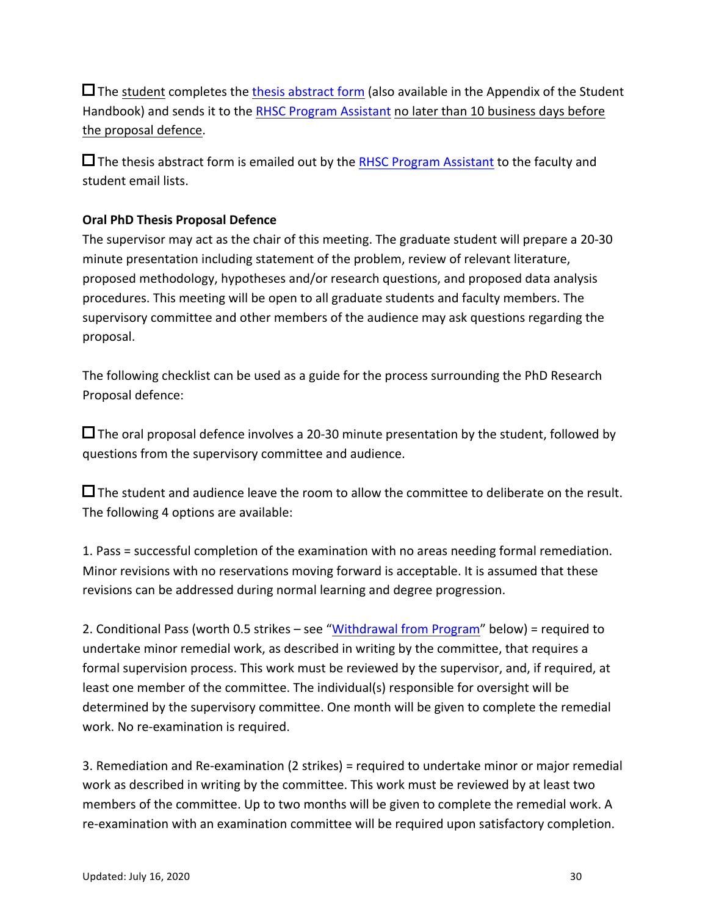☐ The student completes the thesis abstract form (also available in the Appendix of the Student Handbook) and sends it to the RHSC Program Assistant no later than 10 business days before the proposal defence.

☐ The thesis abstract form is emailed out by the RHSC Program Assistant to the faculty and student email lists.

**Oral PhD Thesis Proposal Defence**

The supervisor may act as the chair of this meeting. The graduate student will prepare a 20-30 minute presentation including statement of the problem, review of relevant literature, proposed methodology, hypotheses and/or research questions, and proposed data analysis procedures. This meeting will be open to all graduate students and faculty members. The supervisory committee and other members of the audience may ask questions regarding the proposal.

The following checklist can be used as a guide for the process surrounding the PhD Research Proposal defence:

☐ The oral proposal defence involves a 20-30 minute presentation by the student, followed by questions from the supervisory committee and audience.

☐ The student and audience leave the room to allow the committee to deliberate on the result. The following 4 options are available:

1. Pass = successful completion of the examination with no areas needing formal remediation. Minor revisions with no reservations moving forward is acceptable. It is assumed that these revisions can be addressed during normal learning and degree progression.

2. Conditional Pass (worth 0.5 strikes – see "Withdrawal from Program" below) = required to undertake minor remedial work, as described in writing by the committee, that requires a formal supervision process. This work must be reviewed by the supervisor, and, if required, at least one member of the committee. The individual(s) responsible for oversight will be determined by the supervisory committee. One month will be given to complete the remedial work. No re-examination is required.

3. Remediation and Re-examination (2 strikes) = required to undertake minor or major remedial work as described in writing by the committee. This work must be reviewed by at least two members of the committee. Up to two months will be given to complete the remedial work. A re-examination with an examination committee will be required upon satisfactory completion.

Updated: July 16, 2020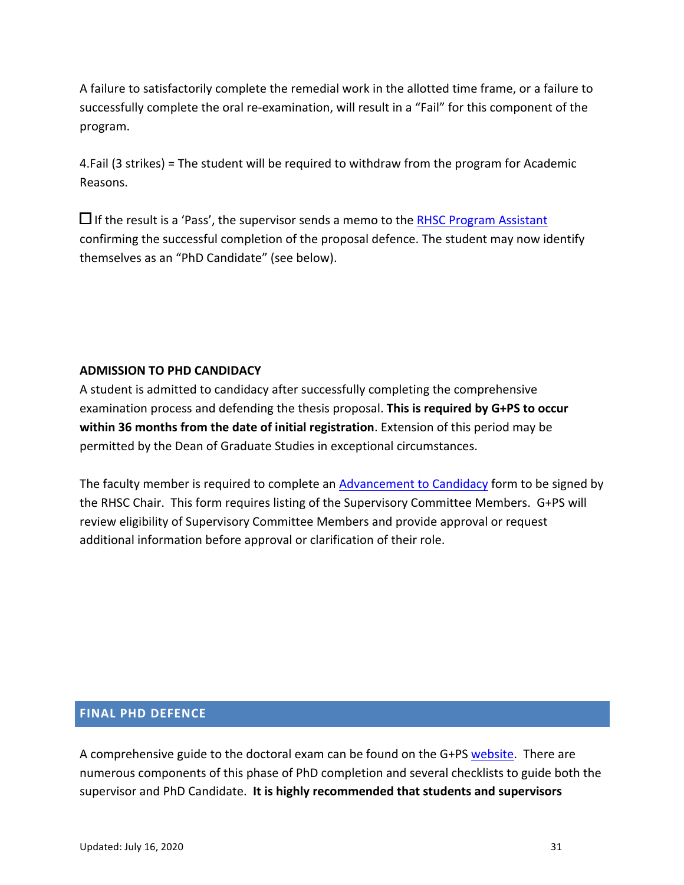A failure to satisfactorily complete the remedial work in the allotted time frame, or a failure to successfully complete the oral re-examination, will result in a "Fail" for this component of the program.

4.Fail (3 strikes) = The student will be required to withdraw from the program for Academic Reasons.

☐ If the result is a 'Pass', the supervisor sends a memo to the RHSC Program Assistant confirming the successful completion of the proposal defence. The student may now identify themselves as an "PhD Candidate" (see below).

**ADMISSION TO PHD CANDIDACY**

A student is admitted to candidacy after successfully completing the comprehensive examination process and defending the thesis proposal. **This is required by G+PS to occur within 36 months from the date of initial registration**. Extension of this period may be permitted by the Dean of Graduate Studies in exceptional circumstances.

The faculty member is required to complete an Advancement to Candidacy form to be signed by the RHSC Chair. This form requires listing of the Supervisory Committee Members. G+PS will review eligibility of Supervisory Committee Members and provide approval or request additional information before approval or clarification of their role.

## FINAL PHD DEFENCE

A comprehensive guide to the doctoral exam can be found on the G+PS website. There are numerous components of this phase of PhD completion and several checklists to guide both the supervisor and PhD Candidate. **It is highly recommended that students and supervisors**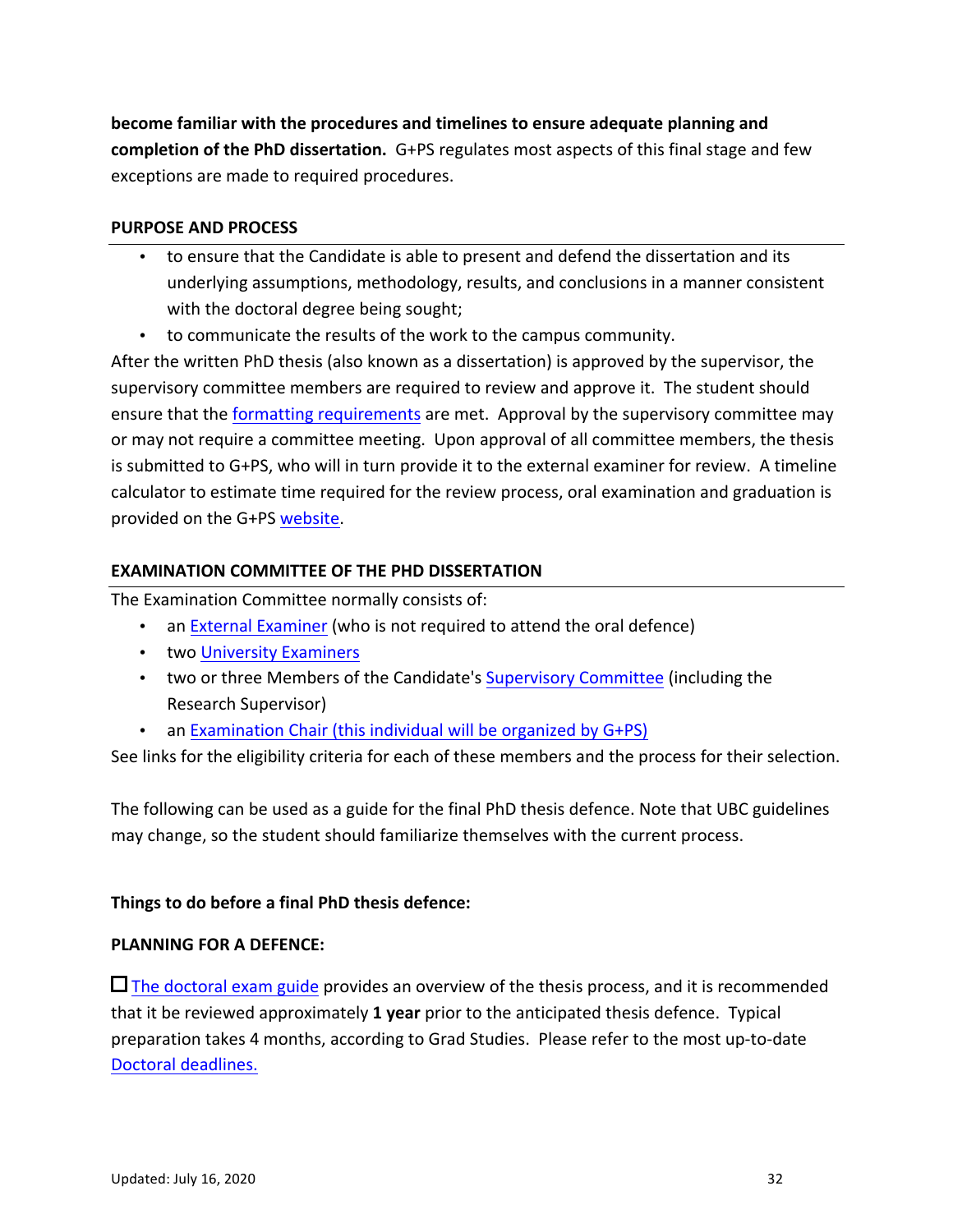**become familiar with the procedures and timelines to ensure adequate planning and completion of the PhD dissertation.** G+PS regulates most aspects of this final stage and few exceptions are made to required procedures.

**PURPOSE AND PROCESS**

- to ensure that the Candidate is able to present and defend the dissertation and its underlying assumptions, methodology, results, and conclusions in a manner consistent with the doctoral degree being sought;
- to communicate the results of the work to the campus community.

After the written PhD thesis (also known as a dissertation) is approved by the supervisor, the supervisory committee members are required to review and approve it. The student should ensure that the formatting requirements are met. Approval by the supervisory committee may or may not require a committee meeting. Upon approval of all committee members, the thesis is submitted to G+PS, who will in turn provide it to the external examiner for review. A timeline calculator to estimate time required for the review process, oral examination and graduation is provided on the G+PS website.

**EXAMINATION COMMITTEE OF THE PHD DISSERTATION**

The Examination Committee normally consists of:

- an External Examiner (who is not required to attend the oral defence)
- two University Examiners
- two or three Members of the Candidate's Supervisory Committee (including the Research Supervisor)
- an Examination Chair (this individual will be organized by G+PS)

See links for the eligibility criteria for each of these members and the process for their selection.

The following can be used as a guide for the final PhD thesis defence. Note that UBC guidelines may change, so the student should familiarize themselves with the current process.

**Things to do before a final PhD thesis defence:**

**PLANNING FOR A DEFENCE:**

☐ The doctoral exam guide provides an overview of the thesis process, and it is recommended that it be reviewed approximately **1 year** prior to the anticipated thesis defence. Typical preparation takes 4 months, according to Grad Studies. Please refer to the most up-to-date Doctoral deadlines.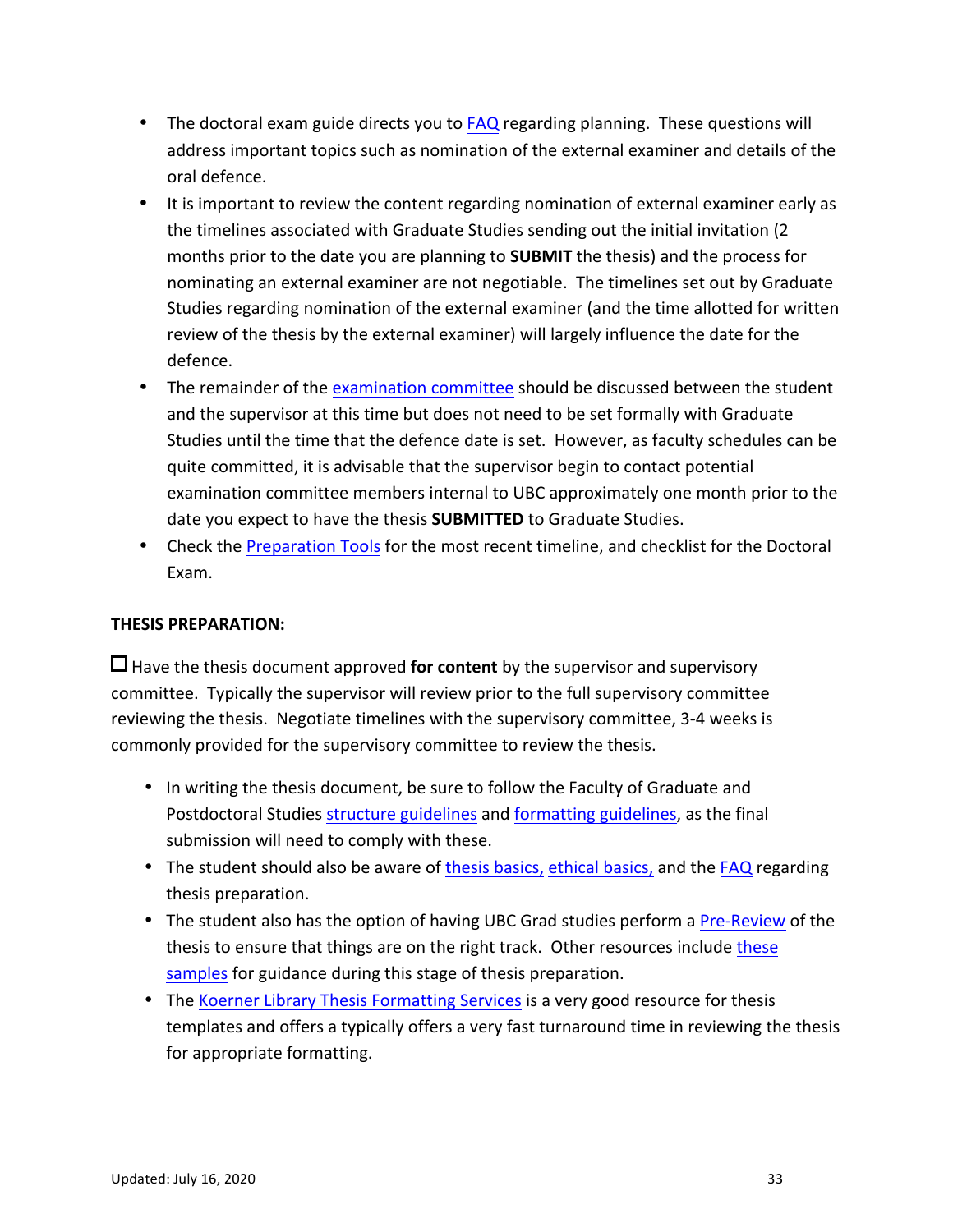- The doctoral exam guide directs you to FAQ regarding planning. These questions will address important topics such as nomination of the external examiner and details of the oral defence.
- It is important to review the content regarding nomination of external examiner early as the timelines associated with Graduate Studies sending out the initial invitation (2 months prior to the date you are planning to **SUBMIT** the thesis) and the process for nominating an external examiner are not negotiable. The timelines set out by Graduate Studies regarding nomination of the external examiner (and the time allotted for written review of the thesis by the external examiner) will largely influence the date for the defence.
- The remainder of the examination committee should be discussed between the student and the supervisor at this time but does not need to be set formally with Graduate Studies until the time that the defence date is set. However, as faculty schedules can be quite committed, it is advisable that the supervisor begin to contact potential examination committee members internal to UBC approximately one month prior to the date you expect to have the thesis **SUBMITTED** to Graduate Studies.
- Check the Preparation Tools for the most recent timeline, and checklist for the Doctoral Exam.

**THESIS PREPARATION:**

☐ Have the thesis document approved **for content** by the supervisor and supervisory committee. Typically the supervisor will review prior to the full supervisory committee reviewing the thesis. Negotiate timelines with the supervisory committee, 3-4 weeks is commonly provided for the supervisory committee to review the thesis.

- In writing the thesis document, be sure to follow the Faculty of Graduate and Postdoctoral Studies structure guidelines and formatting guidelines, as the final submission will need to comply with these.
- The student should also be aware of thesis basics, ethical basics, and the FAQ regarding thesis preparation.
- The student also has the option of having UBC Grad studies perform a Pre-Review of the thesis to ensure that things are on the right track. Other resources include these samples for guidance during this stage of thesis preparation.
- The Koerner Library Thesis Formatting Services is a very good resource for thesis templates and offers a typically offers a very fast turnaround time in reviewing the thesis for appropriate formatting.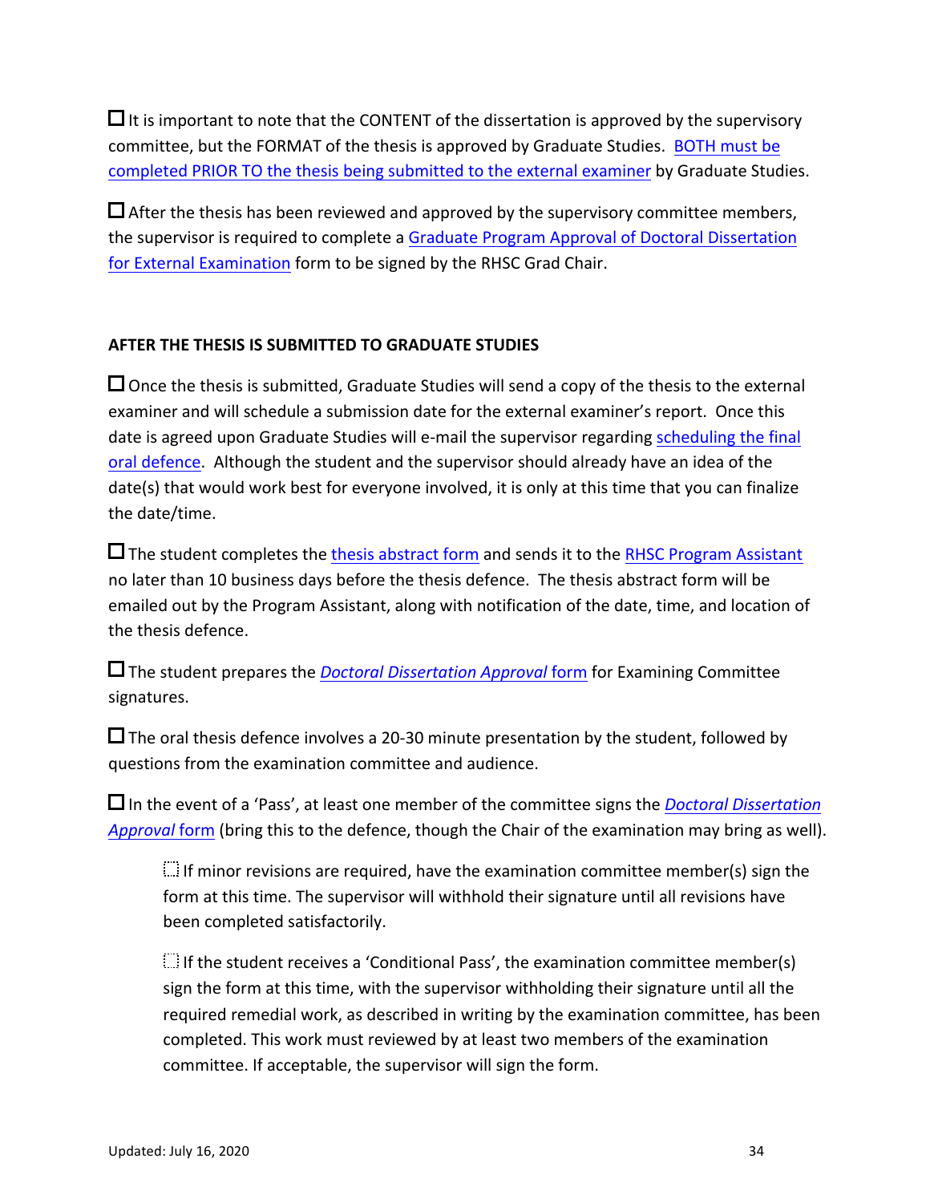☐ It is important to note that the CONTENT of the dissertation is approved by the supervisory committee, but the FORMAT of the thesis is approved by Graduate Studies. BOTH must be completed PRIOR TO the thesis being submitted to the external examiner by Graduate Studies.

☐ After the thesis has been reviewed and approved by the supervisory committee members, the supervisor is required to complete a Graduate Program Approval of Doctoral Dissertation for External Examination form to be signed by the RHSC Grad Chair.

**AFTER THE THESIS IS SUBMITTED TO GRADUATE STUDIES**

☐ Once the thesis is submitted, Graduate Studies will send a copy of the thesis to the external examiner and will schedule a submission date for the external examiner's report. Once this date is agreed upon Graduate Studies will e-mail the supervisor regarding scheduling the final oral defence. Although the student and the supervisor should already have an idea of the date(s) that would work best for everyone involved, it is only at this time that you can finalize the date/time.

☐ The student completes the thesis abstract form and sends it to the RHSC Program Assistant no later than 10 business days before the thesis defence. The thesis abstract form will be emailed out by the Program Assistant, along with notification of the date, time, and location of the thesis defence.

☐ The student prepares the *Doctoral Dissertation Approval* form for Examining Committee signatures.

☐ The oral thesis defence involves a 20-30 minute presentation by the student, followed by questions from the examination committee and audience.

☐ In the event of a 'Pass', at least one member of the committee signs the *Doctoral Dissertation Approval* form (bring this to the defence, though the Chair of the examination may bring as well).

- ☐ If minor revisions are required, have the examination committee member(s) sign the form at this time. The supervisor will withhold their signature until all revisions have been completed satisfactorily.

- ☐ If the student receives a 'Conditional Pass', the examination committee member(s) sign the form at this time, with the supervisor withholding their signature until all the required remedial work, as described in writing by the examination committee, has been completed. This work must reviewed by at least two members of the examination committee. If acceptable, the supervisor will sign the form.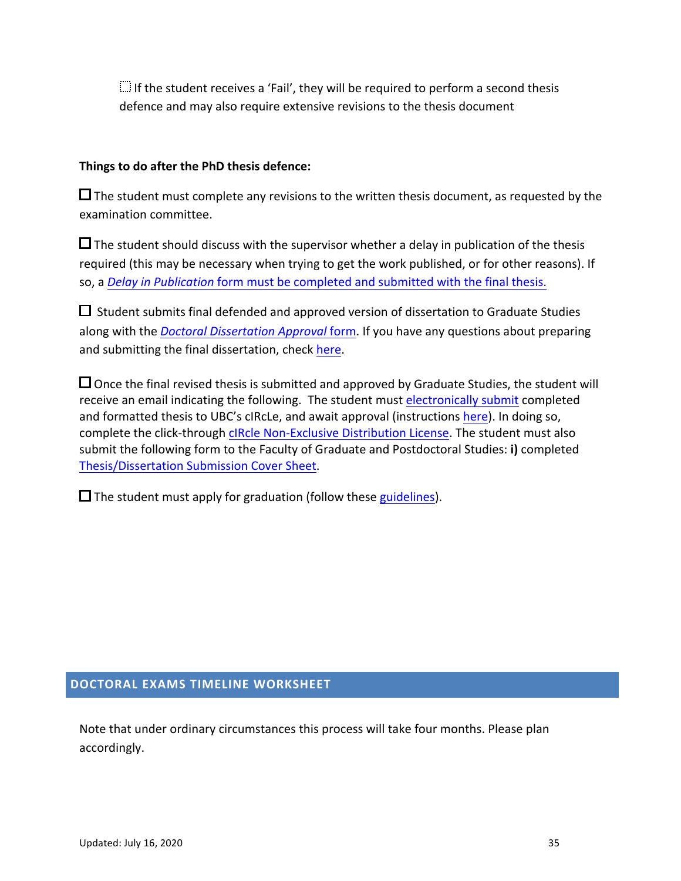☐ If the student receives a 'Fail', they will be required to perform a second thesis defence and may also require extensive revisions to the thesis document

**Things to do after the PhD thesis defence:**

☐ The student must complete any revisions to the written thesis document, as requested by the examination committee.

☐ The student should discuss with the supervisor whether a delay in publication of the thesis required (this may be necessary when trying to get the work published, or for other reasons). If so, a *Delay in Publication* form must be completed and submitted with the final thesis.

☐ Student submits final defended and approved version of dissertation to Graduate Studies along with the *Doctoral Dissertation Approval* form. If you have any questions about preparing and submitting the final dissertation, check here.

☐ Once the final revised thesis is submitted and approved by Graduate Studies, the student will receive an email indicating the following. The student must electronically submit completed and formatted thesis to UBC's cIRcLe, and await approval (instructions here). In doing so, complete the click-through cIRcle Non-Exclusive Distribution License. The student must also submit the following form to the Faculty of Graduate and Postdoctoral Studies: **i)** completed Thesis/Dissertation Submission Cover Sheet.

☐ The student must apply for graduation (follow these guidelines).

## DOCTORAL EXAMS TIMELINE WORKSHEET

Note that under ordinary circumstances this process will take four months. Please plan accordingly.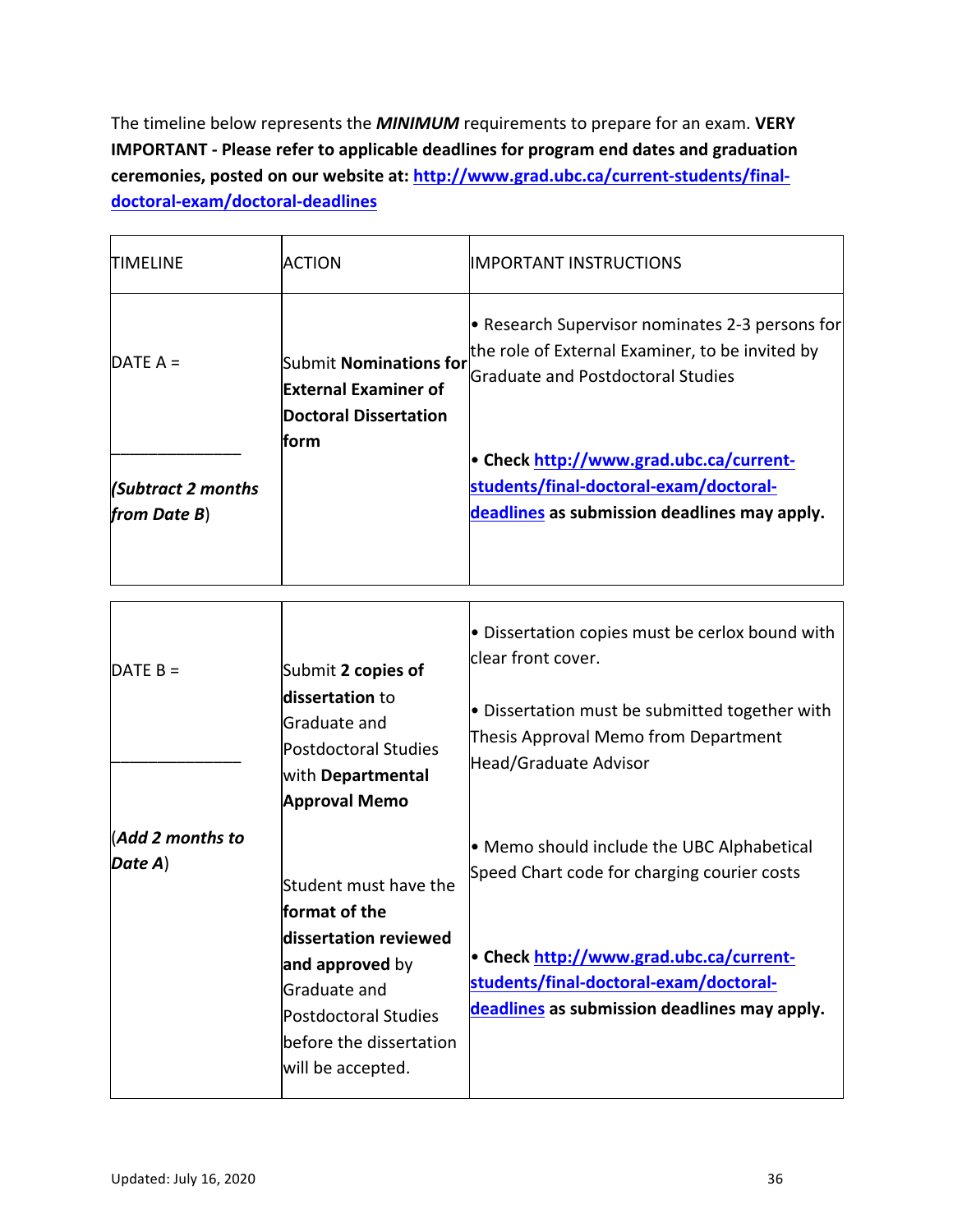The timeline below represents the ***MINIMUM*** requirements to prepare for an exam. **VERY IMPORTANT - Please refer to applicable deadlines for program end dates and graduation ceremonies, posted on our website at: [http://www.grad.ubc.ca/current-students/final-doctoral-exam/doctoral-deadlines](http://www.grad.ubc.ca/current-students/final-doctoral-exam/doctoral-deadlines)**

| TIMELINE | ACTION | IMPORTANT INSTRUCTIONS |
|---|---|---|
| DATE A = ______________ (***Subtract 2 months from Date B***) | Submit **Nominations for External Examiner of Doctoral Dissertation form** | • Research Supervisor nominates 2-3 persons for the role of External Examiner, to be invited by Graduate and Postdoctoral Studies<br><br>• **Check [http://www.grad.ubc.ca/current-students/final-doctoral-exam/doctoral-deadlines](http://www.grad.ubc.ca/current-students/final-doctoral-exam/doctoral-deadlines) as submission deadlines may apply.** |
| DATE B = ______________ (***Add 2 months to Date A***) | Submit **2 copies of dissertation** to Graduate and Postdoctoral Studies with **Departmental Approval Memo**<br><br>Student must have the **format of the dissertation reviewed and approved** by Graduate and Postdoctoral Studies before the dissertation will be accepted. | • Dissertation copies must be cerlox bound with clear front cover.<br><br>• Dissertation must be submitted together with Thesis Approval Memo from Department Head/Graduate Advisor<br><br>• Memo should include the UBC Alphabetical Speed Chart code for charging courier costs<br><br>• **Check [http://www.grad.ubc.ca/current-students/final-doctoral-exam/doctoral-deadlines](http://www.grad.ubc.ca/current-students/final-doctoral-exam/doctoral-deadlines) as submission deadlines may apply.** |

Updated: July 16, 2020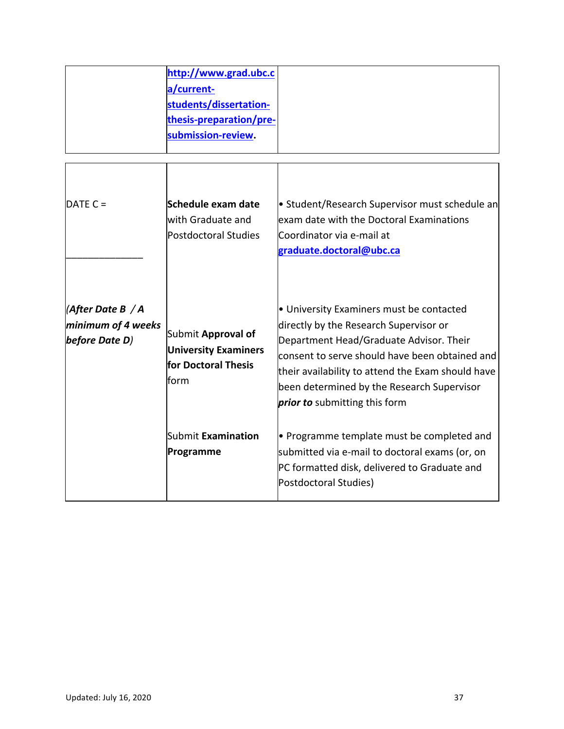| | | |
|---|---|---|
| | [http://www.grad.ubc.ca/current-students/dissertation-thesis-preparation/pre-submission-review](http://www.grad.ubc.ca/current-students/dissertation-thesis-preparation/pre-submission-review). | |

| | | |
|---|---|---|
| DATE C = _______________ | **Schedule exam date** with Graduate and Postdoctoral Studies | • Student/Research Supervisor must schedule an exam date with the Doctoral Examinations Coordinator via e-mail at **graduate.doctoral@ubc.ca** |
| (***After Date B / A minimum of 4 weeks before Date D***) | Submit **Approval of University Examiners for Doctoral Thesis** form | • University Examiners must be contacted directly by the Research Supervisor or Department Head/Graduate Advisor. Their consent to serve should have been obtained and their availability to attend the Exam should have been determined by the Research Supervisor ***prior to*** submitting this form |
| | Submit **Examination Programme** | • Programme template must be completed and submitted via e-mail to doctoral exams (or, on PC formatted disk, delivered to Graduate and Postdoctoral Studies) |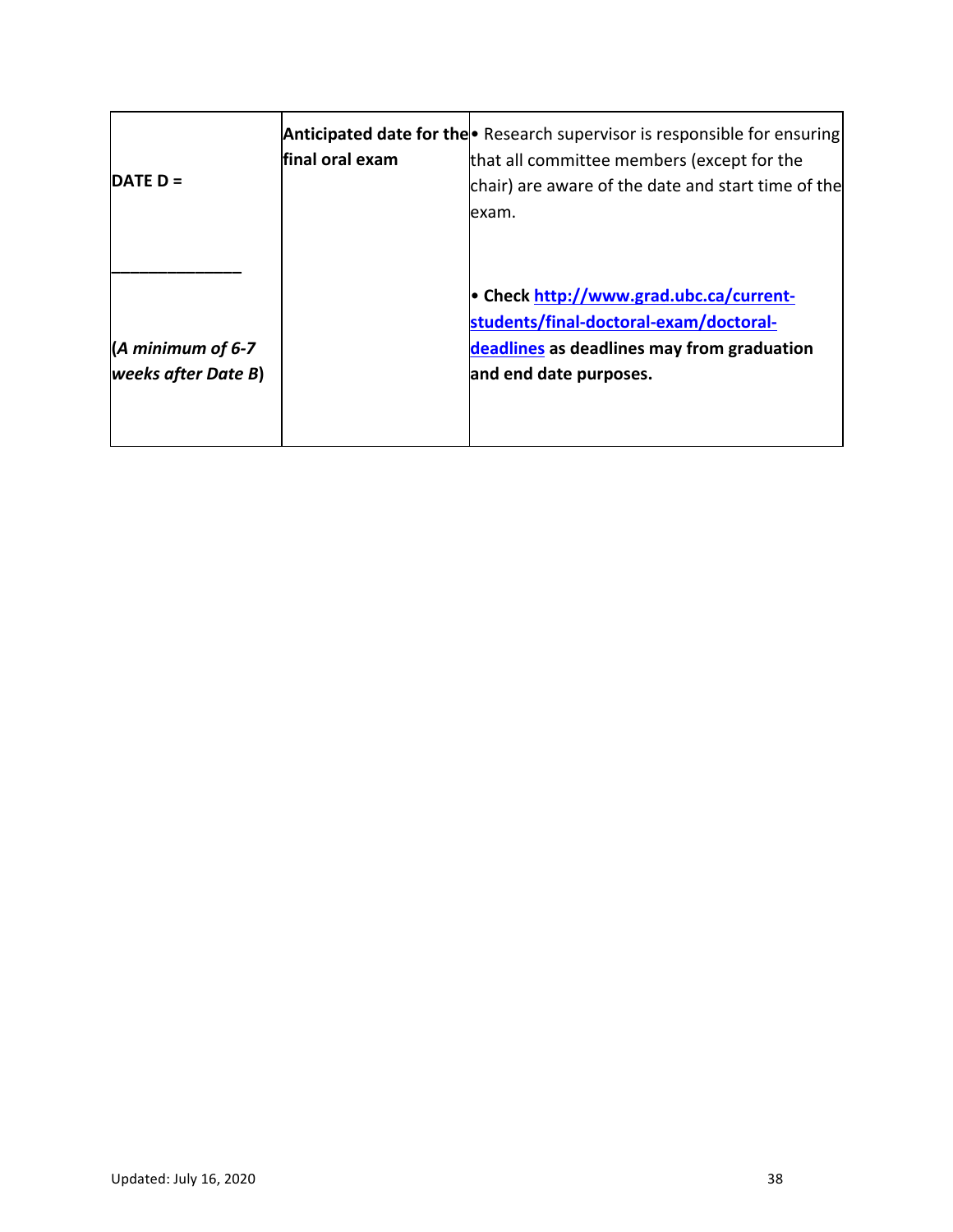| | | |
|---|---|---|
| **DATE D =** <br><br> **_______________** <br><br> **(*A minimum of 6-7 weeks after Date B*)** | **Anticipated date for the final oral exam** | • Research supervisor is responsible for ensuring that all committee members (except for the chair) are aware of the date and start time of the exam. <br><br> **• Check [http://www.grad.ubc.ca/current-students/final-doctoral-exam/doctoral-deadlines](http://www.grad.ubc.ca/current-students/final-doctoral-exam/doctoral-deadlines) as deadlines may from graduation and end date purposes.** |

Updated: July 16, 2020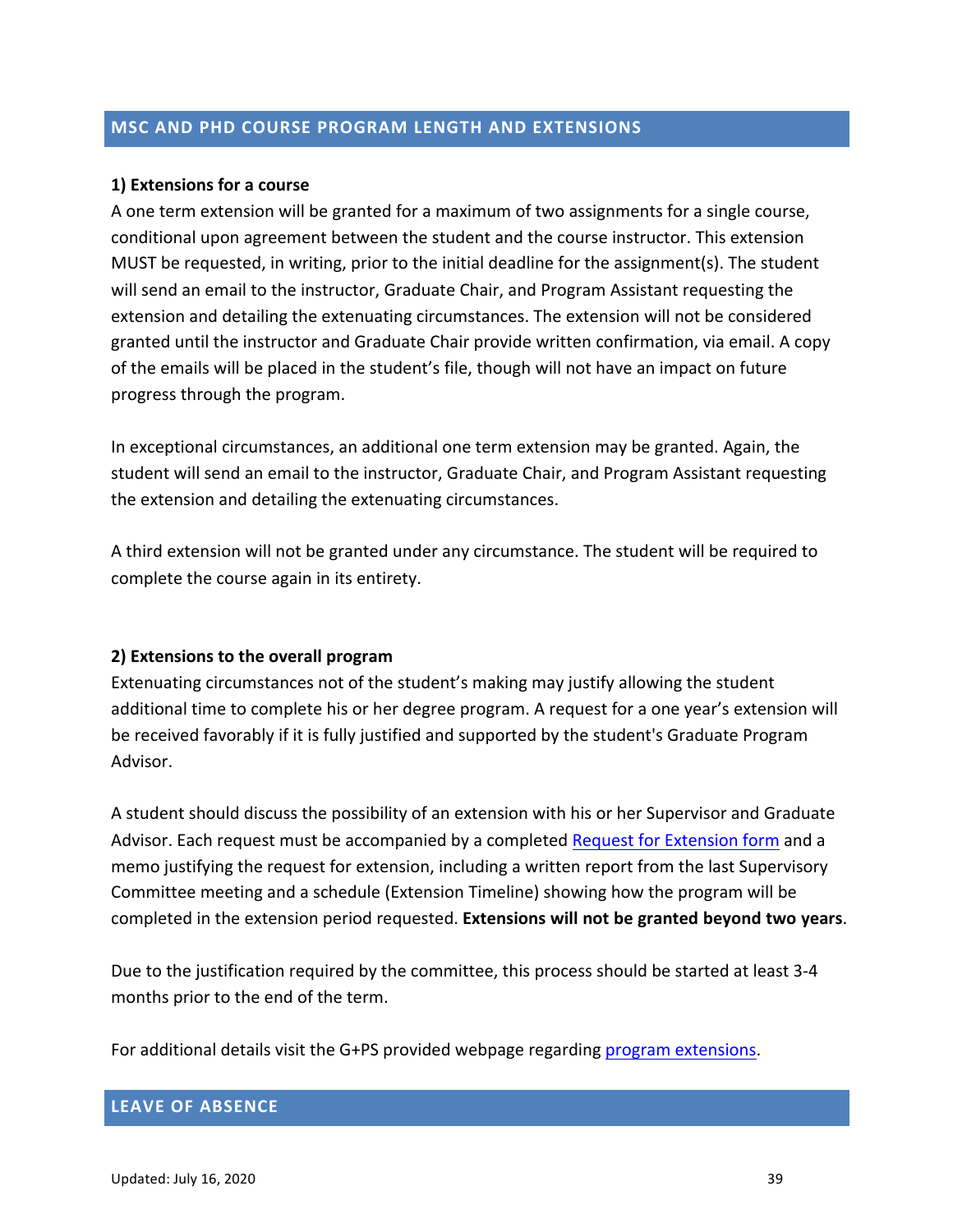## MSC AND PHD COURSE PROGRAM LENGTH AND EXTENSIONS

**1) Extensions for a course**

A one term extension will be granted for a maximum of two assignments for a single course, conditional upon agreement between the student and the course instructor. This extension MUST be requested, in writing, prior to the initial deadline for the assignment(s). The student will send an email to the instructor, Graduate Chair, and Program Assistant requesting the extension and detailing the extenuating circumstances. The extension will not be considered granted until the instructor and Graduate Chair provide written confirmation, via email. A copy of the emails will be placed in the student's file, though will not have an impact on future progress through the program.

In exceptional circumstances, an additional one term extension may be granted. Again, the student will send an email to the instructor, Graduate Chair, and Program Assistant requesting the extension and detailing the extenuating circumstances.

A third extension will not be granted under any circumstance. The student will be required to complete the course again in its entirety.

**2) Extensions to the overall program**

Extenuating circumstances not of the student's making may justify allowing the student additional time to complete his or her degree program. A request for a one year's extension will be received favorably if it is fully justified and supported by the student's Graduate Program Advisor.

A student should discuss the possibility of an extension with his or her Supervisor and Graduate Advisor. Each request must be accompanied by a completed Request for Extension form and a memo justifying the request for extension, including a written report from the last Supervisory Committee meeting and a schedule (Extension Timeline) showing how the program will be completed in the extension period requested. **Extensions will not be granted beyond two years**.

Due to the justification required by the committee, this process should be started at least 3-4 months prior to the end of the term.

For additional details visit the G+PS provided webpage regarding program extensions.

## LEAVE OF ABSENCE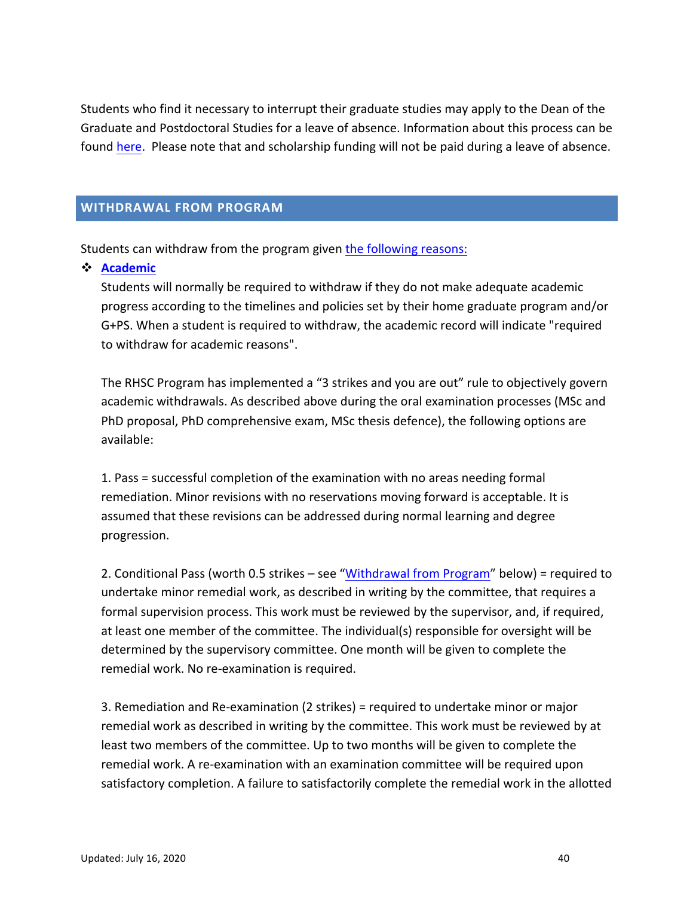Students who find it necessary to interrupt their graduate studies may apply to the Dean of the Graduate and Postdoctoral Studies for a leave of absence. Information about this process can be found here. Please note that and scholarship funding will not be paid during a leave of absence.

## WITHDRAWAL FROM PROGRAM

Students can withdraw from the program given the following reasons:

❖ **Academic**

Students will normally be required to withdraw if they do not make adequate academic progress according to the timelines and policies set by their home graduate program and/or G+PS. When a student is required to withdraw, the academic record will indicate "required to withdraw for academic reasons".

The RHSC Program has implemented a "3 strikes and you are out" rule to objectively govern academic withdrawals. As described above during the oral examination processes (MSc and PhD proposal, PhD comprehensive exam, MSc thesis defence), the following options are available:

1. Pass = successful completion of the examination with no areas needing formal remediation. Minor revisions with no reservations moving forward is acceptable. It is assumed that these revisions can be addressed during normal learning and degree progression.

2. Conditional Pass (worth 0.5 strikes – see "Withdrawal from Program" below) = required to undertake minor remedial work, as described in writing by the committee, that requires a formal supervision process. This work must be reviewed by the supervisor, and, if required, at least one member of the committee. The individual(s) responsible for oversight will be determined by the supervisory committee. One month will be given to complete the remedial work. No re-examination is required.

3. Remediation and Re-examination (2 strikes) = required to undertake minor or major remedial work as described in writing by the committee. This work must be reviewed by at least two members of the committee. Up to two months will be given to complete the remedial work. A re-examination with an examination committee will be required upon satisfactory completion. A failure to satisfactorily complete the remedial work in the allotted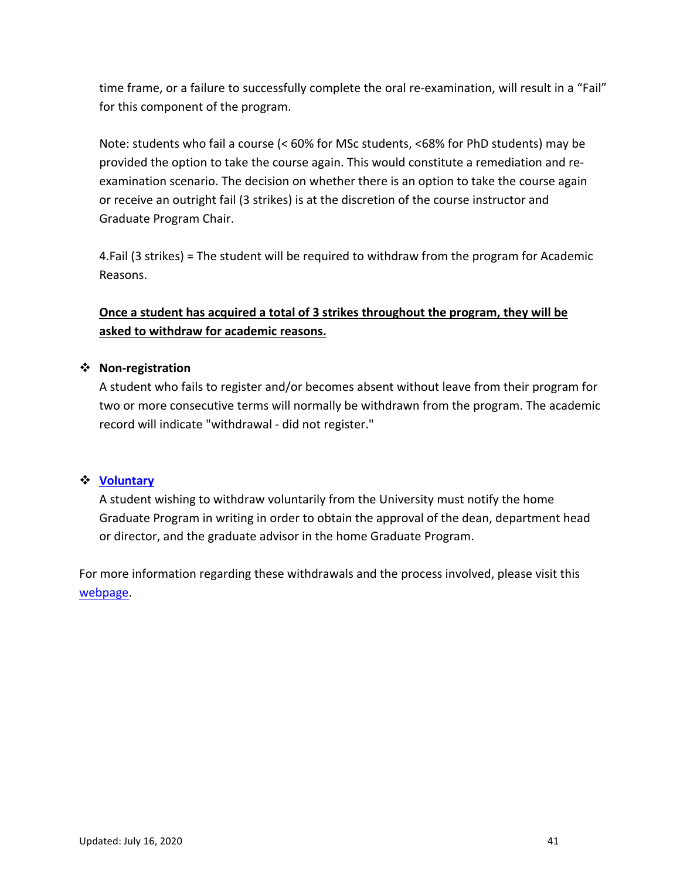time frame, or a failure to successfully complete the oral re-examination, will result in a "Fail" for this component of the program.

Note: students who fail a course (< 60% for MSc students, <68% for PhD students) may be provided the option to take the course again. This would constitute a remediation and re-examination scenario. The decision on whether there is an option to take the course again or receive an outright fail (3 strikes) is at the discretion of the course instructor and Graduate Program Chair.

4.Fail (3 strikes) = The student will be required to withdraw from the program for Academic Reasons.

<u>**Once a student has acquired a total of 3 strikes throughout the program, they will be asked to withdraw for academic reasons.**</u>

- **Non-registration**

  A student who fails to register and/or becomes absent without leave from their program for two or more consecutive terms will normally be withdrawn from the program. The academic record will indicate "withdrawal - did not register."

- **Voluntary**

  A student wishing to withdraw voluntarily from the University must notify the home Graduate Program in writing in order to obtain the approval of the dean, department head or director, and the graduate advisor in the home Graduate Program.

For more information regarding these withdrawals and the process involved, please visit this webpage.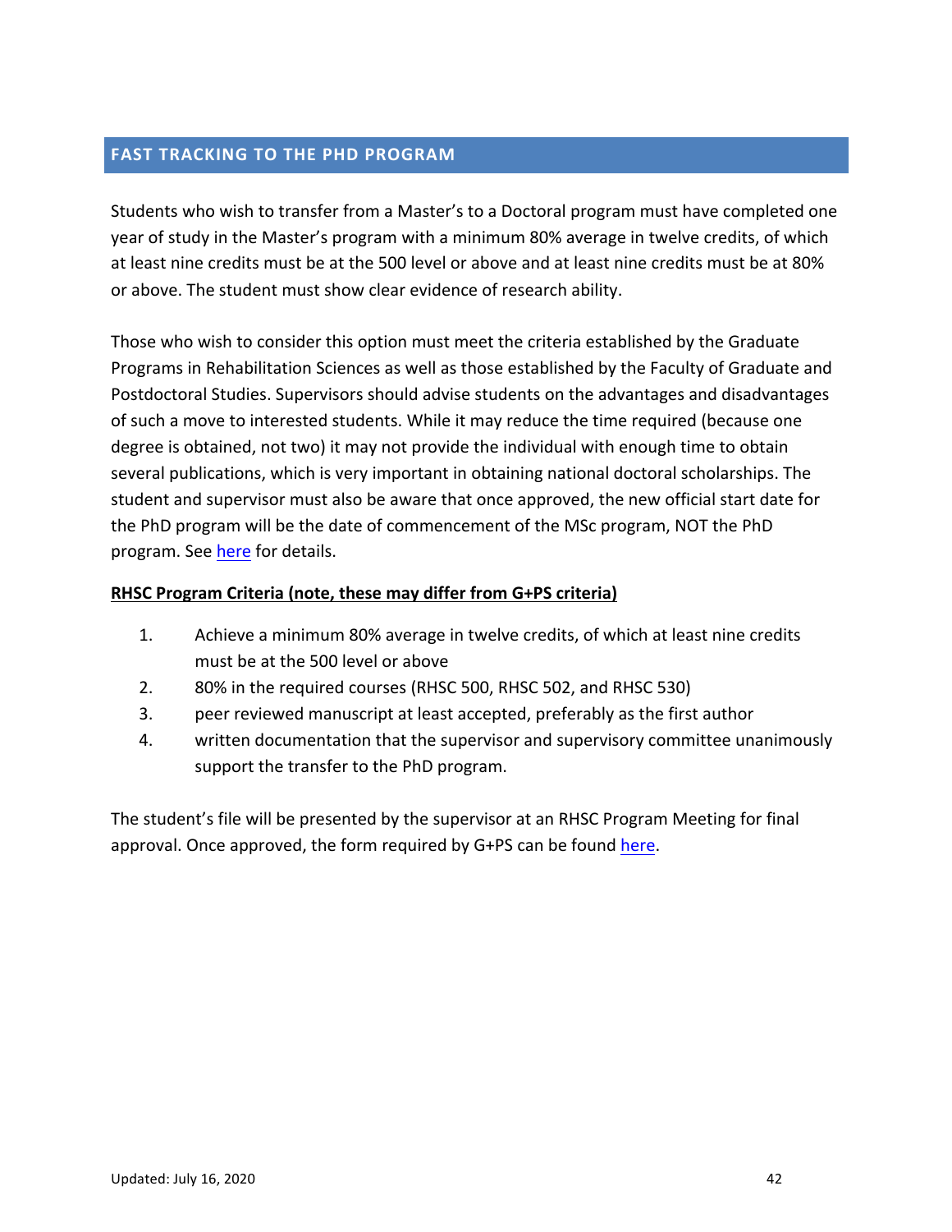## FAST TRACKING TO THE PHD PROGRAM

Students who wish to transfer from a Master's to a Doctoral program must have completed one year of study in the Master's program with a minimum 80% average in twelve credits, of which at least nine credits must be at the 500 level or above and at least nine credits must be at 80% or above. The student must show clear evidence of research ability.

Those who wish to consider this option must meet the criteria established by the Graduate Programs in Rehabilitation Sciences as well as those established by the Faculty of Graduate and Postdoctoral Studies. Supervisors should advise students on the advantages and disadvantages of such a move to interested students. While it may reduce the time required (because one degree is obtained, not two) it may not provide the individual with enough time to obtain several publications, which is very important in obtaining national doctoral scholarships. The student and supervisor must also be aware that once approved, the new official start date for the PhD program will be the date of commencement of the MSc program, NOT the PhD program. See here for details.

**RHSC Program Criteria (note, these may differ from G+PS criteria)**

1. Achieve a minimum 80% average in twelve credits, of which at least nine credits must be at the 500 level or above
2. 80% in the required courses (RHSC 500, RHSC 502, and RHSC 530)
3. peer reviewed manuscript at least accepted, preferably as the first author
4. written documentation that the supervisor and supervisory committee unanimously support the transfer to the PhD program.

The student's file will be presented by the supervisor at an RHSC Program Meeting for final approval. Once approved, the form required by G+PS can be found here.

Updated: July 16, 2020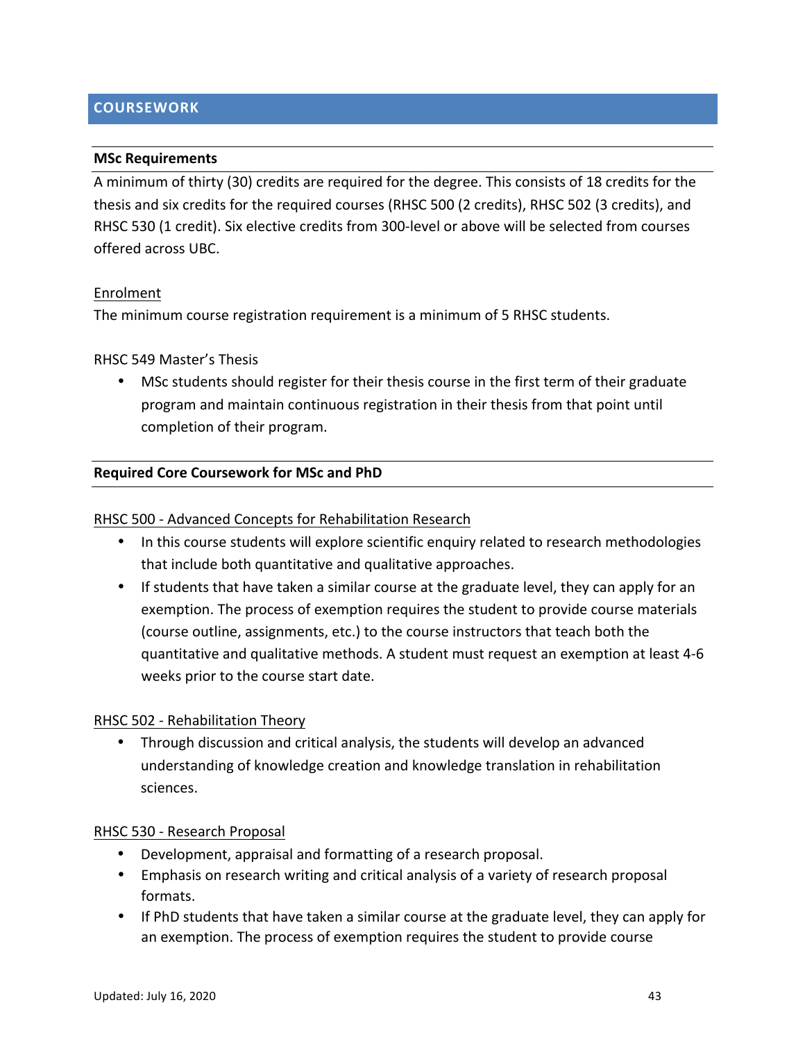## COURSEWORK

### MSc Requirements

A minimum of thirty (30) credits are required for the degree. This consists of 18 credits for the thesis and six credits for the required courses (RHSC 500 (2 credits), RHSC 502 (3 credits), and RHSC 530 (1 credit). Six elective credits from 300-level or above will be selected from courses offered across UBC.

Enrolment

The minimum course registration requirement is a minimum of 5 RHSC students.

RHSC 549 Master's Thesis

- MSc students should register for their thesis course in the first term of their graduate program and maintain continuous registration in their thesis from that point until completion of their program.

### Required Core Coursework for MSc and PhD

RHSC 500 - Advanced Concepts for Rehabilitation Research

- In this course students will explore scientific enquiry related to research methodologies that include both quantitative and qualitative approaches.
- If students that have taken a similar course at the graduate level, they can apply for an exemption. The process of exemption requires the student to provide course materials (course outline, assignments, etc.) to the course instructors that teach both the quantitative and qualitative methods. A student must request an exemption at least 4-6 weeks prior to the course start date.

RHSC 502 - Rehabilitation Theory

- Through discussion and critical analysis, the students will develop an advanced understanding of knowledge creation and knowledge translation in rehabilitation sciences.

RHSC 530 - Research Proposal

- Development, appraisal and formatting of a research proposal.
- Emphasis on research writing and critical analysis of a variety of research proposal formats.
- If PhD students that have taken a similar course at the graduate level, they can apply for an exemption. The process of exemption requires the student to provide course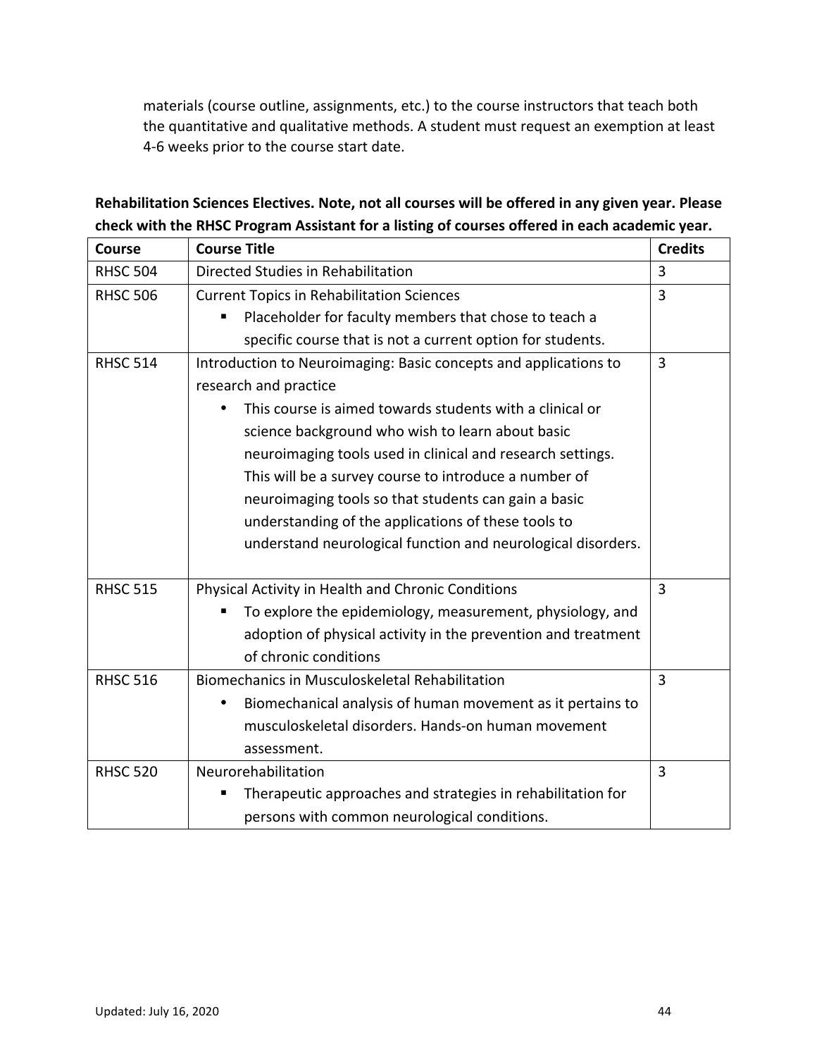materials (course outline, assignments, etc.) to the course instructors that teach both the quantitative and qualitative methods. A student must request an exemption at least 4-6 weeks prior to the course start date.

**Rehabilitation Sciences Electives. Note, not all courses will be offered in any given year. Please check with the RHSC Program Assistant for a listing of courses offered in each academic year.**

| Course | Course Title | Credits |
|---|---|---|
| RHSC 504 | Directed Studies in Rehabilitation | 3 |
| RHSC 506 | Current Topics in Rehabilitation Sciences<br>▪ Placeholder for faculty members that chose to teach a specific course that is not a current option for students. | 3 |
| RHSC 514 | Introduction to Neuroimaging: Basic concepts and applications to research and practice<br>• This course is aimed towards students with a clinical or science background who wish to learn about basic neuroimaging tools used in clinical and research settings. This will be a survey course to introduce a number of neuroimaging tools so that students can gain a basic understanding of the applications of these tools to understand neurological function and neurological disorders. | 3 |
| RHSC 515 | Physical Activity in Health and Chronic Conditions<br>▪ To explore the epidemiology, measurement, physiology, and adoption of physical activity in the prevention and treatment of chronic conditions | 3 |
| RHSC 516 | Biomechanics in Musculoskeletal Rehabilitation<br>• Biomechanical analysis of human movement as it pertains to musculoskeletal disorders. Hands-on human movement assessment. | 3 |
| RHSC 520 | Neurorehabilitation<br>▪ Therapeutic approaches and strategies in rehabilitation for persons with common neurological conditions. | 3 |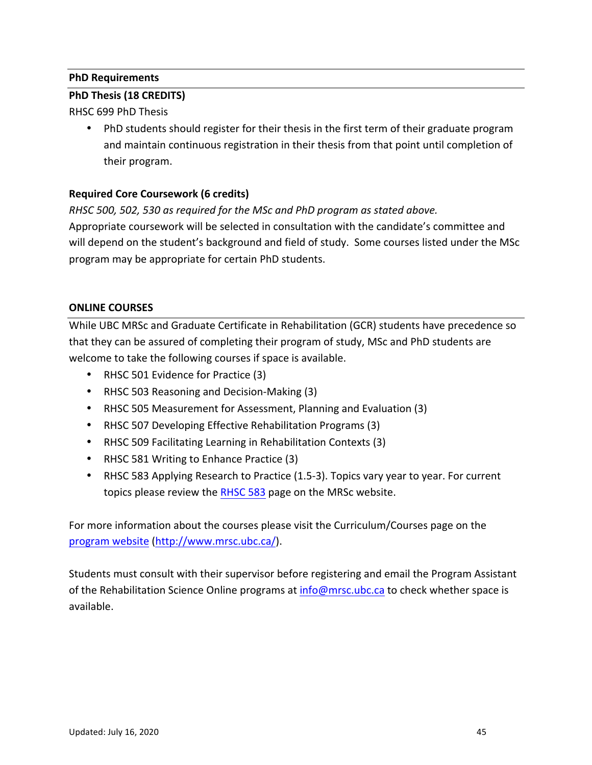## PhD Requirements

### PhD Thesis (18 CREDITS)

RHSC 699 PhD Thesis

- PhD students should register for their thesis in the first term of their graduate program and maintain continuous registration in their thesis from that point until completion of their program.

### Required Core Coursework (6 credits)

*RHSC 500, 502, 530 as required for the MSc and PhD program as stated above.*

Appropriate coursework will be selected in consultation with the candidate's committee and will depend on the student's background and field of study. Some courses listed under the MSc program may be appropriate for certain PhD students.

## ONLINE COURSES

While UBC MRSc and Graduate Certificate in Rehabilitation (GCR) students have precedence so that they can be assured of completing their program of study, MSc and PhD students are welcome to take the following courses if space is available.

- RHSC 501 Evidence for Practice (3)
- RHSC 503 Reasoning and Decision-Making (3)
- RHSC 505 Measurement for Assessment, Planning and Evaluation (3)
- RHSC 507 Developing Effective Rehabilitation Programs (3)
- RHSC 509 Facilitating Learning in Rehabilitation Contexts (3)
- RHSC 581 Writing to Enhance Practice (3)
- RHSC 583 Applying Research to Practice (1.5-3). Topics vary year to year. For current topics please review the RHSC 583 page on the MRSc website.

For more information about the courses please visit the Curriculum/Courses page on the program website (http://www.mrsc.ubc.ca/).

Students must consult with their supervisor before registering and email the Program Assistant of the Rehabilitation Science Online programs at info@mrsc.ubc.ca to check whether space is available.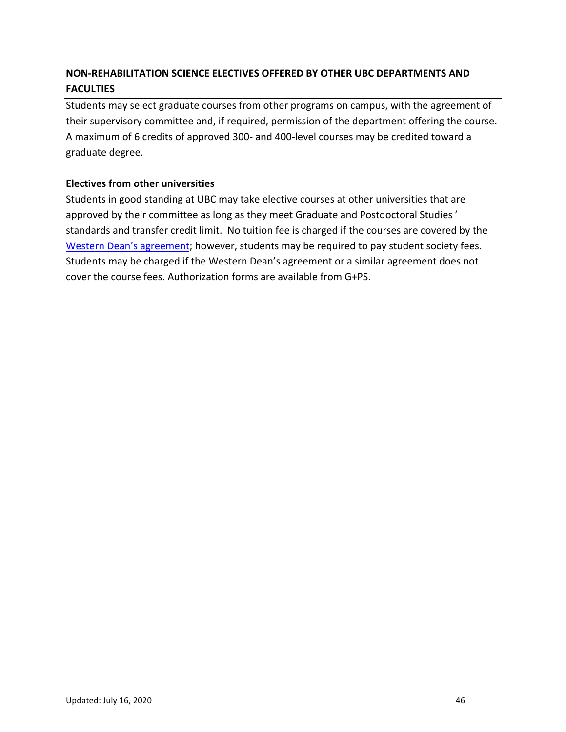## NON-REHABILITATION SCIENCE ELECTIVES OFFERED BY OTHER UBC DEPARTMENTS AND FACULTIES

Students may select graduate courses from other programs on campus, with the agreement of their supervisory committee and, if required, permission of the department offering the course. A maximum of 6 credits of approved 300- and 400-level courses may be credited toward a graduate degree.

### Electives from other universities

Students in good standing at UBC may take elective courses at other universities that are approved by their committee as long as they meet Graduate and Postdoctoral Studies' standards and transfer credit limit. No tuition fee is charged if the courses are covered by the Western Dean's agreement; however, students may be required to pay student society fees. Students may be charged if the Western Dean's agreement or a similar agreement does not cover the course fees. Authorization forms are available from G+PS.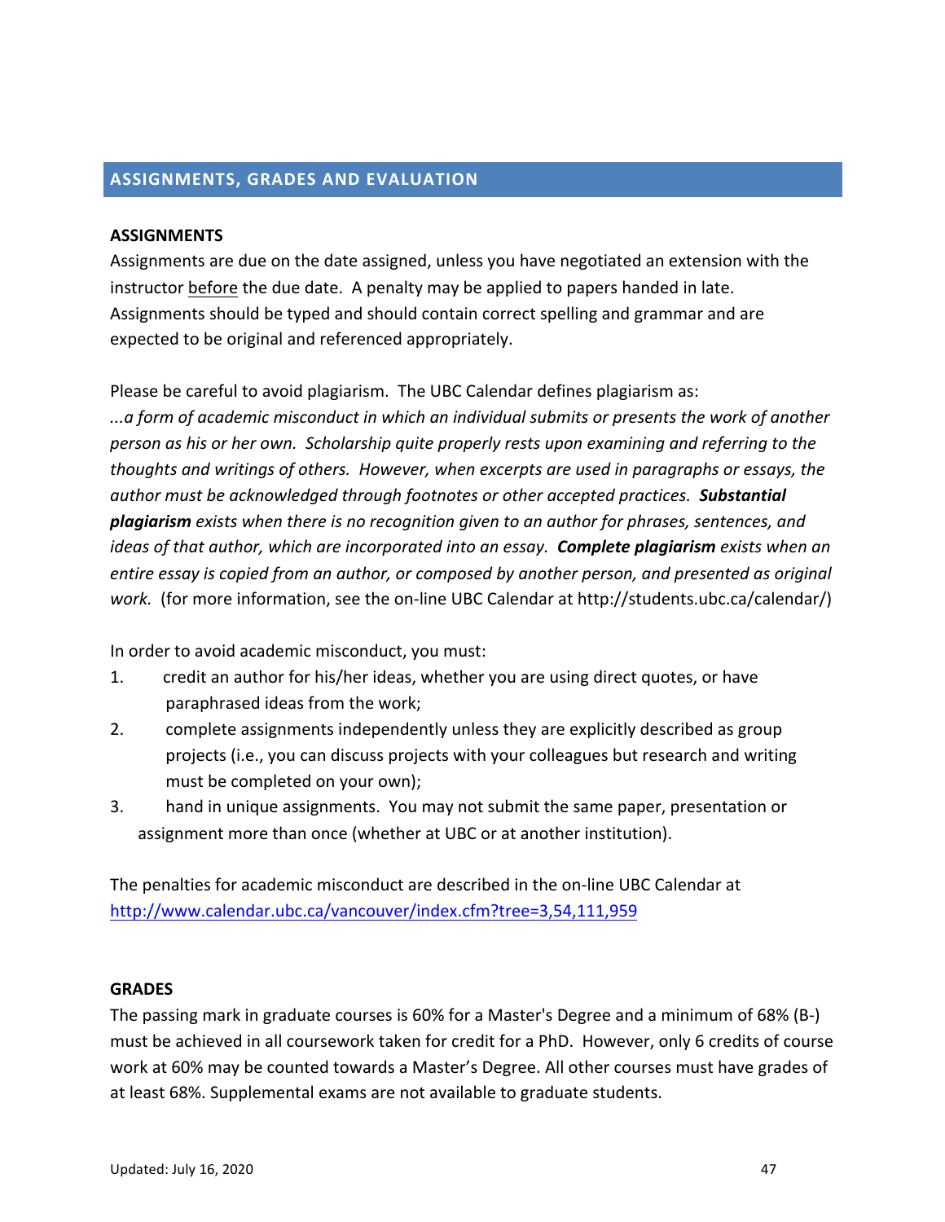## ASSIGNMENTS, GRADES AND EVALUATION

### ASSIGNMENTS

Assignments are due on the date assigned, unless you have negotiated an extension with the instructor <u>before</u> the due date. A penalty may be applied to papers handed in late. Assignments should be typed and should contain correct spelling and grammar and are expected to be original and referenced appropriately.

Please be careful to avoid plagiarism. The UBC Calendar defines plagiarism as:
*...a form of academic misconduct in which an individual submits or presents the work of another person as his or her own. Scholarship quite properly rests upon examining and referring to the thoughts and writings of others. However, when excerpts are used in paragraphs or essays, the author must be acknowledged through footnotes or other accepted practices.* ***Substantial plagiarism*** *exists when there is no recognition given to an author for phrases, sentences, and ideas of that author, which are incorporated into an essay.* ***Complete plagiarism*** *exists when an entire essay is copied from an author, or composed by another person, and presented as original work.* (for more information, see the on-line UBC Calendar at http://students.ubc.ca/calendar/)

In order to avoid academic misconduct, you must:

1. credit an author for his/her ideas, whether you are using direct quotes, or have paraphrased ideas from the work;
2. complete assignments independently unless they are explicitly described as group projects (i.e., you can discuss projects with your colleagues but research and writing must be completed on your own);
3. hand in unique assignments. You may not submit the same paper, presentation or assignment more than once (whether at UBC or at another institution).

The penalties for academic misconduct are described in the on-line UBC Calendar at [http://www.calendar.ubc.ca/vancouver/index.cfm?tree=3,54,111,959](http://www.calendar.ubc.ca/vancouver/index.cfm?tree=3,54,111,959)

### GRADES

The passing mark in graduate courses is 60% for a Master's Degree and a minimum of 68% (B-) must be achieved in all coursework taken for credit for a PhD. However, only 6 credits of course work at 60% may be counted towards a Master's Degree. All other courses must have grades of at least 68%. Supplemental exams are not available to graduate students.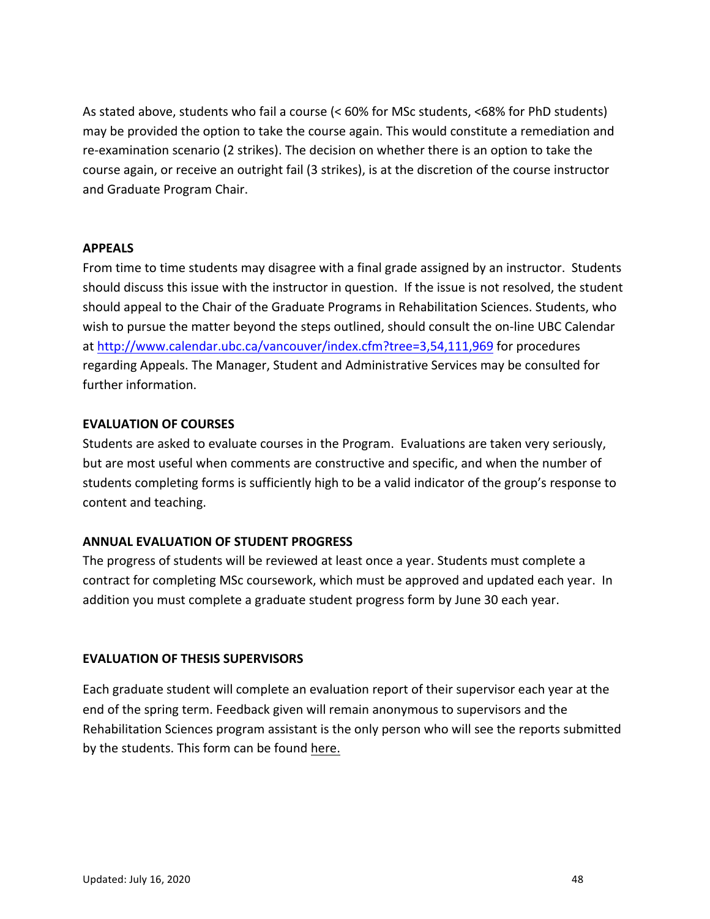As stated above, students who fail a course (< 60% for MSc students, <68% for PhD students) may be provided the option to take the course again. This would constitute a remediation and re-examination scenario (2 strikes). The decision on whether there is an option to take the course again, or receive an outright fail (3 strikes), is at the discretion of the course instructor and Graduate Program Chair.

## APPEALS

From time to time students may disagree with a final grade assigned by an instructor. Students should discuss this issue with the instructor in question. If the issue is not resolved, the student should appeal to the Chair of the Graduate Programs in Rehabilitation Sciences. Students, who wish to pursue the matter beyond the steps outlined, should consult the on-line UBC Calendar at http://www.calendar.ubc.ca/vancouver/index.cfm?tree=3,54,111,969 for procedures regarding Appeals. The Manager, Student and Administrative Services may be consulted for further information.

## EVALUATION OF COURSES

Students are asked to evaluate courses in the Program. Evaluations are taken very seriously, but are most useful when comments are constructive and specific, and when the number of students completing forms is sufficiently high to be a valid indicator of the group's response to content and teaching.

## ANNUAL EVALUATION OF STUDENT PROGRESS

The progress of students will be reviewed at least once a year. Students must complete a contract for completing MSc coursework, which must be approved and updated each year. In addition you must complete a graduate student progress form by June 30 each year.

## EVALUATION OF THESIS SUPERVISORS

Each graduate student will complete an evaluation report of their supervisor each year at the end of the spring term. Feedback given will remain anonymous to supervisors and the Rehabilitation Sciences program assistant is the only person who will see the reports submitted by the students. This form can be found here.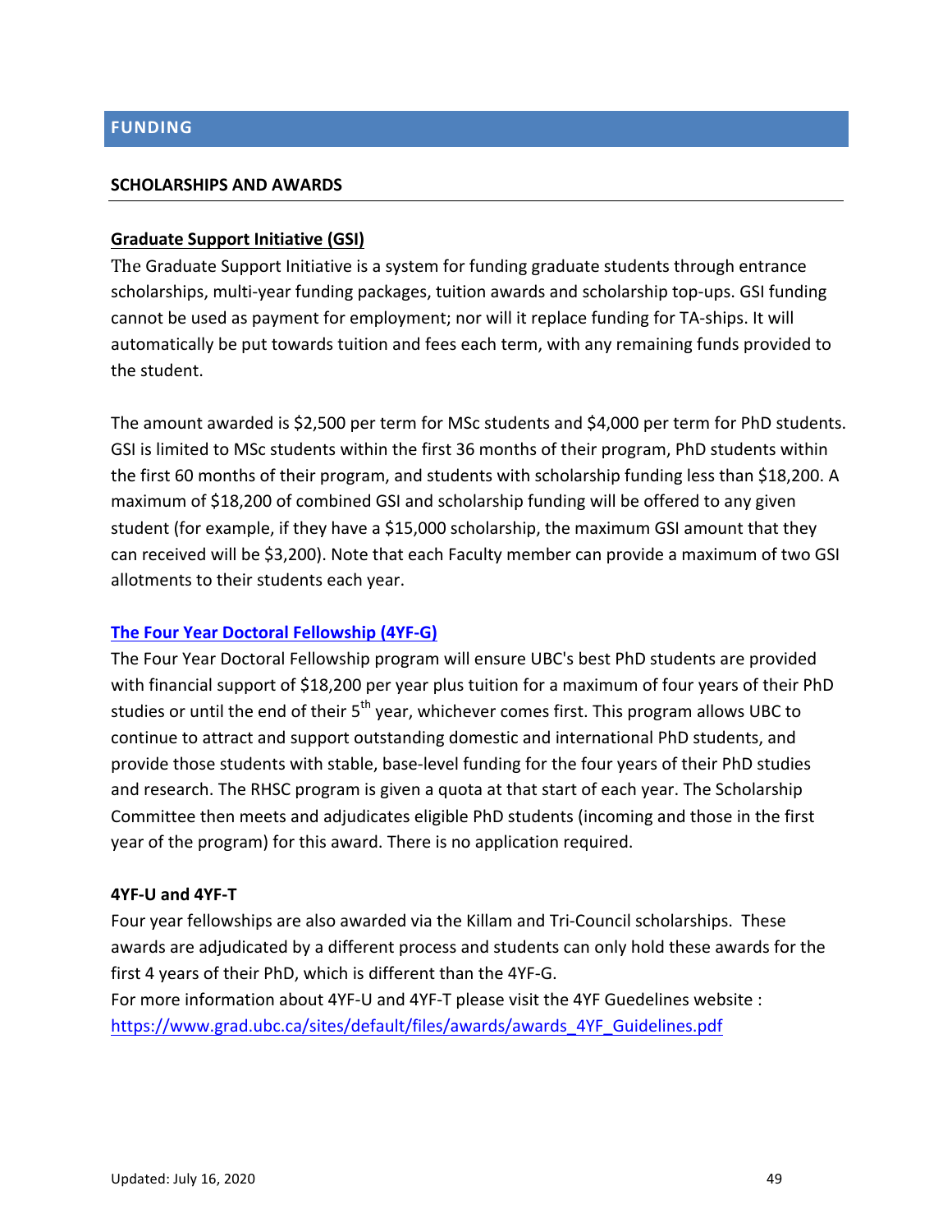# FUNDING

## SCHOLARSHIPS AND AWARDS

### Graduate Support Initiative (GSI)

The Graduate Support Initiative is a system for funding graduate students through entrance scholarships, multi-year funding packages, tuition awards and scholarship top-ups. GSI funding cannot be used as payment for employment; nor will it replace funding for TA-ships. It will automatically be put towards tuition and fees each term, with any remaining funds provided to the student.

The amount awarded is $2,500 per term for MSc students and $4,000 per term for PhD students. GSI is limited to MSc students within the first 36 months of their program, PhD students within the first 60 months of their program, and students with scholarship funding less than $18,200. A maximum of $18,200 of combined GSI and scholarship funding will be offered to any given student (for example, if they have a $15,000 scholarship, the maximum GSI amount that they can received will be $3,200). Note that each Faculty member can provide a maximum of two GSI allotments to their students each year.

### The Four Year Doctoral Fellowship (4YF-G)

The Four Year Doctoral Fellowship program will ensure UBC's best PhD students are provided with financial support of $18,200 per year plus tuition for a maximum of four years of their PhD studies or until the end of their 5th year, whichever comes first. This program allows UBC to continue to attract and support outstanding domestic and international PhD students, and provide those students with stable, base-level funding for the four years of their PhD studies and research. The RHSC program is given a quota at that start of each year. The Scholarship Committee then meets and adjudicates eligible PhD students (incoming and those in the first year of the program) for this award. There is no application required.

**4YF-U and 4YF-T**

Four year fellowships are also awarded via the Killam and Tri-Council scholarships. These awards are adjudicated by a different process and students can only hold these awards for the first 4 years of their PhD, which is different than the 4YF-G.

For more information about 4YF-U and 4YF-T please visit the 4YF Guedelines website : https://www.grad.ubc.ca/sites/default/files/awards/awards_4YF_Guidelines.pdf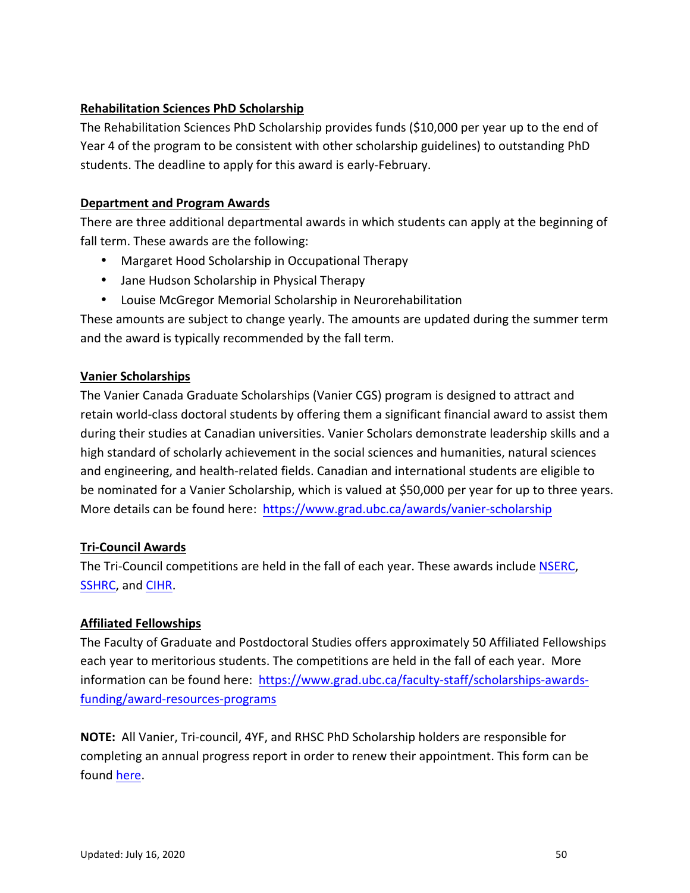**Rehabilitation Sciences PhD Scholarship**

The Rehabilitation Sciences PhD Scholarship provides funds ($10,000 per year up to the end of Year 4 of the program to be consistent with other scholarship guidelines) to outstanding PhD students. The deadline to apply for this award is early-February.

**Department and Program Awards**

There are three additional departmental awards in which students can apply at the beginning of fall term. These awards are the following:

- Margaret Hood Scholarship in Occupational Therapy
- Jane Hudson Scholarship in Physical Therapy
- Louise McGregor Memorial Scholarship in Neurorehabilitation

These amounts are subject to change yearly. The amounts are updated during the summer term and the award is typically recommended by the fall term.

**Vanier Scholarships**

The Vanier Canada Graduate Scholarships (Vanier CGS) program is designed to attract and retain world-class doctoral students by offering them a significant financial award to assist them during their studies at Canadian universities. Vanier Scholars demonstrate leadership skills and a high standard of scholarly achievement in the social sciences and humanities, natural sciences and engineering, and health-related fields. Canadian and international students are eligible to be nominated for a Vanier Scholarship, which is valued at $50,000 per year for up to three years. More details can be found here: https://www.grad.ubc.ca/awards/vanier-scholarship

**Tri-Council Awards**

The Tri-Council competitions are held in the fall of each year. These awards include NSERC, SSHRC, and CIHR.

**Affiliated Fellowships**

The Faculty of Graduate and Postdoctoral Studies offers approximately 50 Affiliated Fellowships each year to meritorious students. The competitions are held in the fall of each year. More information can be found here: https://www.grad.ubc.ca/faculty-staff/scholarships-awards-funding/award-resources-programs

**NOTE:** All Vanier, Tri-council, 4YF, and RHSC PhD Scholarship holders are responsible for completing an annual progress report in order to renew their appointment. This form can be found here.

Updated: July 16, 2020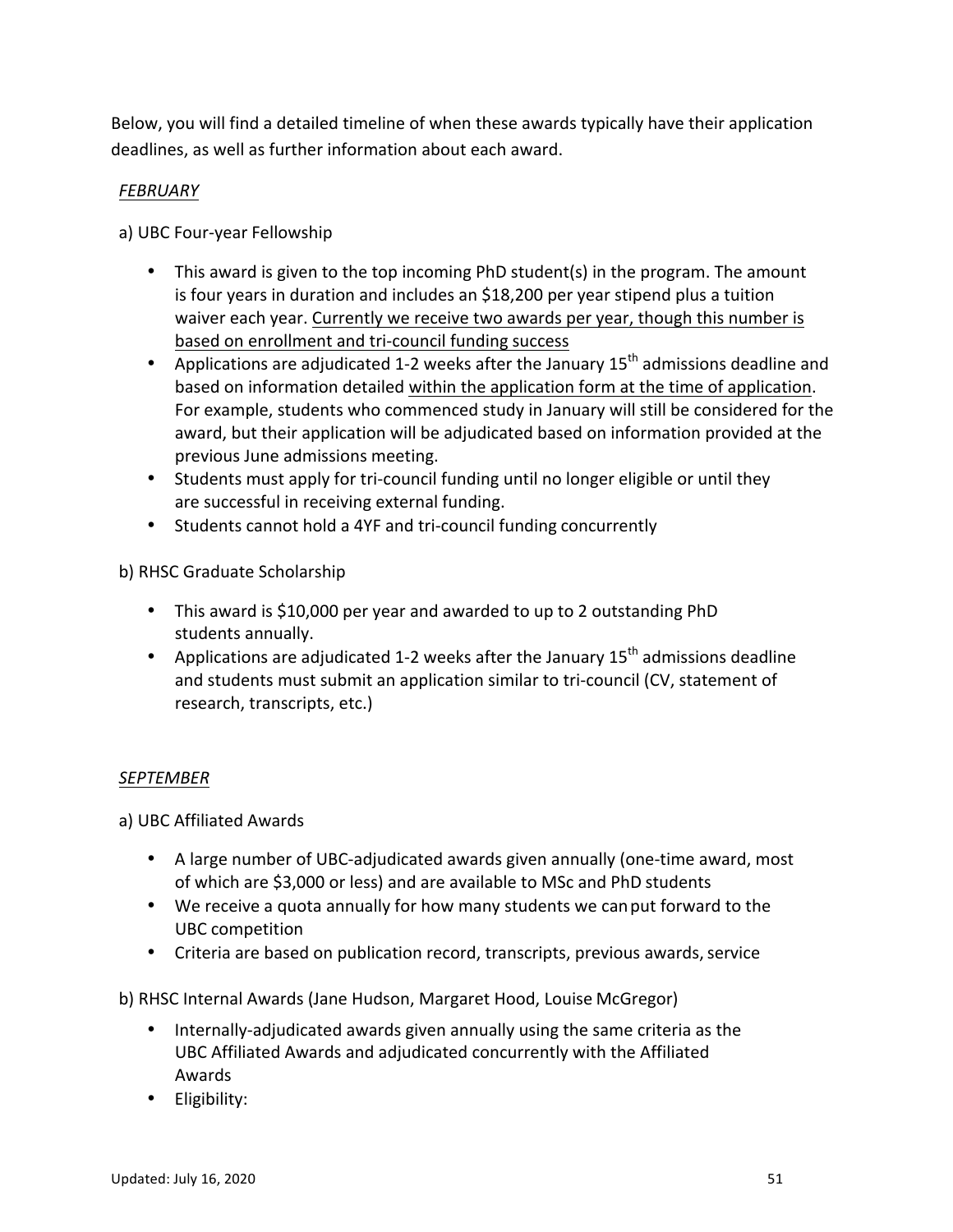Below, you will find a detailed timeline of when these awards typically have their application deadlines, as well as further information about each award.

*FEBRUARY*

a) UBC Four-year Fellowship

- This award is given to the top incoming PhD student(s) in the program. The amount is four years in duration and includes an $18,200 per year stipend plus a tuition waiver each year. Currently we receive two awards per year, though this number is based on enrollment and tri-council funding success
- Applications are adjudicated 1-2 weeks after the January 15th admissions deadline and based on information detailed within the application form at the time of application. For example, students who commenced study in January will still be considered for the award, but their application will be adjudicated based on information provided at the previous June admissions meeting.
- Students must apply for tri-council funding until no longer eligible or until they are successful in receiving external funding.
- Students cannot hold a 4YF and tri-council funding concurrently

b) RHSC Graduate Scholarship

- This award is $10,000 per year and awarded to up to 2 outstanding PhD students annually.
- Applications are adjudicated 1-2 weeks after the January 15th admissions deadline and students must submit an application similar to tri-council (CV, statement of research, transcripts, etc.)

*SEPTEMBER*

a) UBC Affiliated Awards

- A large number of UBC-adjudicated awards given annually (one-time award, most of which are $3,000 or less) and are available to MSc and PhD students
- We receive a quota annually for how many students we can put forward to the UBC competition
- Criteria are based on publication record, transcripts, previous awards, service

b) RHSC Internal Awards (Jane Hudson, Margaret Hood, Louise McGregor)

- Internally-adjudicated awards given annually using the same criteria as the UBC Affiliated Awards and adjudicated concurrently with the Affiliated Awards
- Eligibility: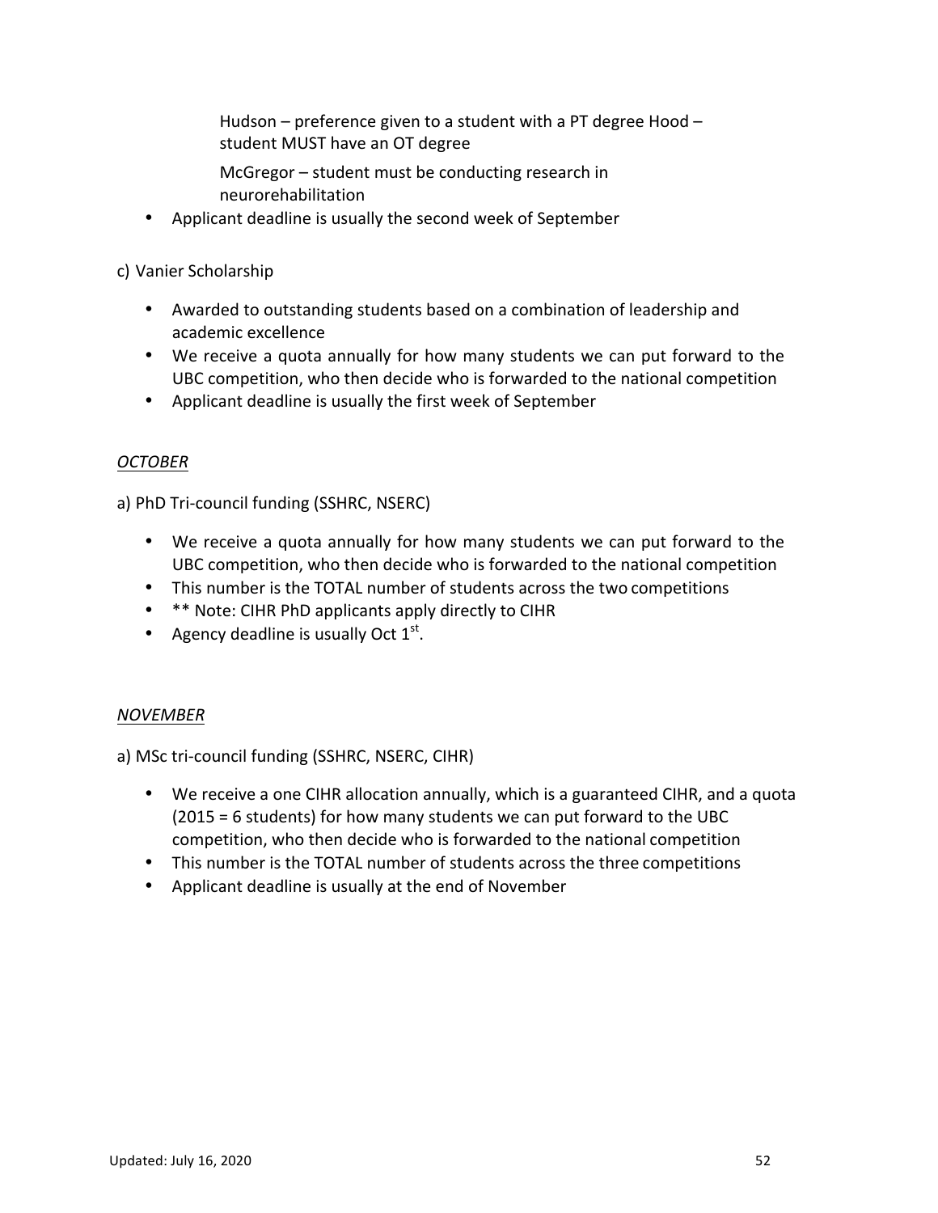Hudson – preference given to a student with a PT degree Hood – student MUST have an OT degree

McGregor – student must be conducting research in neurorehabilitation

- Applicant deadline is usually the second week of September

c) Vanier Scholarship

- Awarded to outstanding students based on a combination of leadership and academic excellence
- We receive a quota annually for how many students we can put forward to the UBC competition, who then decide who is forwarded to the national competition
- Applicant deadline is usually the first week of September

*OCTOBER*

a) PhD Tri-council funding (SSHRC, NSERC)

- We receive a quota annually for how many students we can put forward to the UBC competition, who then decide who is forwarded to the national competition
- This number is the TOTAL number of students across the two competitions
- ** Note: CIHR PhD applicants apply directly to CIHR
- Agency deadline is usually Oct 1st.

*NOVEMBER*

a) MSc tri-council funding (SSHRC, NSERC, CIHR)

- We receive a one CIHR allocation annually, which is a guaranteed CIHR, and a quota (2015 = 6 students) for how many students we can put forward to the UBC competition, who then decide who is forwarded to the national competition
- This number is the TOTAL number of students across the three competitions
- Applicant deadline is usually at the end of November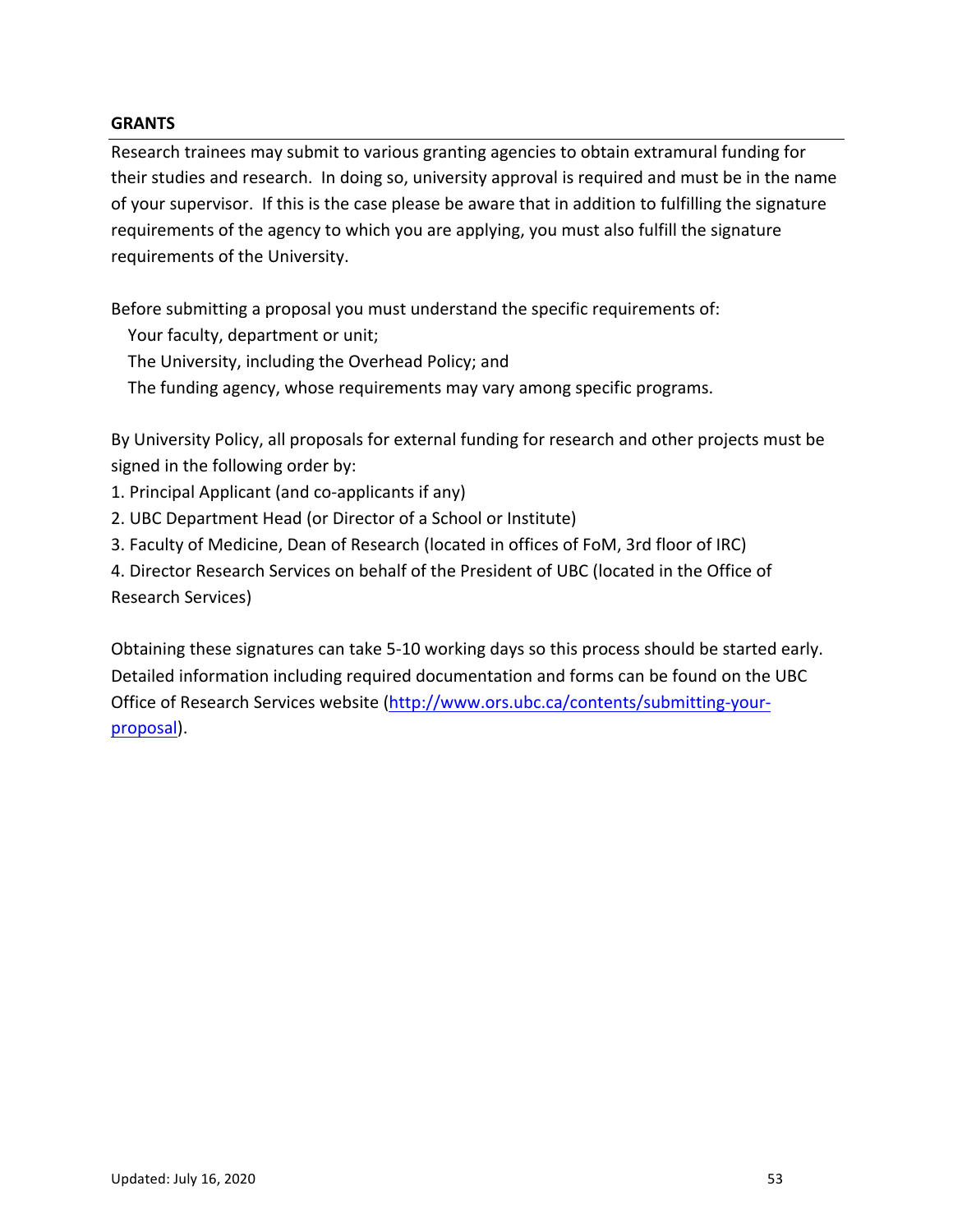## GRANTS

Research trainees may submit to various granting agencies to obtain extramural funding for their studies and research. In doing so, university approval is required and must be in the name of your supervisor. If this is the case please be aware that in addition to fulfilling the signature requirements of the agency to which you are applying, you must also fulfill the signature requirements of the University.

Before submitting a proposal you must understand the specific requirements of:

- Your faculty, department or unit;
- The University, including the Overhead Policy; and
- The funding agency, whose requirements may vary among specific programs.

By University Policy, all proposals for external funding for research and other projects must be signed in the following order by:

1. Principal Applicant (and co-applicants if any)
2. UBC Department Head (or Director of a School or Institute)
3. Faculty of Medicine, Dean of Research (located in offices of FoM, 3rd floor of IRC)
4. Director Research Services on behalf of the President of UBC (located in the Office of Research Services)

Obtaining these signatures can take 5-10 working days so this process should be started early. Detailed information including required documentation and forms can be found on the UBC Office of Research Services website (http://www.ors.ubc.ca/contents/submitting-your-proposal).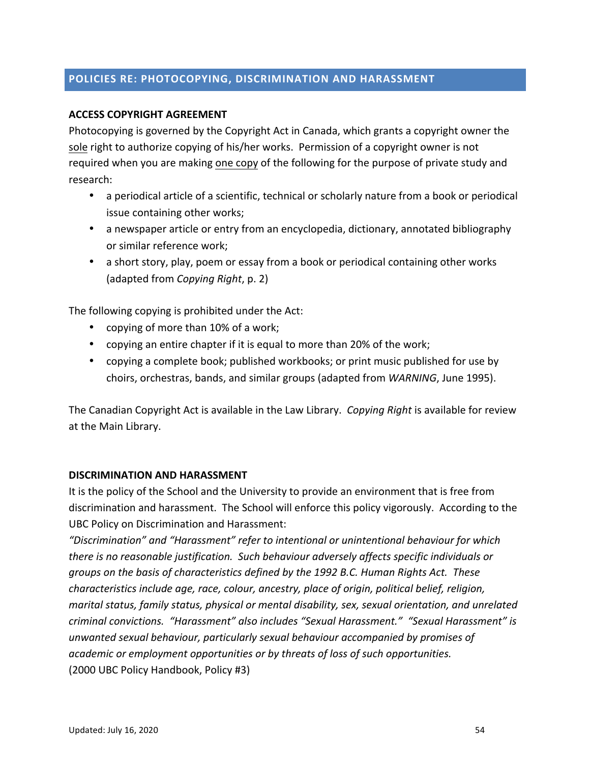## POLICIES RE: PHOTOCOPYING, DISCRIMINATION AND HARASSMENT

**ACCESS COPYRIGHT AGREEMENT**

Photocopying is governed by the Copyright Act in Canada, which grants a copyright owner the sole right to authorize copying of his/her works. Permission of a copyright owner is not required when you are making one copy of the following for the purpose of private study and research:

- a periodical article of a scientific, technical or scholarly nature from a book or periodical issue containing other works;
- a newspaper article or entry from an encyclopedia, dictionary, annotated bibliography or similar reference work;
- a short story, play, poem or essay from a book or periodical containing other works (adapted from *Copying Right*, p. 2)

The following copying is prohibited under the Act:

- copying of more than 10% of a work;
- copying an entire chapter if it is equal to more than 20% of the work;
- copying a complete book; published workbooks; or print music published for use by choirs, orchestras, bands, and similar groups (adapted from *WARNING*, June 1995).

The Canadian Copyright Act is available in the Law Library. *Copying Right* is available for review at the Main Library.

**DISCRIMINATION AND HARASSMENT**

It is the policy of the School and the University to provide an environment that is free from discrimination and harassment. The School will enforce this policy vigorously. According to the UBC Policy on Discrimination and Harassment:

*"Discrimination" and "Harassment" refer to intentional or unintentional behaviour for which there is no reasonable justification. Such behaviour adversely affects specific individuals or groups on the basis of characteristics defined by the 1992 B.C. Human Rights Act. These characteristics include age, race, colour, ancestry, place of origin, political belief, religion, marital status, family status, physical or mental disability, sex, sexual orientation, and unrelated criminal convictions. "Harassment" also includes "Sexual Harassment." "Sexual Harassment" is unwanted sexual behaviour, particularly sexual behaviour accompanied by promises of academic or employment opportunities or by threats of loss of such opportunities.*
(2000 UBC Policy Handbook, Policy #3)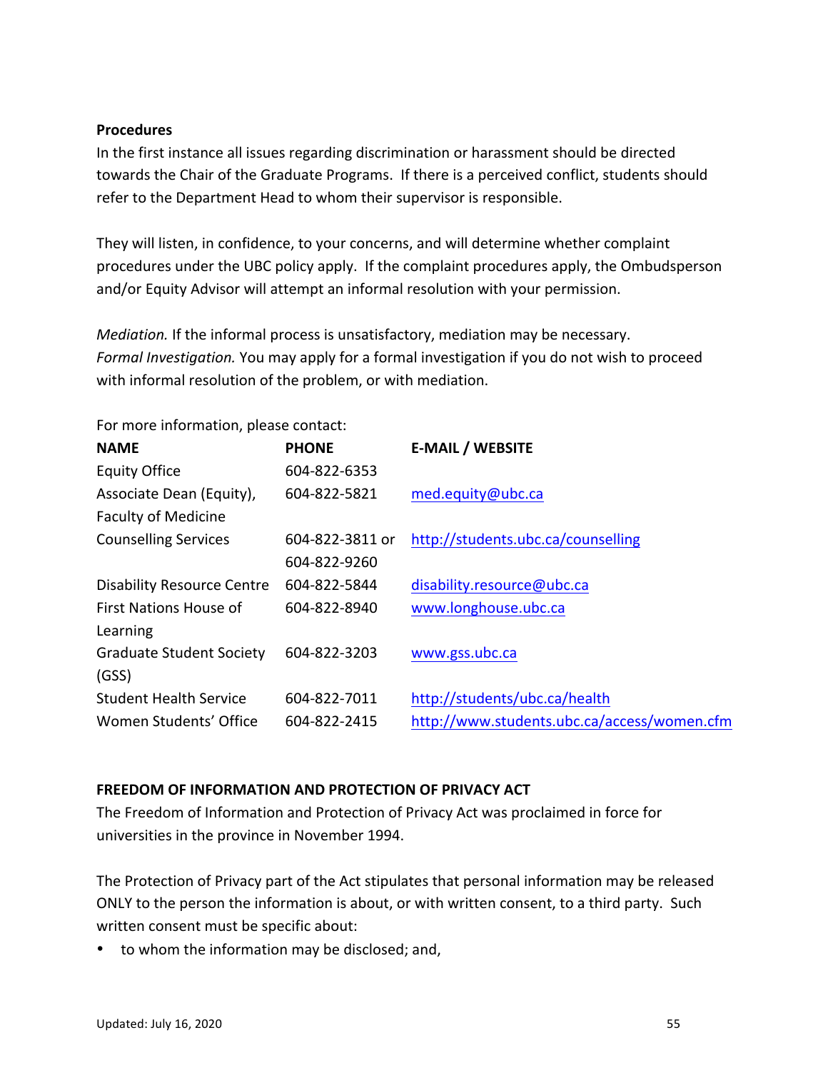**Procedures**

In the first instance all issues regarding discrimination or harassment should be directed towards the Chair of the Graduate Programs. If there is a perceived conflict, students should refer to the Department Head to whom their supervisor is responsible.

They will listen, in confidence, to your concerns, and will determine whether complaint procedures under the UBC policy apply. If the complaint procedures apply, the Ombudsperson and/or Equity Advisor will attempt an informal resolution with your permission.

*Mediation.* If the informal process is unsatisfactory, mediation may be necessary.
*Formal Investigation.* You may apply for a formal investigation if you do not wish to proceed with informal resolution of the problem, or with mediation.

For more information, please contact:

| NAME | PHONE | E-MAIL / WEBSITE |
|---|---|---|
| Equity Office | 604-822-6353 | |
| Associate Dean (Equity), Faculty of Medicine | 604-822-5821 | med.equity@ubc.ca |
| Counselling Services | 604-822-3811 or 604-822-9260 | http://students.ubc.ca/counselling |
| Disability Resource Centre | 604-822-5844 | disability.resource@ubc.ca |
| First Nations House of Learning | 604-822-8940 | www.longhouse.ubc.ca |
| Graduate Student Society (GSS) | 604-822-3203 | www.gss.ubc.ca |
| Student Health Service | 604-822-7011 | http://students/ubc.ca/health |
| Women Students' Office | 604-822-2415 | http://www.students.ubc.ca/access/women.cfm |

**FREEDOM OF INFORMATION AND PROTECTION OF PRIVACY ACT**

The Freedom of Information and Protection of Privacy Act was proclaimed in force for universities in the province in November 1994.

The Protection of Privacy part of the Act stipulates that personal information may be released ONLY to the person the information is about, or with written consent, to a third party. Such written consent must be specific about:

- to whom the information may be disclosed; and,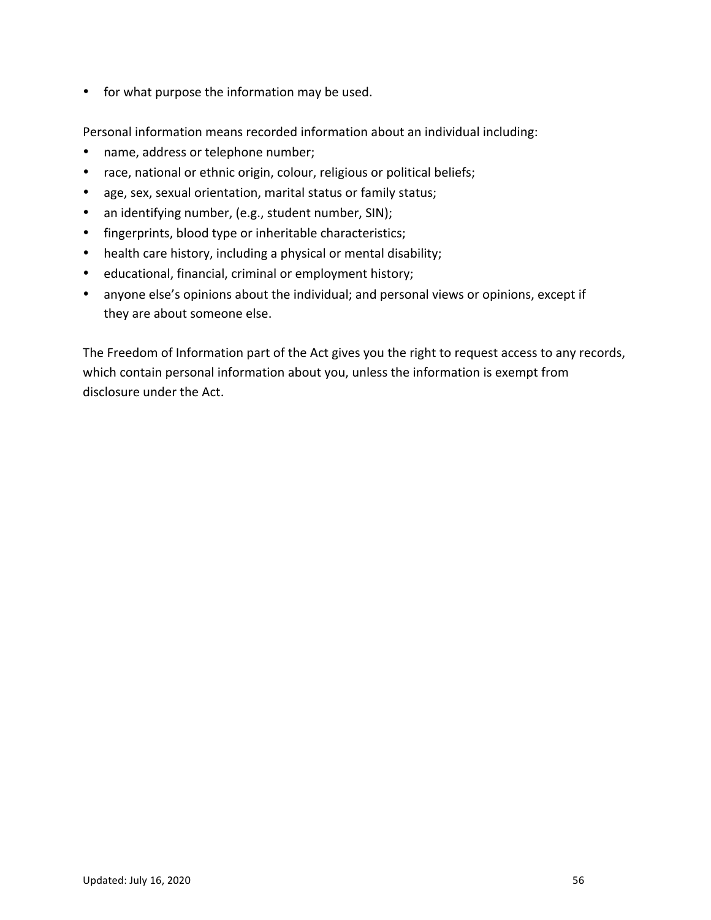- for what purpose the information may be used.

Personal information means recorded information about an individual including:

- name, address or telephone number;
- race, national or ethnic origin, colour, religious or political beliefs;
- age, sex, sexual orientation, marital status or family status;
- an identifying number, (e.g., student number, SIN);
- fingerprints, blood type or inheritable characteristics;
- health care history, including a physical or mental disability;
- educational, financial, criminal or employment history;
- anyone else's opinions about the individual; and personal views or opinions, except if they are about someone else.

The Freedom of Information part of the Act gives you the right to request access to any records, which contain personal information about you, unless the information is exempt from disclosure under the Act.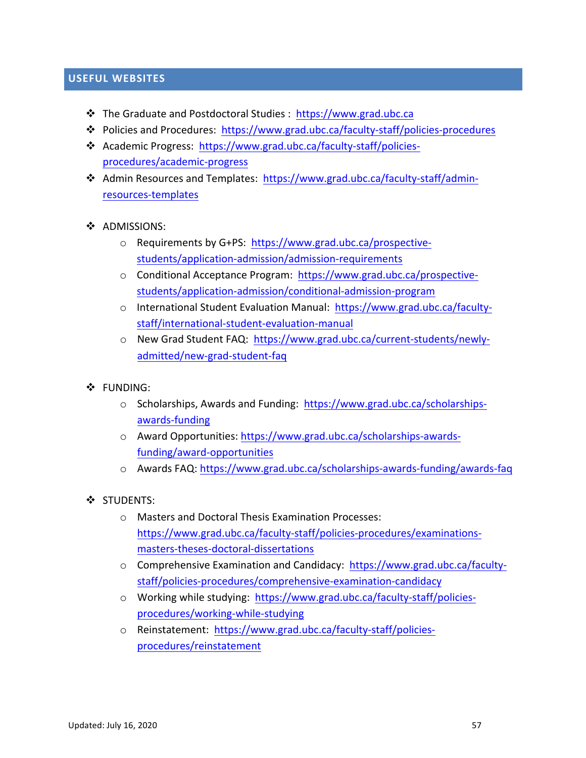## USEFUL WEBSITES

- The Graduate and Postdoctoral Studies : https://www.grad.ubc.ca
- Policies and Procedures: https://www.grad.ubc.ca/faculty-staff/policies-procedures
- Academic Progress: https://www.grad.ubc.ca/faculty-staff/policies-procedures/academic-progress
- Admin Resources and Templates: https://www.grad.ubc.ca/faculty-staff/admin-resources-templates

- ADMISSIONS:
  - Requirements by G+PS: https://www.grad.ubc.ca/prospective-students/application-admission/admission-requirements
  - Conditional Acceptance Program: https://www.grad.ubc.ca/prospective-students/application-admission/conditional-admission-program
  - International Student Evaluation Manual: https://www.grad.ubc.ca/faculty-staff/international-student-evaluation-manual
  - New Grad Student FAQ: https://www.grad.ubc.ca/current-students/newly-admitted/new-grad-student-faq

- FUNDING:
  - Scholarships, Awards and Funding: https://www.grad.ubc.ca/scholarships-awards-funding
  - Award Opportunities: https://www.grad.ubc.ca/scholarships-awards-funding/award-opportunities
  - Awards FAQ: https://www.grad.ubc.ca/scholarships-awards-funding/awards-faq

- STUDENTS:
  - Masters and Doctoral Thesis Examination Processes: https://www.grad.ubc.ca/faculty-staff/policies-procedures/examinations-masters-theses-doctoral-dissertations
  - Comprehensive Examination and Candidacy: https://www.grad.ubc.ca/faculty-staff/policies-procedures/comprehensive-examination-candidacy
  - Working while studying: https://www.grad.ubc.ca/faculty-staff/policies-procedures/working-while-studying
  - Reinstatement: https://www.grad.ubc.ca/faculty-staff/policies-procedures/reinstatement

Updated: July 16, 2020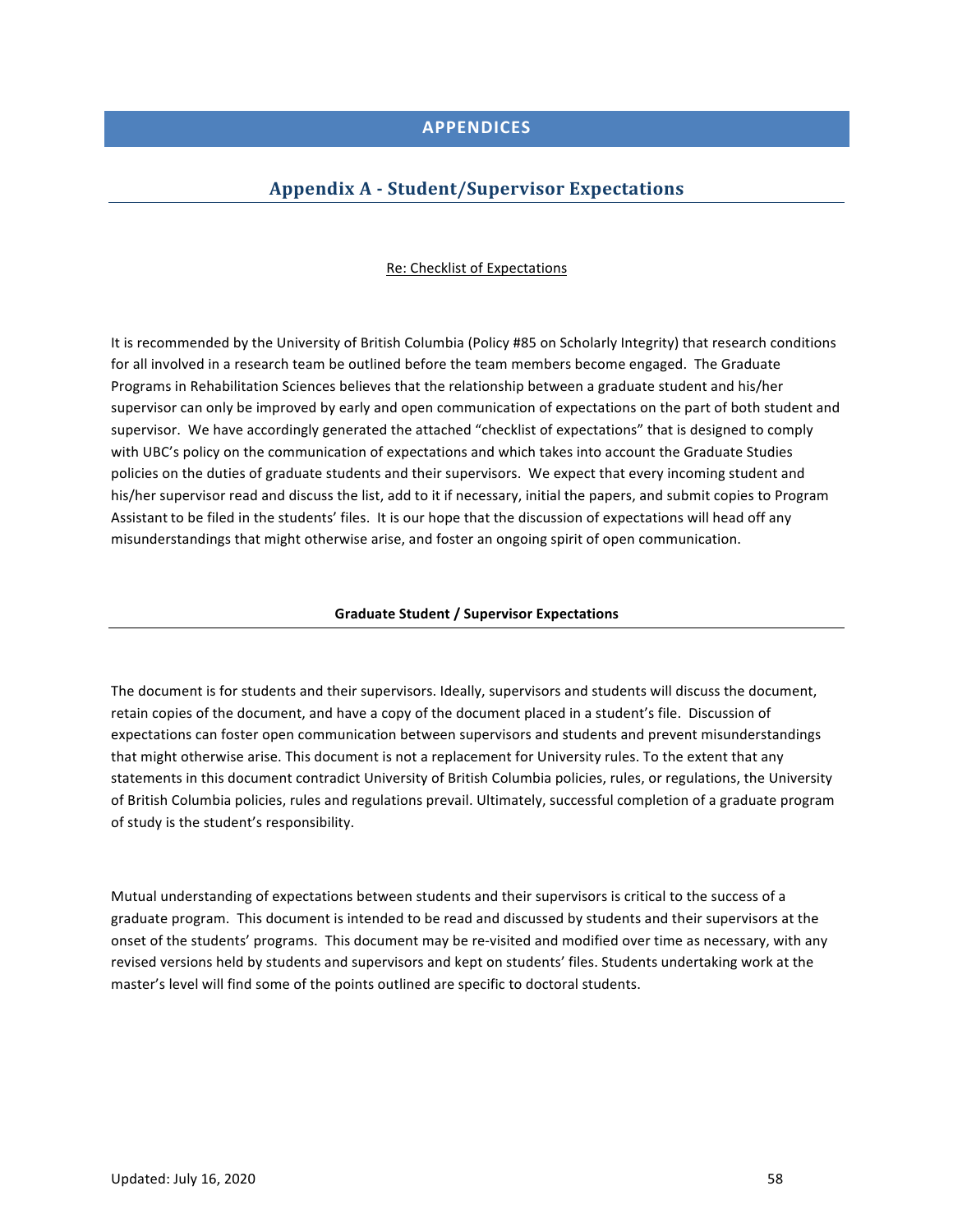# APPENDICES

## Appendix A - Student/Supervisor Expectations

Re: Checklist of Expectations

It is recommended by the University of British Columbia (Policy #85 on Scholarly Integrity) that research conditions for all involved in a research team be outlined before the team members become engaged. The Graduate Programs in Rehabilitation Sciences believes that the relationship between a graduate student and his/her supervisor can only be improved by early and open communication of expectations on the part of both student and supervisor. We have accordingly generated the attached "checklist of expectations" that is designed to comply with UBC's policy on the communication of expectations and which takes into account the Graduate Studies policies on the duties of graduate students and their supervisors. We expect that every incoming student and his/her supervisor read and discuss the list, add to it if necessary, initial the papers, and submit copies to Program Assistant to be filed in the students' files. It is our hope that the discussion of expectations will head off any misunderstandings that might otherwise arise, and foster an ongoing spirit of open communication.

### Graduate Student / Supervisor Expectations

The document is for students and their supervisors. Ideally, supervisors and students will discuss the document, retain copies of the document, and have a copy of the document placed in a student's file. Discussion of expectations can foster open communication between supervisors and students and prevent misunderstandings that might otherwise arise. This document is not a replacement for University rules. To the extent that any statements in this document contradict University of British Columbia policies, rules, or regulations, the University of British Columbia policies, rules and regulations prevail. Ultimately, successful completion of a graduate program of study is the student's responsibility.

Mutual understanding of expectations between students and their supervisors is critical to the success of a graduate program. This document is intended to be read and discussed by students and their supervisors at the onset of the students' programs. This document may be re-visited and modified over time as necessary, with any revised versions held by students and supervisors and kept on students' files. Students undertaking work at the master's level will find some of the points outlined are specific to doctoral students.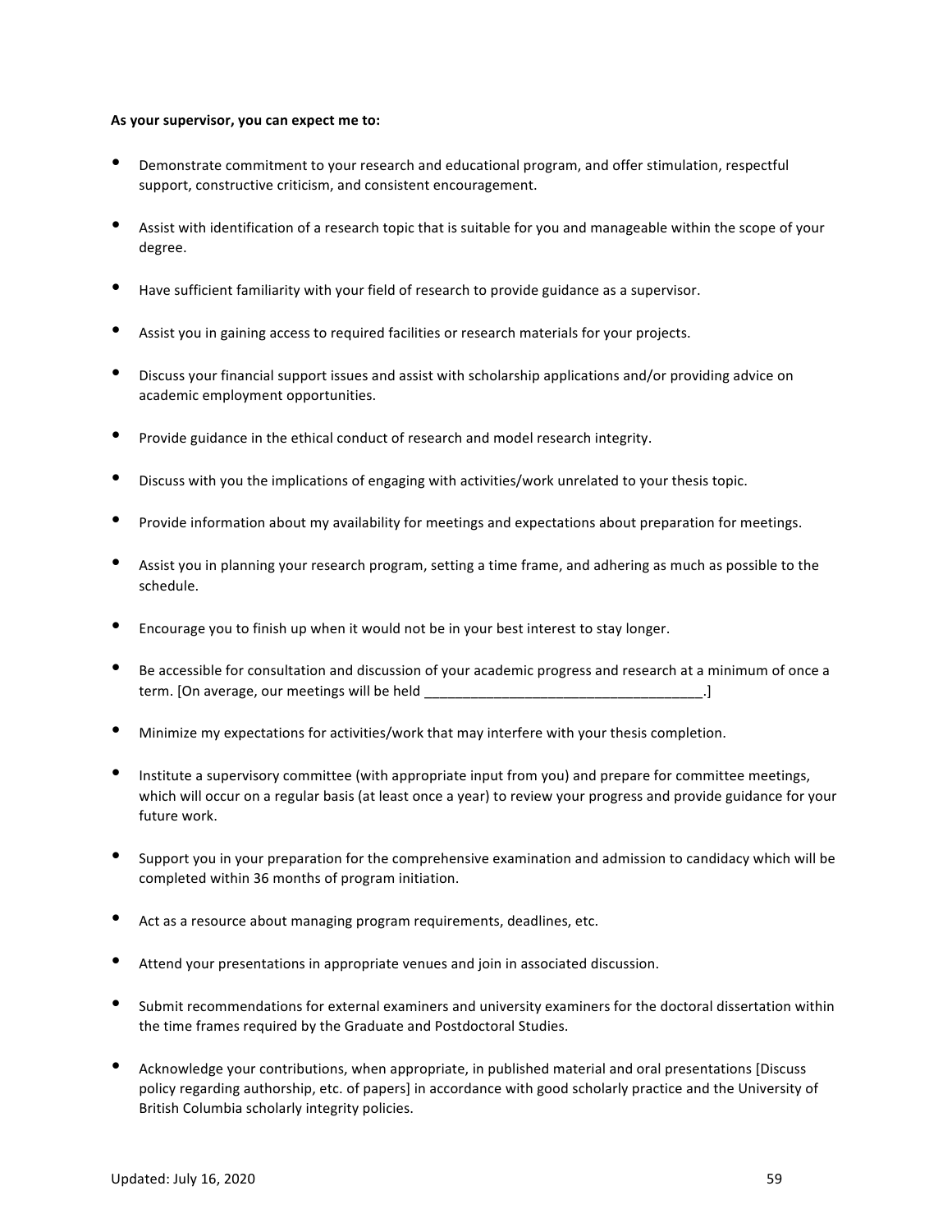**As your supervisor, you can expect me to:**

- Demonstrate commitment to your research and educational program, and offer stimulation, respectful support, constructive criticism, and consistent encouragement.
- Assist with identification of a research topic that is suitable for you and manageable within the scope of your degree.
- Have sufficient familiarity with your field of research to provide guidance as a supervisor.
- Assist you in gaining access to required facilities or research materials for your projects.
- Discuss your financial support issues and assist with scholarship applications and/or providing advice on academic employment opportunities.
- Provide guidance in the ethical conduct of research and model research integrity.
- Discuss with you the implications of engaging with activities/work unrelated to your thesis topic.
- Provide information about my availability for meetings and expectations about preparation for meetings.
- Assist you in planning your research program, setting a time frame, and adhering as much as possible to the schedule.
- Encourage you to finish up when it would not be in your best interest to stay longer.
- Be accessible for consultation and discussion of your academic progress and research at a minimum of once a term. [On average, our meetings will be held ___________________________________.]
- Minimize my expectations for activities/work that may interfere with your thesis completion.
- Institute a supervisory committee (with appropriate input from you) and prepare for committee meetings, which will occur on a regular basis (at least once a year) to review your progress and provide guidance for your future work.
- Support you in your preparation for the comprehensive examination and admission to candidacy which will be completed within 36 months of program initiation.
- Act as a resource about managing program requirements, deadlines, etc.
- Attend your presentations in appropriate venues and join in associated discussion.
- Submit recommendations for external examiners and university examiners for the doctoral dissertation within the time frames required by the Graduate and Postdoctoral Studies.
- Acknowledge your contributions, when appropriate, in published material and oral presentations [Discuss policy regarding authorship, etc. of papers] in accordance with good scholarly practice and the University of British Columbia scholarly integrity policies.

Updated: July 16, 2020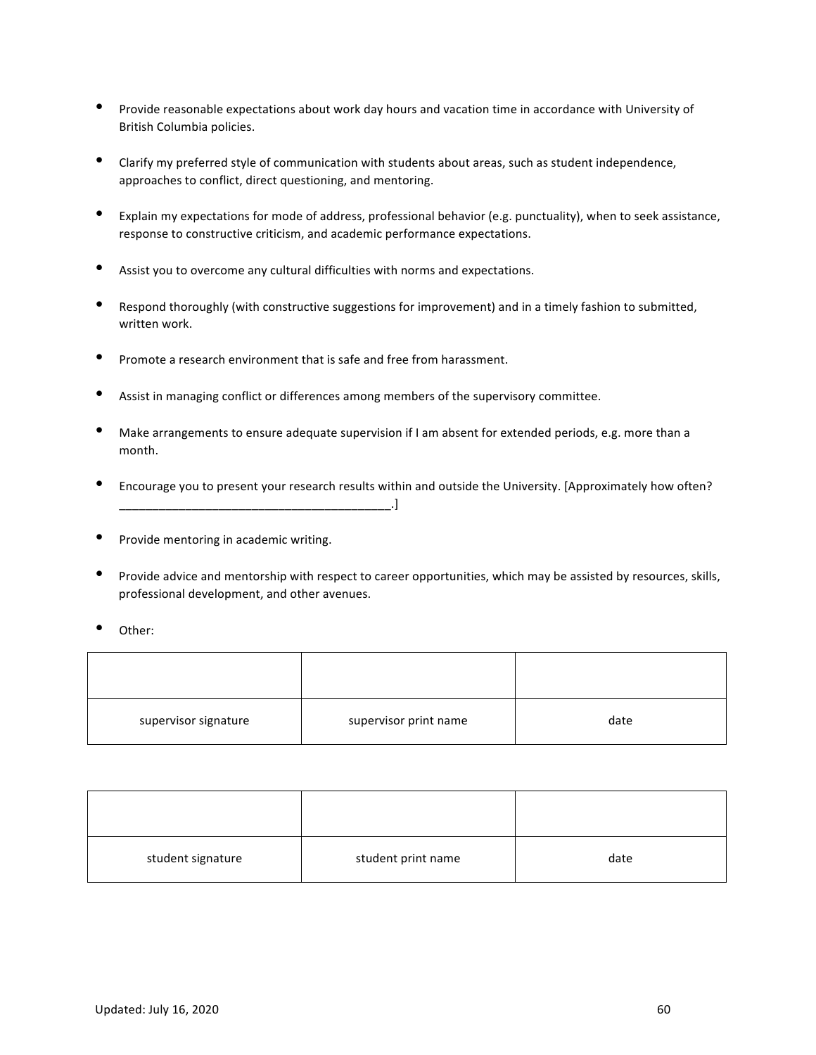- Provide reasonable expectations about work day hours and vacation time in accordance with University of British Columbia policies.

- Clarify my preferred style of communication with students about areas, such as student independence, approaches to conflict, direct questioning, and mentoring.

- Explain my expectations for mode of address, professional behavior (e.g. punctuality), when to seek assistance, response to constructive criticism, and academic performance expectations.

- Assist you to overcome any cultural difficulties with norms and expectations.

- Respond thoroughly (with constructive suggestions for improvement) and in a timely fashion to submitted, written work.

- Promote a research environment that is safe and free from harassment.

- Assist in managing conflict or differences among members of the supervisory committee.

- Make arrangements to ensure adequate supervision if I am absent for extended periods, e.g. more than a month.

- Encourage you to present your research results within and outside the University. [Approximately how often? ________________________________________.]

- Provide mentoring in academic writing.

- Provide advice and mentorship with respect to career opportunities, which may be assisted by resources, skills, professional development, and other avenues.

- Other:

| | | |
|---|---|---|
| supervisor signature | supervisor print name | date |

| | | |
|---|---|---|
| student signature | student print name | date |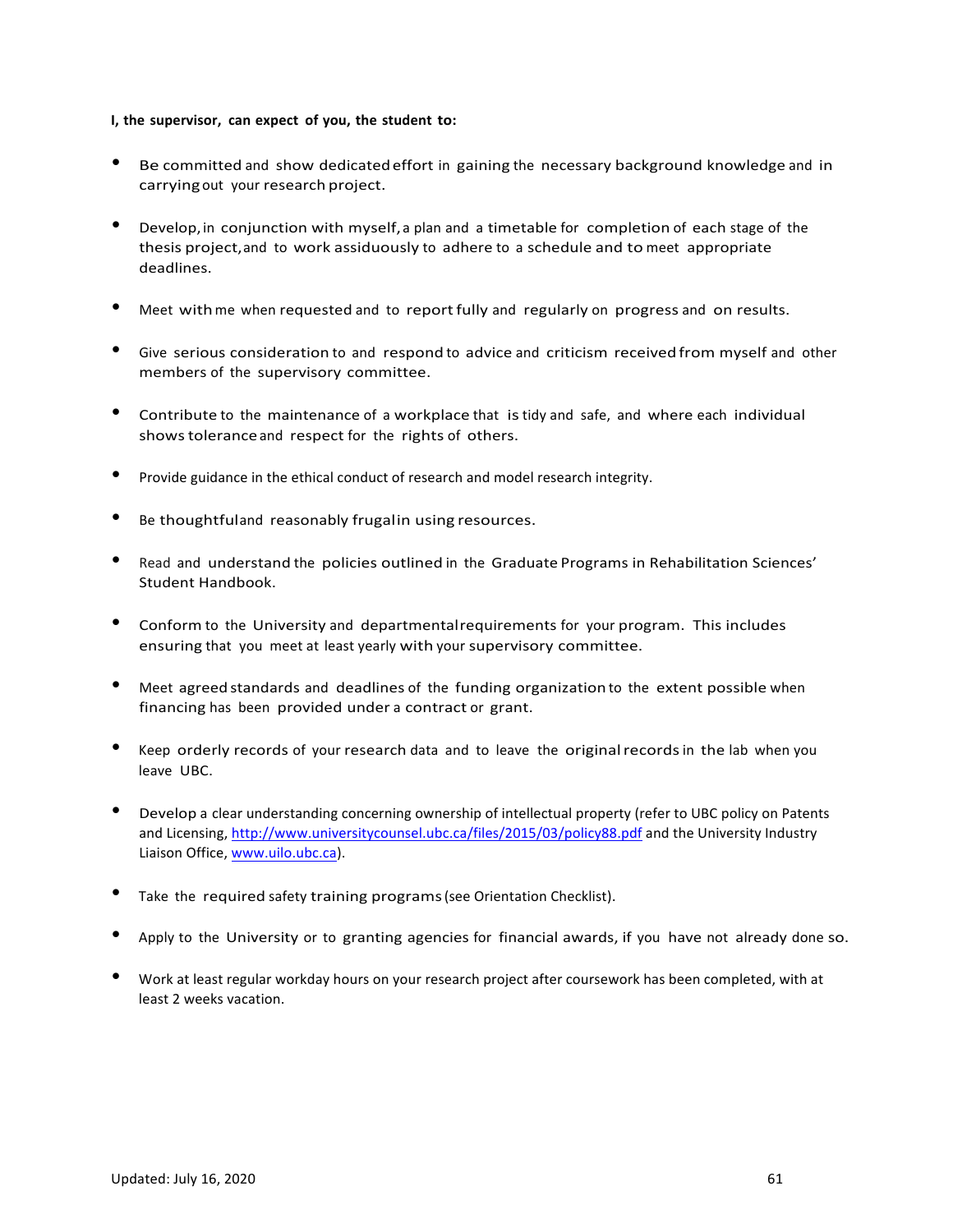**I, the supervisor, can expect of you, the student to:**

- Be committed and show dedicated effort in gaining the necessary background knowledge and in carrying out your research project.
- Develop, in conjunction with myself, a plan and a timetable for completion of each stage of the thesis project, and to work assiduously to adhere to a schedule and to meet appropriate deadlines.
- Meet with me when requested and to report fully and regularly on progress and on results.
- Give serious consideration to and respond to advice and criticism received from myself and other members of the supervisory committee.
- Contribute to the maintenance of a workplace that is tidy and safe, and where each individual shows tolerance and respect for the rights of others.
- Provide guidance in the ethical conduct of research and model research integrity.
- Be thoughtful and reasonably frugal in using resources.
- Read and understand the policies outlined in the Graduate Programs in Rehabilitation Sciences' Student Handbook.
- Conform to the University and departmental requirements for your program. This includes ensuring that you meet at least yearly with your supervisory committee.
- Meet agreed standards and deadlines of the funding organization to the extent possible when financing has been provided under a contract or grant.
- Keep orderly records of your research data and to leave the original records in the lab when you leave UBC.
- Develop a clear understanding concerning ownership of intellectual property (refer to UBC policy on Patents and Licensing, [http://www.universitycounsel.ubc.ca/files/2015/03/policy88.pdf](http://www.universitycounsel.ubc.ca/files/2015/03/policy88.pdf) and the University Industry Liaison Office, [www.uilo.ubc.ca](http://www.uilo.ubc.ca)).
- Take the required safety training programs (see Orientation Checklist).
- Apply to the University or to granting agencies for financial awards, if you have not already done so.
- Work at least regular workday hours on your research project after coursework has been completed, with at least 2 weeks vacation.

Updated: July 16, 2020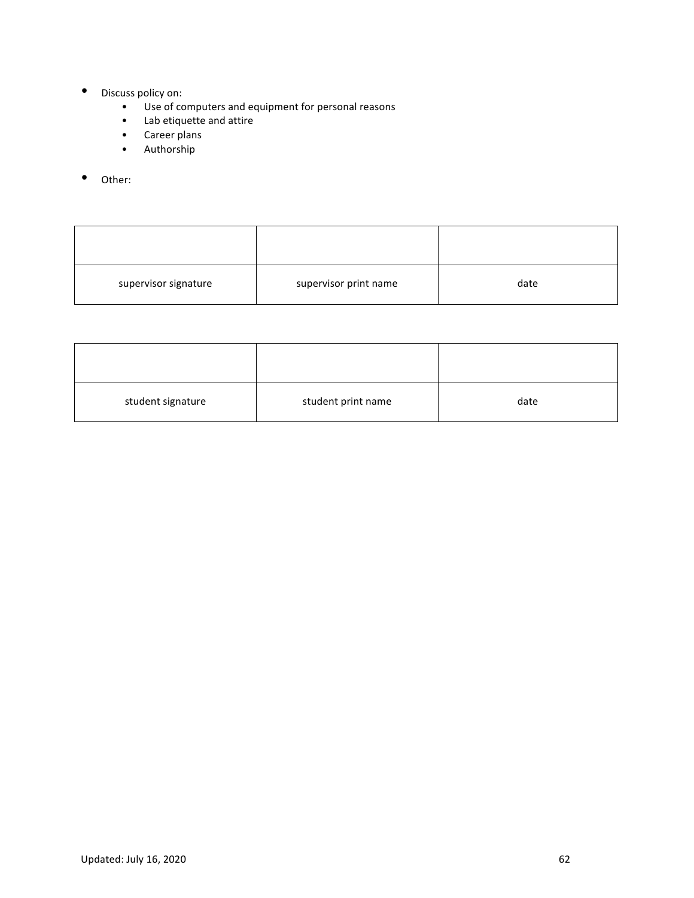- Discuss policy on:
  - Use of computers and equipment for personal reasons
  - Lab etiquette and attire
  - Career plans
  - Authorship

- Other:

| | | |
|---|---|---|
| supervisor signature | supervisor print name | date |

| | | |
|---|---|---|
| student signature | student print name | date |

Updated: July 16, 2020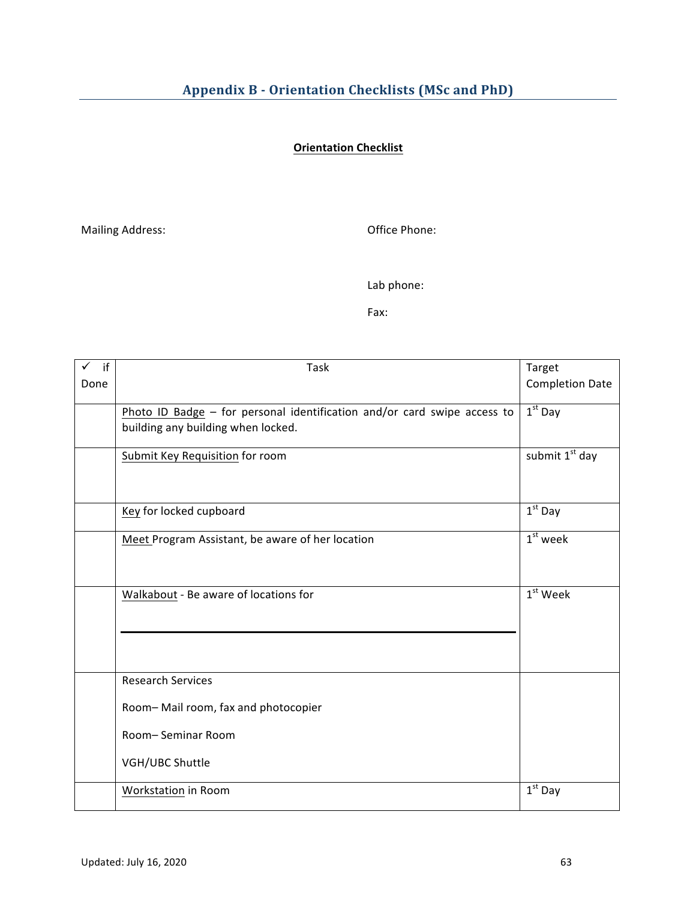## Appendix B - Orientation Checklists (MSc and PhD)

**Orientation Checklist**

Mailing Address:

Office Phone:

Lab phone:

Fax:

| ✓ if Done | Task | Target Completion Date |
|---|---|---|
| | Photo ID Badge – for personal identification and/or card swipe access to building any building when locked. | 1st Day |
| | Submit Key Requisition for room | submit 1st day |
| | Key for locked cupboard | 1st Day |
| | Meet Program Assistant, be aware of her location | 1st week |
| | Walkabout - Be aware of locations for | 1st Week |
| | Research Services<br><br>Room– Mail room, fax and photocopier<br><br>Room– Seminar Room<br><br>VGH/UBC Shuttle | |
| | Workstation in Room | 1st Day |

Updated: July 16, 2020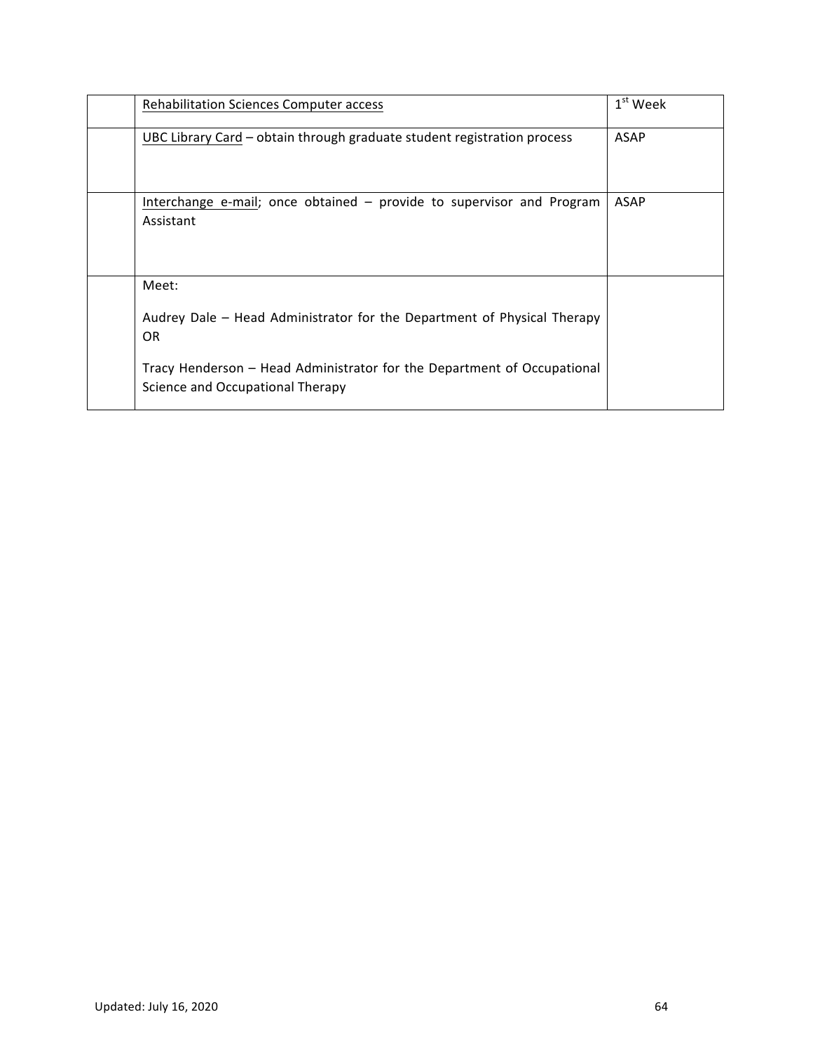| | | |
|---|---|---|
| | Rehabilitation Sciences Computer access | 1st Week |
| | UBC Library Card – obtain through graduate student registration process | ASAP |
| | Interchange e-mail; once obtained – provide to supervisor and Program Assistant | ASAP |
| | Meet:<br><br>Audrey Dale – Head Administrator for the Department of Physical Therapy OR<br><br>Tracy Henderson – Head Administrator for the Department of Occupational Science and Occupational Therapy | |

Updated: July 16, 2020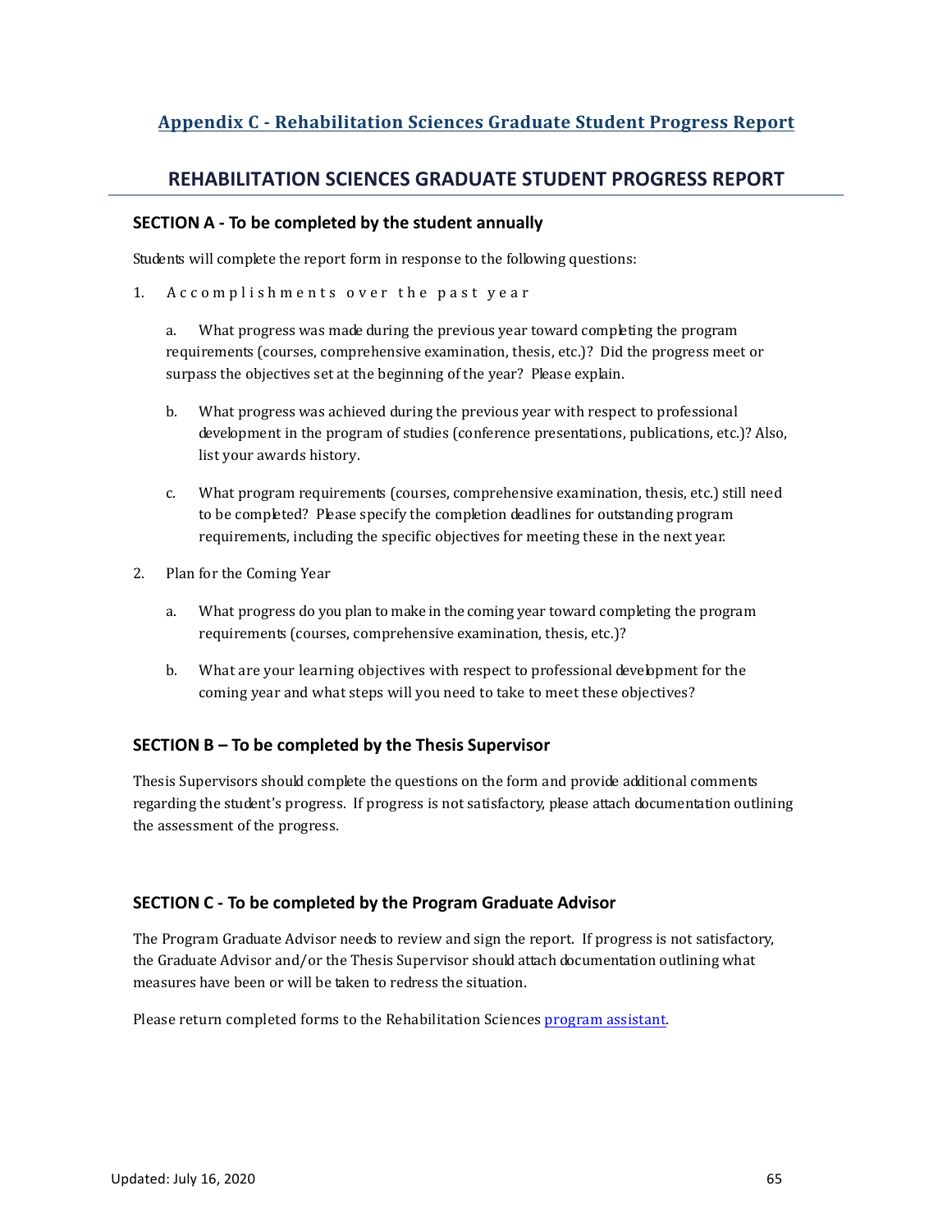## Appendix C - Rehabilitation Sciences Graduate Student Progress Report

# REHABILITATION SCIENCES GRADUATE STUDENT PROGRESS REPORT

### SECTION A - To be completed by the student annually

Students will complete the report form in response to the following questions:

1. Accomplishments over the past year

   a. What progress was made during the previous year toward completing the program requirements (courses, comprehensive examination, thesis, etc.)? Did the progress meet or surpass the objectives set at the beginning of the year? Please explain.

   b. What progress was achieved during the previous year with respect to professional development in the program of studies (conference presentations, publications, etc.)? Also, list your awards history.

   c. What program requirements (courses, comprehensive examination, thesis, etc.) still need to be completed? Please specify the completion deadlines for outstanding program requirements, including the specific objectives for meeting these in the next year.

2. Plan for the Coming Year

   a. What progress do you plan to make in the coming year toward completing the program requirements (courses, comprehensive examination, thesis, etc.)?

   b. What are your learning objectives with respect to professional development for the coming year and what steps will you need to take to meet these objectives?

### SECTION B – To be completed by the Thesis Supervisor

Thesis Supervisors should complete the questions on the form and provide additional comments regarding the student's progress. If progress is not satisfactory, please attach documentation outlining the assessment of the progress.

### SECTION C - To be completed by the Program Graduate Advisor

The Program Graduate Advisor needs to review and sign the report. If progress is not satisfactory, the Graduate Advisor and/or the Thesis Supervisor should attach documentation outlining what measures have been or will be taken to redress the situation.

Please return completed forms to the Rehabilitation Sciences program assistant.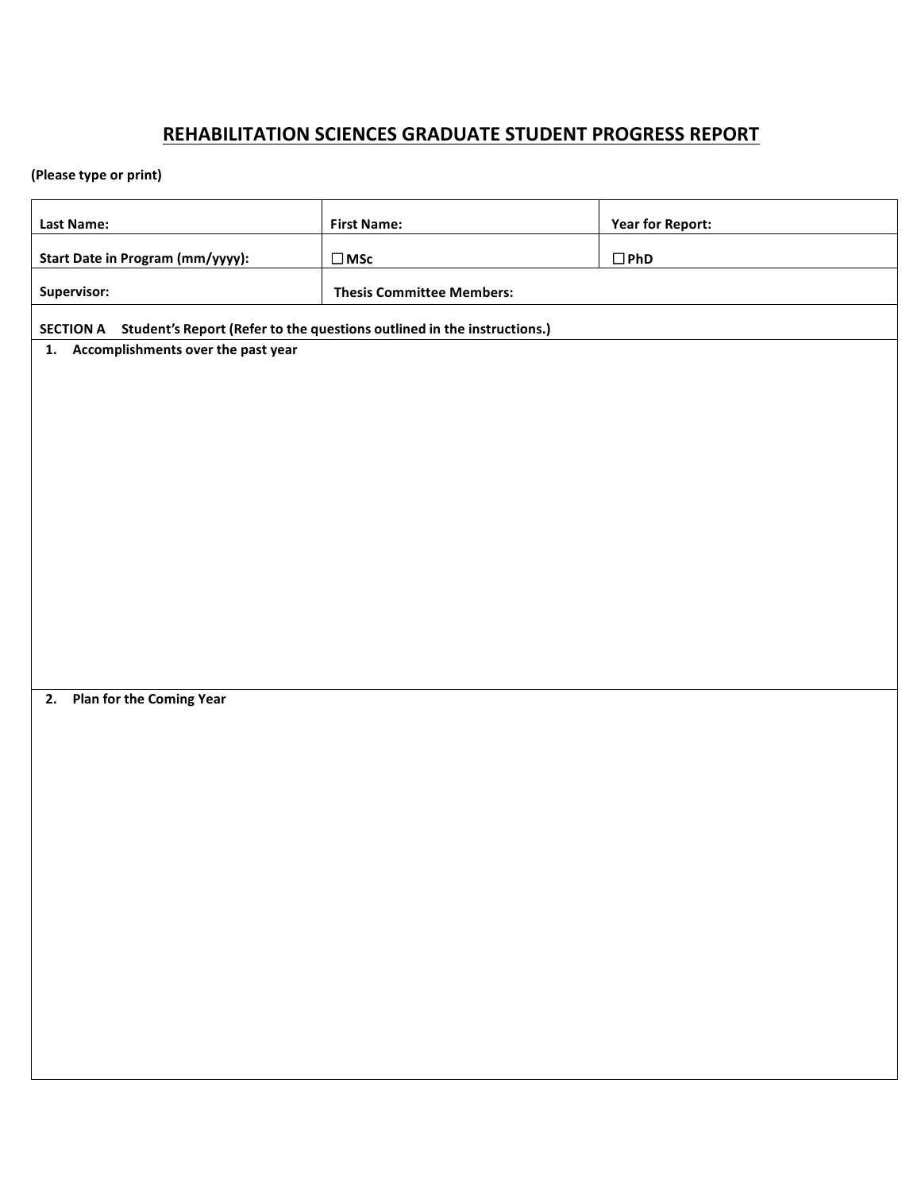# REHABILITATION SCIENCES GRADUATE STUDENT PROGRESS REPORT

**(Please type or print)**

| **Last Name:** | **First Name:** | **Year for Report:** |
|---|---|---|
| **Start Date in Program (mm/yyyy):** | ☐ **MSc** | ☐ **PhD** |
| **Supervisor:** | **Thesis Committee Members:** | |

**SECTION A Student's Report (Refer to the questions outlined in the instructions.)**

**1. Accomplishments over the past year**

**2. Plan for the Coming Year**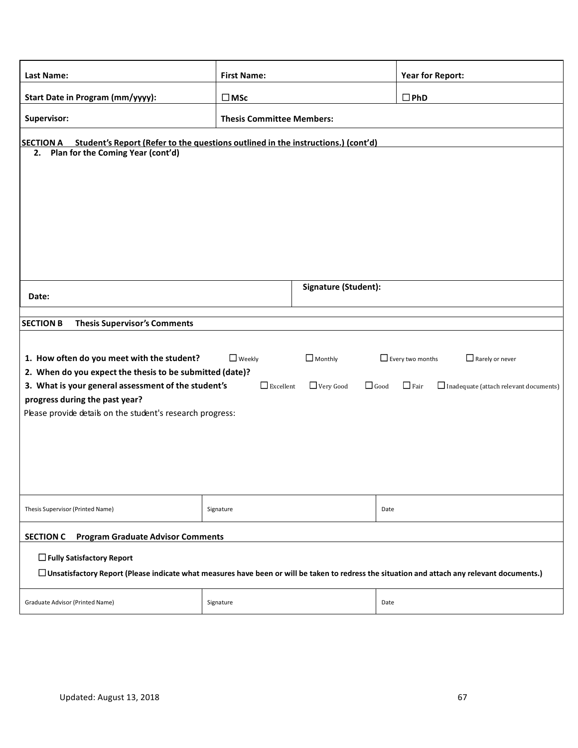| Last Name: | First Name: | Year for Report: |
|---|---|---|
| Start Date in Program (mm/yyyy): | ☐ MSc | ☐ PhD |
| Supervisor: | Thesis Committee Members: | |

**SECTION A Student's Report (Refer to the questions outlined in the instructions.) (cont'd)**

**2. Plan for the Coming Year (cont'd)**

| Date: | Signature (Student): |
|---|---|

**SECTION B Thesis Supervisor's Comments**

**1. How often do you meet with the student?** ☐ Weekly ☐ Monthly ☐ Every two months ☐ Rarely or never

**2. When do you expect the thesis to be submitted (date)?**

**3. What is your general assessment of the student's progress during the past year?** ☐ Excellent ☐ Very Good ☐ Good ☐ Fair ☐ Inadequate (attach relevant documents)

Please provide details on the student's research progress:

| Thesis Supervisor (Printed Name) | Signature | Date |
|---|---|---|

**SECTION C Program Graduate Advisor Comments**

☐ **Fully Satisfactory Report**

☐ **Unsatisfactory Report (Please indicate what measures have been or will be taken to redress the situation and attach any relevant documents.)**

| Graduate Advisor (Printed Name) | Signature | Date |
|---|---|---|

Updated: August 13, 2018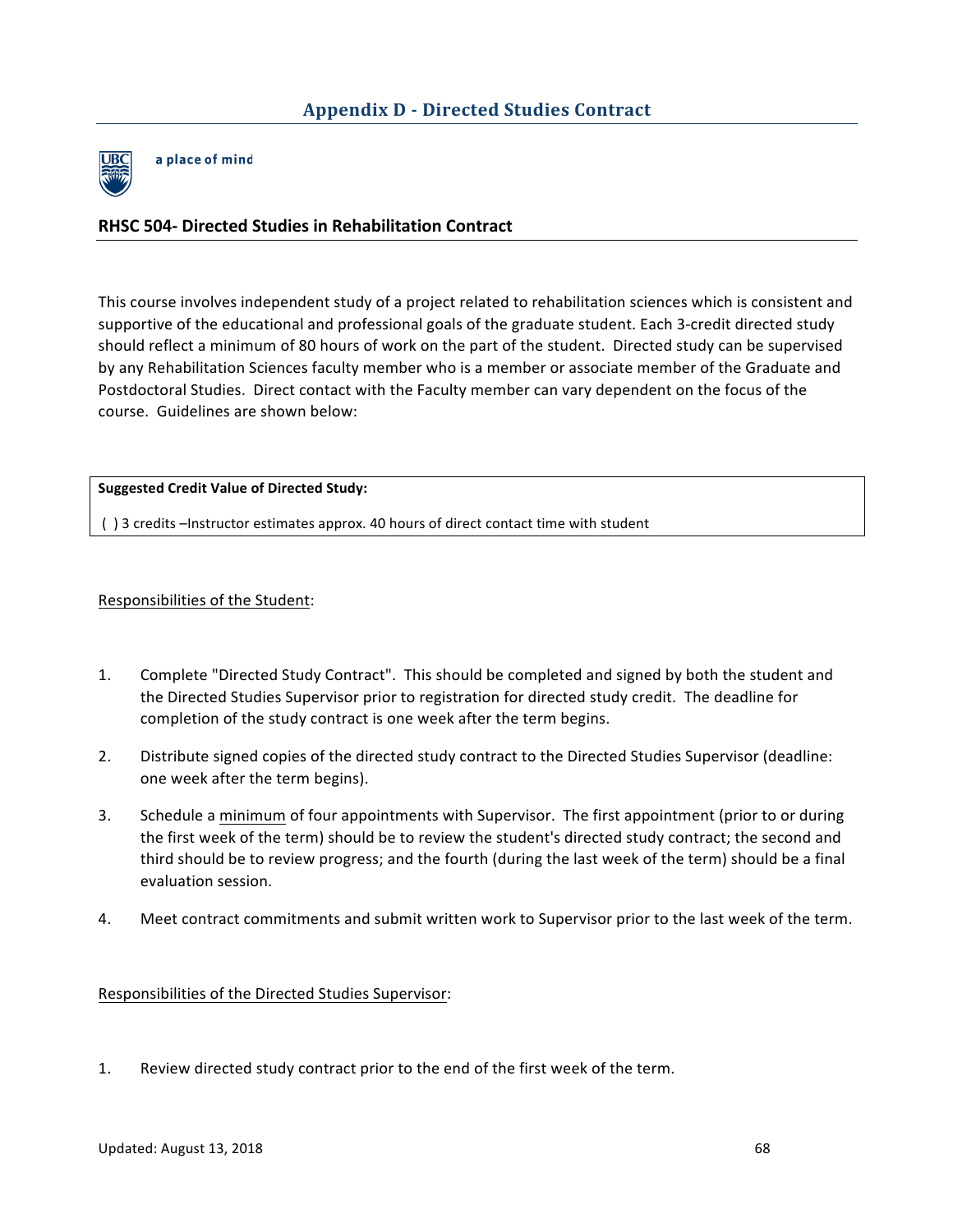## Appendix D - Directed Studies Contract

a place of mind

### RHSC 504- Directed Studies in Rehabilitation Contract

This course involves independent study of a project related to rehabilitation sciences which is consistent and supportive of the educational and professional goals of the graduate student. Each 3-credit directed study should reflect a minimum of 80 hours of work on the part of the student. Directed study can be supervised by any Rehabilitation Sciences faculty member who is a member or associate member of the Graduate and Postdoctoral Studies. Direct contact with the Faculty member can vary dependent on the focus of the course. Guidelines are shown below:

| **Suggested Credit Value of Directed Study:** |
|---|
| ( ) 3 credits –Instructor estimates approx. 40 hours of direct contact time with student |

<u>Responsibilities of the Student</u>:

1. Complete "Directed Study Contract". This should be completed and signed by both the student and the Directed Studies Supervisor prior to registration for directed study credit. The deadline for completion of the study contract is one week after the term begins.
2. Distribute signed copies of the directed study contract to the Directed Studies Supervisor (deadline: one week after the term begins).
3. Schedule a <u>minimum</u> of four appointments with Supervisor. The first appointment (prior to or during the first week of the term) should be to review the student's directed study contract; the second and third should be to review progress; and the fourth (during the last week of the term) should be a final evaluation session.
4. Meet contract commitments and submit written work to Supervisor prior to the last week of the term.

<u>Responsibilities of the Directed Studies Supervisor</u>:

1. Review directed study contract prior to the end of the first week of the term.

Updated: August 13, 2018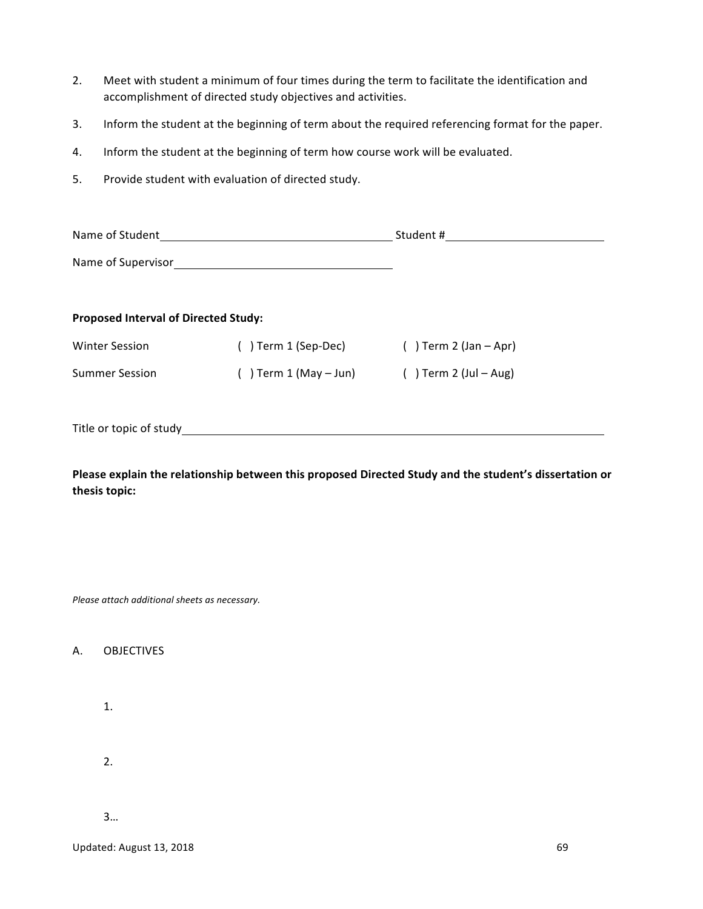2. Meet with student a minimum of four times during the term to facilitate the identification and accomplishment of directed study objectives and activities.
3. Inform the student at the beginning of term about the required referencing format for the paper.
4. Inform the student at the beginning of term how course work will be evaluated.
5. Provide student with evaluation of directed study.

Name of Student_______________________________ Student #____________________

Name of Supervisor____________________________

**Proposed Interval of Directed Study:**

| | | |
|---|---|---|
| Winter Session | ( ) Term 1 (Sep-Dec) | ( ) Term 2 (Jan – Apr) |
| Summer Session | ( ) Term 1 (May – Jun) | ( ) Term 2 (Jul – Aug) |

Title or topic of study_____________________________________________________

**Please explain the relationship between this proposed Directed Study and the student's dissertation or thesis topic:**

*Please attach additional sheets as necessary.*

A. OBJECTIVES

1.

2.

3…

Updated: August 13, 2018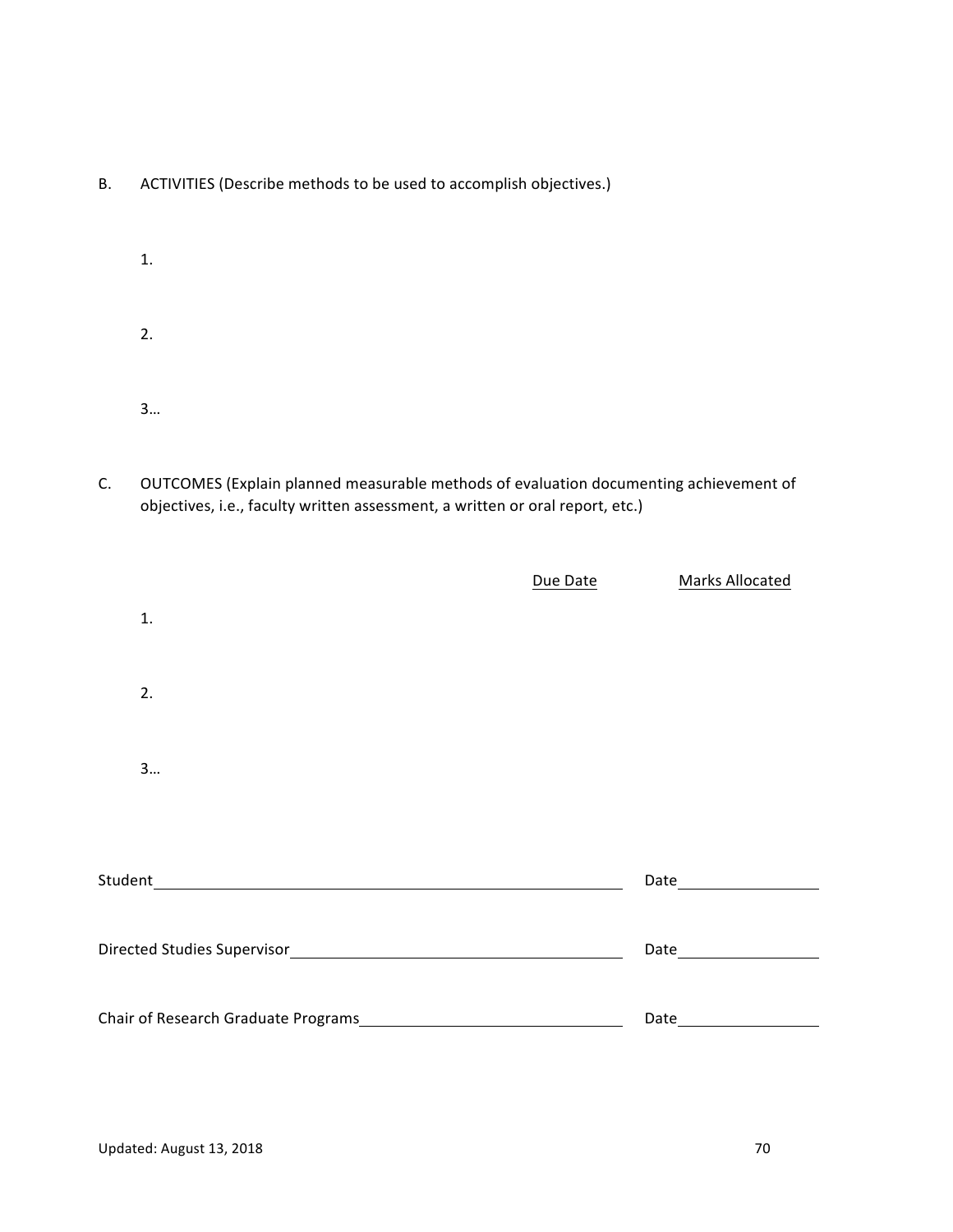B. ACTIVITIES (Describe methods to be used to accomplish objectives.)

1.

2.

3…

C. OUTCOMES (Explain planned measurable methods of evaluation documenting achievement of objectives, i.e., faculty written assessment, a written or oral report, etc.)

| | Due Date | Marks Allocated |
|---|---|---|
| 1. | | |
| 2. | | |
| 3… | | |

Student\_\_\_\_\_\_\_\_\_\_\_\_\_\_\_\_\_\_\_\_\_\_\_\_\_\_\_\_\_\_\_\_\_\_\_\_\_\_\_\_ Date\_\_\_\_\_\_\_\_\_\_\_\_\_\_

Directed Studies Supervisor\_\_\_\_\_\_\_\_\_\_\_\_\_\_\_\_\_\_\_\_\_\_\_\_\_\_\_\_\_\_ Date\_\_\_\_\_\_\_\_\_\_\_\_\_\_

Chair of Research Graduate Programs\_\_\_\_\_\_\_\_\_\_\_\_\_\_\_\_\_\_\_\_\_\_\_\_ Date\_\_\_\_\_\_\_\_\_\_\_\_\_\_

Updated: August 13, 2018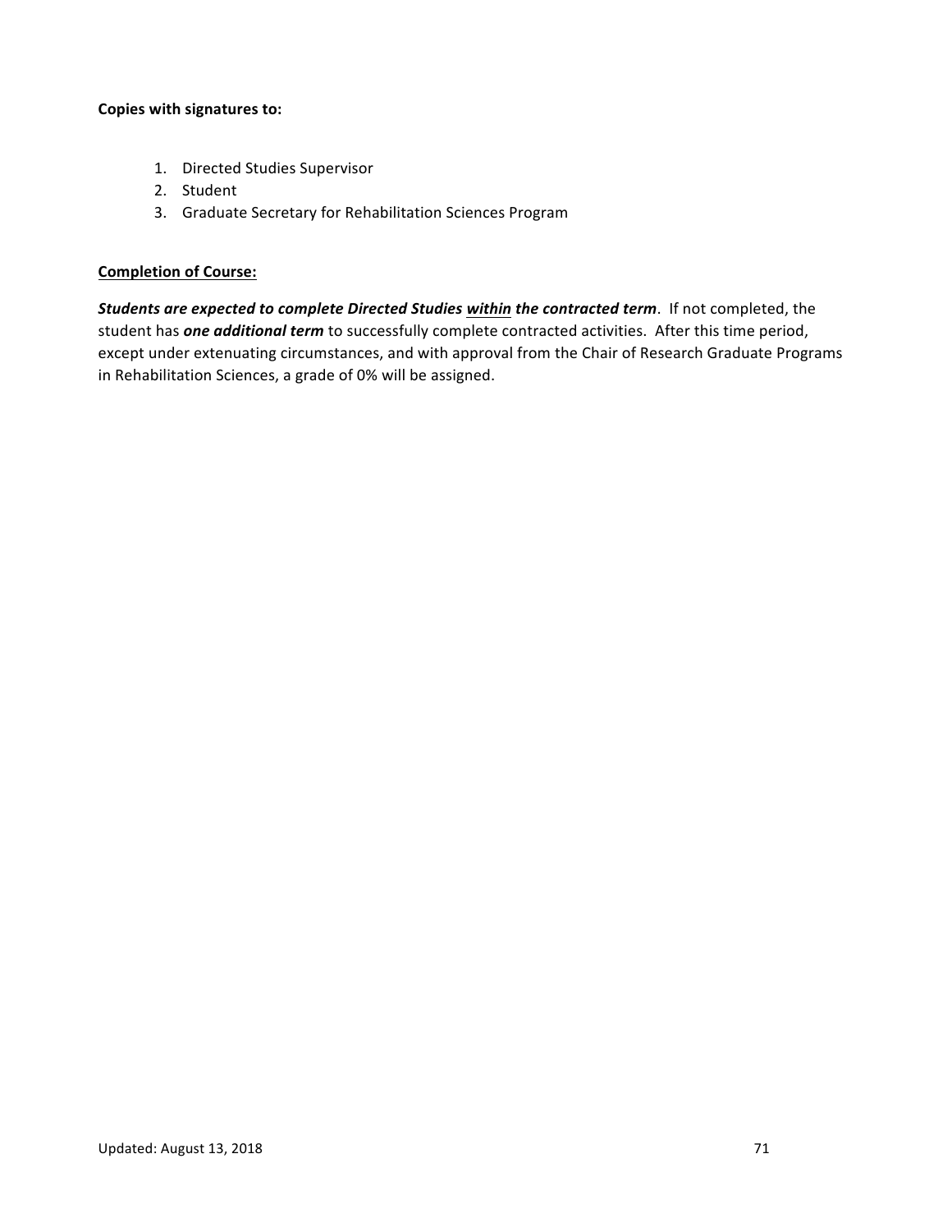**Copies with signatures to:**

1. Directed Studies Supervisor
2. Student
3. Graduate Secretary for Rehabilitation Sciences Program

**Completion of Course:**

***Students are expected to complete Directed Studies <u>within</u> the contracted term***. If not completed, the student has ***one additional term*** to successfully complete contracted activities. After this time period, except under extenuating circumstances, and with approval from the Chair of Research Graduate Programs in Rehabilitation Sciences, a grade of 0% will be assigned.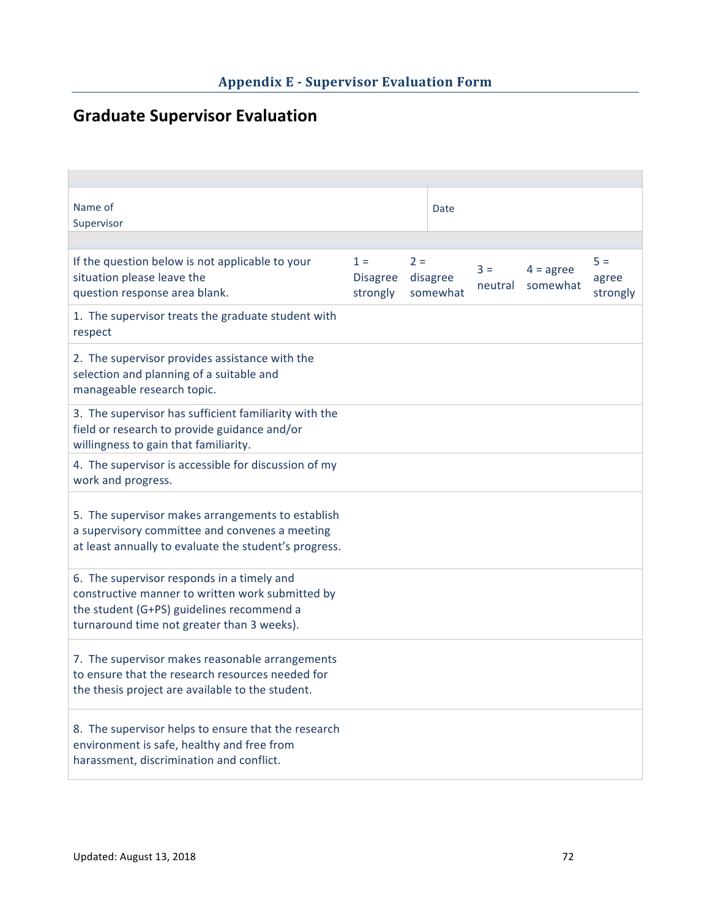## Appendix E - Supervisor Evaluation Form

# Graduate Supervisor Evaluation

| Name of Supervisor | Date |
|---|---|

| If the question below is not applicable to your situation please leave the question response area blank. | 1 = Disagree strongly | 2 = disagree somewhat | 3 = neutral | 4 = agree somewhat | 5 = agree strongly |
|---|---|---|---|---|---|
| 1. The supervisor treats the graduate student with respect | | | | | |
| 2. The supervisor provides assistance with the selection and planning of a suitable and manageable research topic. | | | | | |
| 3. The supervisor has sufficient familiarity with the field or research to provide guidance and/or willingness to gain that familiarity. | | | | | |
| 4. The supervisor is accessible for discussion of my work and progress. | | | | | |
| 5. The supervisor makes arrangements to establish a supervisory committee and convenes a meeting at least annually to evaluate the student's progress. | | | | | |
| 6. The supervisor responds in a timely and constructive manner to written work submitted by the student (G+PS) guidelines recommend a turnaround time not greater than 3 weeks). | | | | | |
| 7. The supervisor makes reasonable arrangements to ensure that the research resources needed for the thesis project are available to the student. | | | | | |
| 8. The supervisor helps to ensure that the research environment is safe, healthy and free from harassment, discrimination and conflict. | | | | | |

Updated: August 13, 2018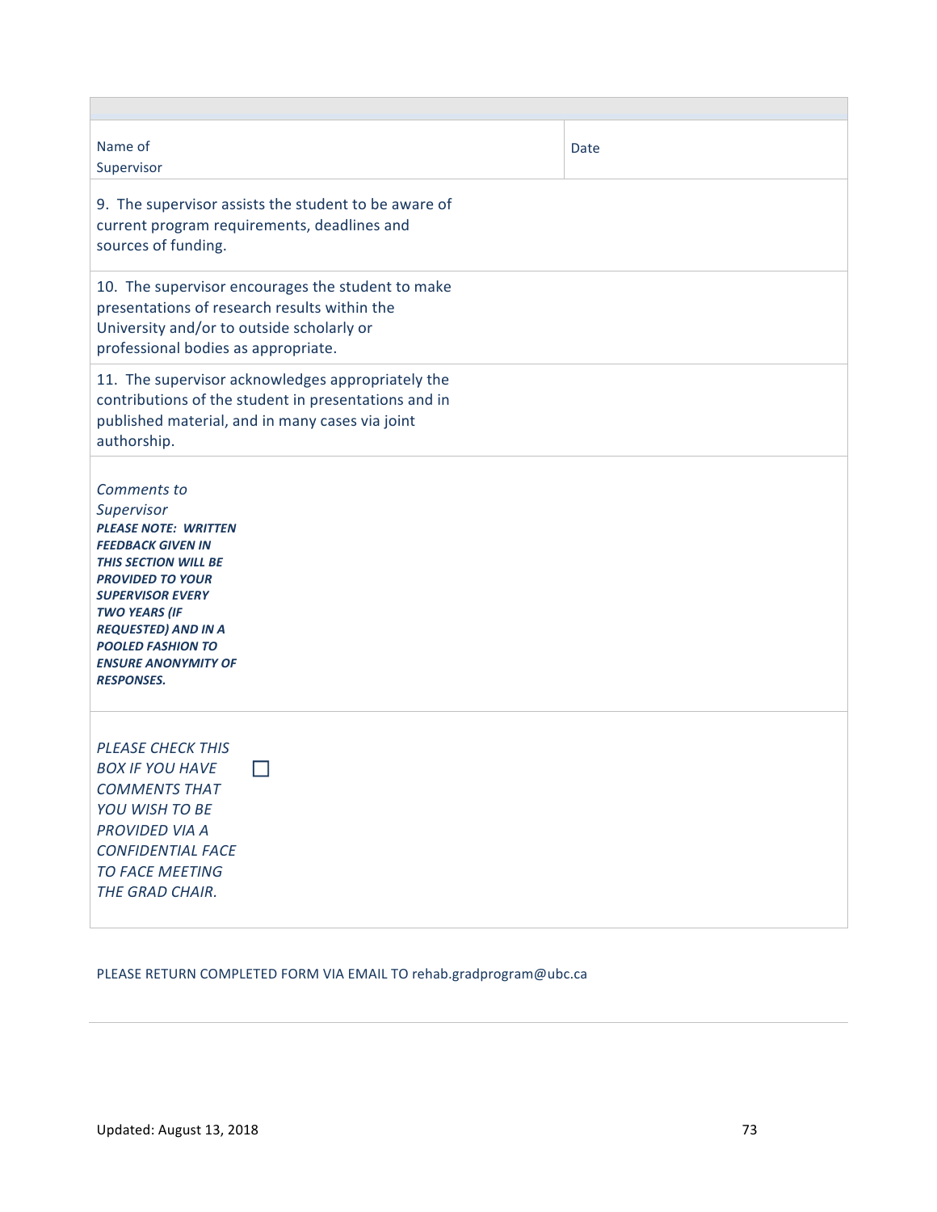| | |
|---|---|
| Name of Supervisor | Date |
| 9. The supervisor assists the student to be aware of current program requirements, deadlines and sources of funding. | |
| 10. The supervisor encourages the student to make presentations of research results within the University and/or to outside scholarly or professional bodies as appropriate. | |
| 11. The supervisor acknowledges appropriately the contributions of the student in presentations and in published material, and in many cases via joint authorship. | |
| *Comments to Supervisor* ***PLEASE NOTE: WRITTEN FEEDBACK GIVEN IN THIS SECTION WILL BE PROVIDED TO YOUR SUPERVISOR EVERY TWO YEARS (IF REQUESTED) AND IN A POOLED FASHION TO ENSURE ANONYMITY OF RESPONSES.*** | |
| *PLEASE CHECK THIS BOX IF YOU HAVE COMMENTS THAT YOU WISH TO BE PROVIDED VIA A CONFIDENTIAL FACE TO FACE MEETING THE GRAD CHAIR.* ☐ | |

PLEASE RETURN COMPLETED FORM VIA EMAIL TO rehab.gradprogram@ubc.ca

Updated: August 13, 2018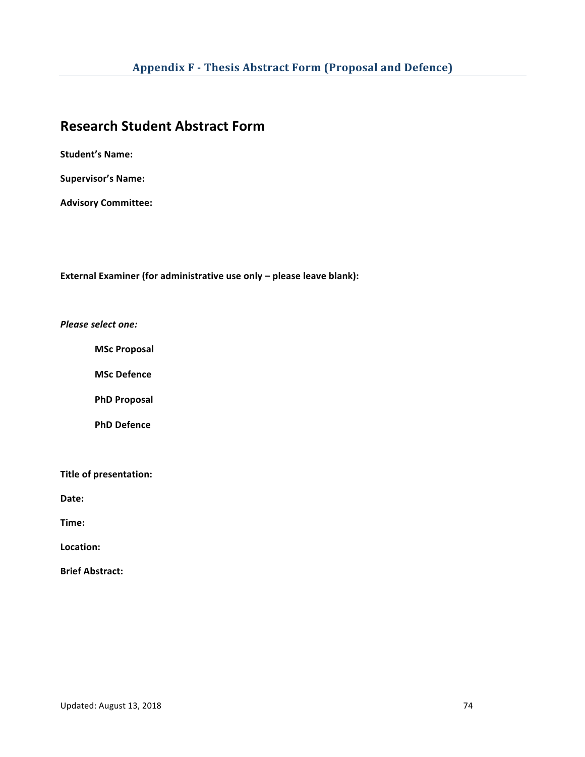## Appendix F - Thesis Abstract Form (Proposal and Defence)

# Research Student Abstract Form

**Student's Name:**

**Supervisor's Name:**

**Advisory Committee:**

**External Examiner (for administrative use only – please leave blank):**

***Please select one:***

**MSc Proposal**

**MSc Defence**

**PhD Proposal**

**PhD Defence**

**Title of presentation:**

**Date:**

**Time:**

**Location:**

**Brief Abstract:**

Updated: August 13, 2018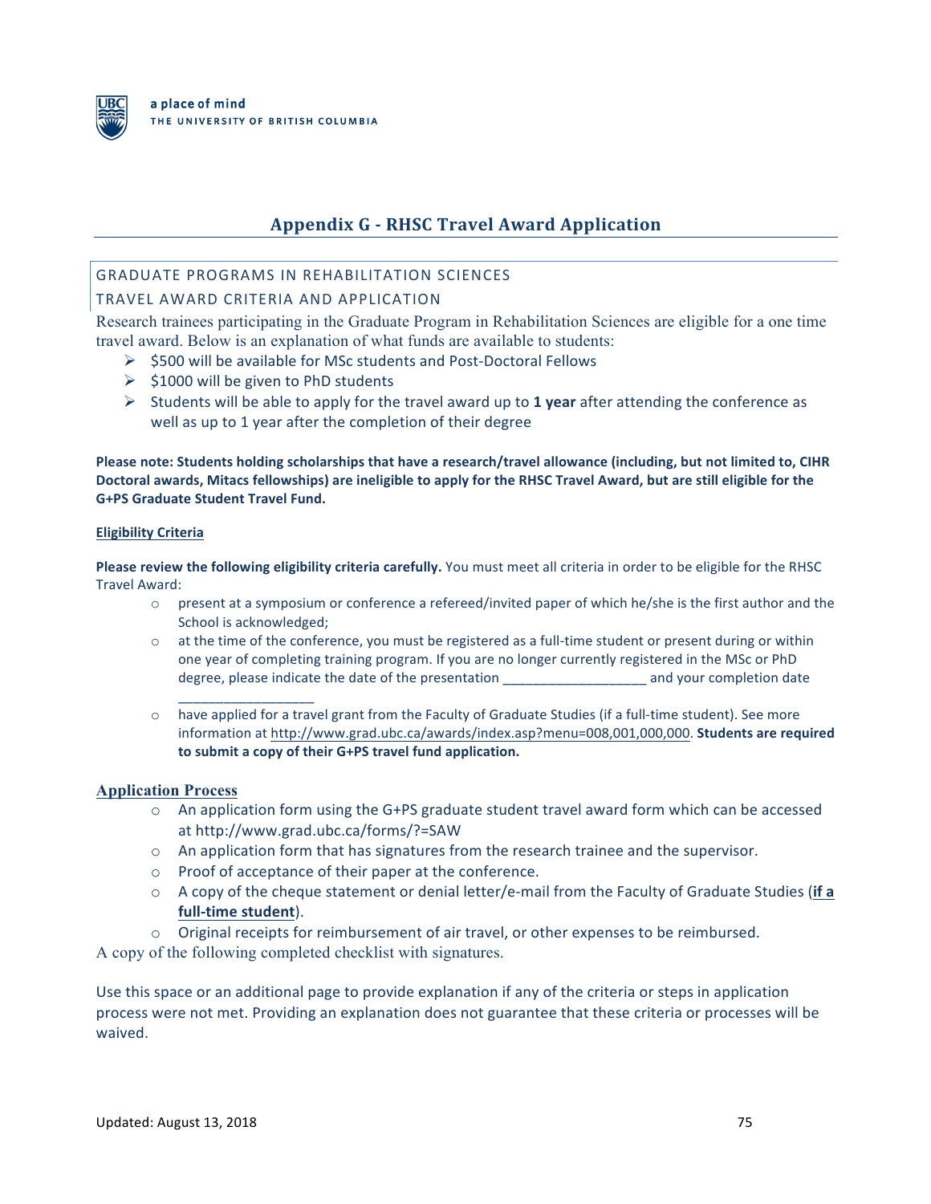# Appendix G - RHSC Travel Award Application

## GRADUATE PROGRAMS IN REHABILITATION SCIENCES

## TRAVEL AWARD CRITERIA AND APPLICATION

Research trainees participating in the Graduate Program in Rehabilitation Sciences are eligible for a one time travel award. Below is an explanation of what funds are available to students:

- $500 will be available for MSc students and Post-Doctoral Fellows
- $1000 will be given to PhD students
- Students will be able to apply for the travel award up to **1 year** after attending the conference as well as up to 1 year after the completion of their degree

**Please note: Students holding scholarships that have a research/travel allowance (including, but not limited to, CIHR Doctoral awards, Mitacs fellowships) are ineligible to apply for the RHSC Travel Award, but are still eligible for the G+PS Graduate Student Travel Fund.**

**Eligibility Criteria**

**Please review the following eligibility criteria carefully.** You must meet all criteria in order to be eligible for the RHSC Travel Award:

- present at a symposium or conference a refereed/invited paper of which he/she is the first author and the School is acknowledged;
- at the time of the conference, you must be registered as a full-time student or present during or within one year of completing training program. If you are no longer currently registered in the MSc or PhD degree, please indicate the date of the presentation ___________________ and your completion date ___________________
- have applied for a travel grant from the Faculty of Graduate Studies (if a full-time student). See more information at http://www.grad.ubc.ca/awards/index.asp?menu=008,001,000,000. **Students are required to submit a copy of their G+PS travel fund application.**

**Application Process**

- An application form using the G+PS graduate student travel award form which can be accessed at http://www.grad.ubc.ca/forms/?=SAW
- An application form that has signatures from the research trainee and the supervisor.
- Proof of acceptance of their paper at the conference.
- A copy of the cheque statement or denial letter/e-mail from the Faculty of Graduate Studies (**if a full-time student**).
- Original receipts for reimbursement of air travel, or other expenses to be reimbursed.

A copy of the following completed checklist with signatures.

Use this space or an additional page to provide explanation if any of the criteria or steps in application process were not met. Providing an explanation does not guarantee that these criteria or processes will be waived.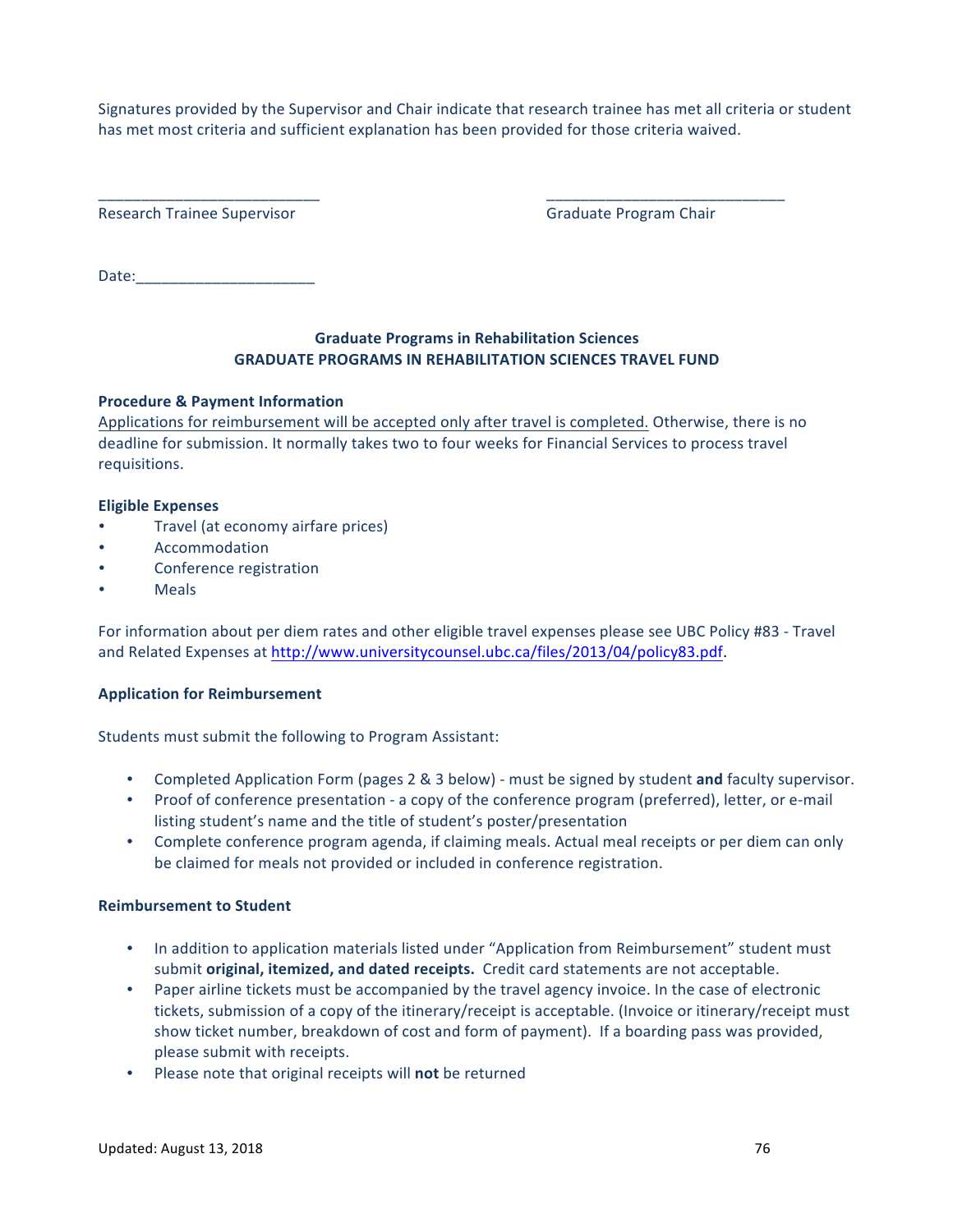Signatures provided by the Supervisor and Chair indicate that research trainee has met all criteria or student has met most criteria and sufficient explanation has been provided for those criteria waived.

___________________________ ___________________________
Research Trainee Supervisor Graduate Program Chair

Date:_____________________

## Graduate Programs in Rehabilitation Sciences
## GRADUATE PROGRAMS IN REHABILITATION SCIENCES TRAVEL FUND

**Procedure & Payment Information**

Applications for reimbursement will be accepted only after travel is completed. Otherwise, there is no deadline for submission. It normally takes two to four weeks for Financial Services to process travel requisitions.

**Eligible Expenses**

- Travel (at economy airfare prices)
- Accommodation
- Conference registration
- Meals

For information about per diem rates and other eligible travel expenses please see UBC Policy #83 - Travel and Related Expenses at [http://www.universitycounsel.ubc.ca/files/2013/04/policy83.pdf](http://www.universitycounsel.ubc.ca/files/2013/04/policy83.pdf).

**Application for Reimbursement**

Students must submit the following to Program Assistant:

- Completed Application Form (pages 2 & 3 below) - must be signed by student **and** faculty supervisor.
- Proof of conference presentation - a copy of the conference program (preferred), letter, or e-mail listing student's name and the title of student's poster/presentation
- Complete conference program agenda, if claiming meals. Actual meal receipts or per diem can only be claimed for meals not provided or included in conference registration.

**Reimbursement to Student**

- In addition to application materials listed under "Application from Reimbursement" student must submit **original, itemized, and dated receipts.** Credit card statements are not acceptable.
- Paper airline tickets must be accompanied by the travel agency invoice. In the case of electronic tickets, submission of a copy of the itinerary/receipt is acceptable. (Invoice or itinerary/receipt must show ticket number, breakdown of cost and form of payment). If a boarding pass was provided, please submit with receipts.
- Please note that original receipts will **not** be returned

Updated: August 13, 2018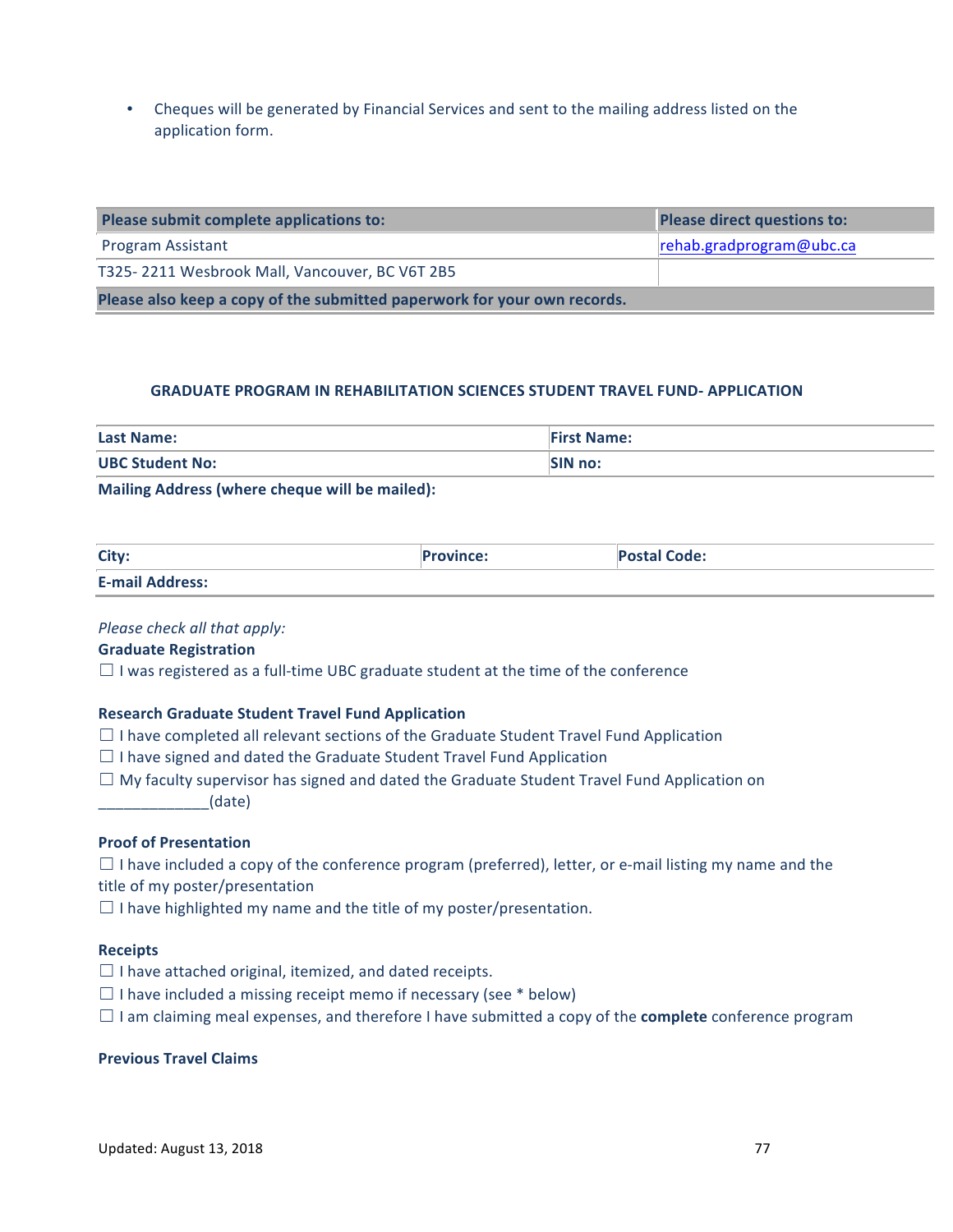- Cheques will be generated by Financial Services and sent to the mailing address listed on the application form.

| Please submit complete applications to: | Please direct questions to: |
| --- | --- |
| Program Assistant | rehab.gradprogram@ubc.ca |
| T325- 2211 Wesbrook Mall, Vancouver, BC V6T 2B5 | |
| **Please also keep a copy of the submitted paperwork for your own records.** | |

### GRADUATE PROGRAM IN REHABILITATION SCIENCES STUDENT TRAVEL FUND- APPLICATION

| Last Name: | First Name: |
| --- | --- |
| UBC Student No: | SIN no: |

**Mailing Address (where cheque will be mailed):**

| City: | Province: | Postal Code: |
| --- | --- | --- |
| E-mail Address: | | |

*Please check all that apply:*

**Graduate Registration**

☐ I was registered as a full-time UBC graduate student at the time of the conference

**Research Graduate Student Travel Fund Application**

☐ I have completed all relevant sections of the Graduate Student Travel Fund Application

☐ I have signed and dated the Graduate Student Travel Fund Application

☐ My faculty supervisor has signed and dated the Graduate Student Travel Fund Application on _____________(date)

**Proof of Presentation**

☐ I have included a copy of the conference program (preferred), letter, or e-mail listing my name and the title of my poster/presentation

☐ I have highlighted my name and the title of my poster/presentation.

**Receipts**

☐ I have attached original, itemized, and dated receipts.

☐ I have included a missing receipt memo if necessary (see * below)

☐ I am claiming meal expenses, and therefore I have submitted a copy of the **complete** conference program

**Previous Travel Claims**

Updated: August 13, 2018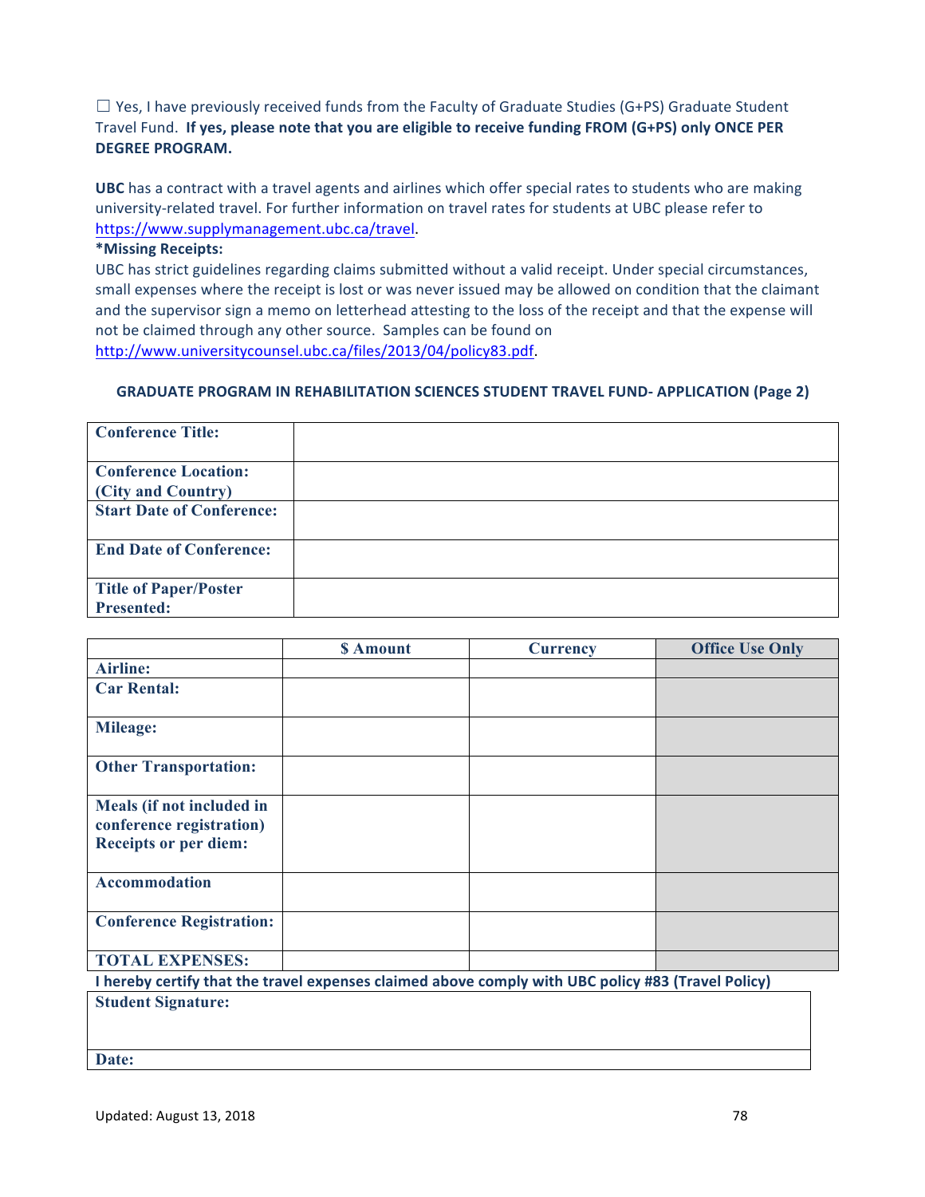☐ Yes, I have previously received funds from the Faculty of Graduate Studies (G+PS) Graduate Student Travel Fund. **If yes, please note that you are eligible to receive funding FROM (G+PS) only ONCE PER DEGREE PROGRAM.**

**UBC** has a contract with a travel agents and airlines which offer special rates to students who are making university-related travel. For further information on travel rates for students at UBC please refer to https://www.supplymanagement.ubc.ca/travel.

**\*Missing Receipts:**

UBC has strict guidelines regarding claims submitted without a valid receipt. Under special circumstances, small expenses where the receipt is lost or was never issued may be allowed on condition that the claimant and the supervisor sign a memo on letterhead attesting to the loss of the receipt and that the expense will not be claimed through any other source. Samples can be found on http://www.universitycounsel.ubc.ca/files/2013/04/policy83.pdf.

### GRADUATE PROGRAM IN REHABILITATION SCIENCES STUDENT TRAVEL FUND- APPLICATION (Page 2)

| | |
|---|---|
| **Conference Title:** | |
| **Conference Location: (City and Country)** | |
| **Start Date of Conference:** | |
| **End Date of Conference:** | |
| **Title of Paper/Poster Presented:** | |

| | $ Amount | Currency | Office Use Only |
|---|---|---|---|
| **Airline:** | | | |
| **Car Rental:** | | | |
| **Mileage:** | | | |
| **Other Transportation:** | | | |
| **Meals (if not included in conference registration) Receipts or per diem:** | | | |
| **Accommodation** | | | |
| **Conference Registration:** | | | |
| **TOTAL EXPENSES:** | | | |

**I hereby certify that the travel expenses claimed above comply with UBC policy #83 (Travel Policy)**

| |
|---|
| **Student Signature:** |
| **Date:** |

Updated: August 13, 2018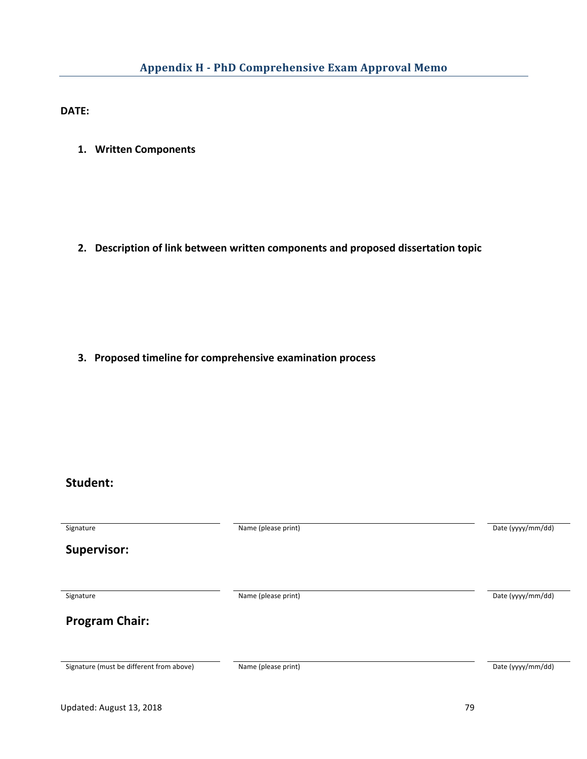## Appendix H - PhD Comprehensive Exam Approval Memo

**DATE:**

1. **Written Components**

2. **Description of link between written components and proposed dissertation topic**

3. **Proposed timeline for comprehensive examination process**

**Student:**

| Signature | Name (please print) | Date (yyyy/mm/dd) |
|---|---|---|
| | | |

**Supervisor:**

| Signature | Name (please print) | Date (yyyy/mm/dd) |
|---|---|---|
| | | |

**Program Chair:**

| Signature (must be different from above) | Name (please print) | Date (yyyy/mm/dd) |
|---|---|---|
| | | |

Updated: August 13, 2018